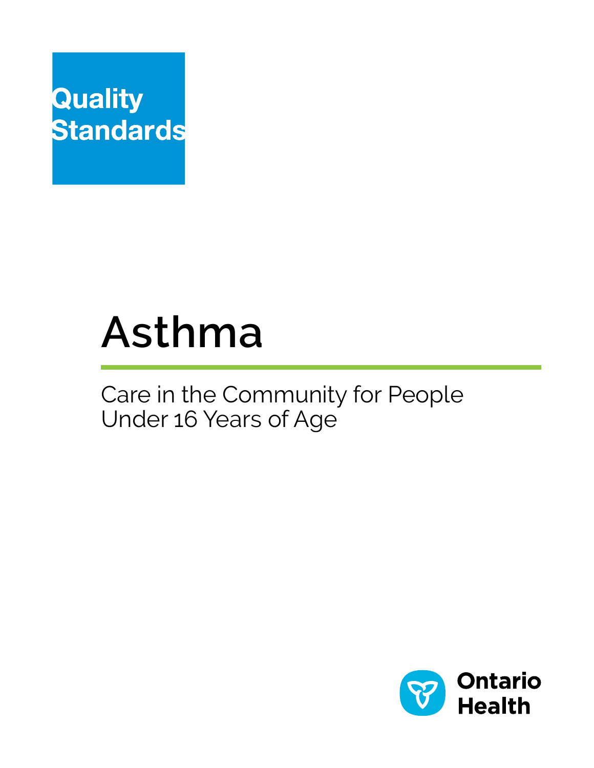Quality Standards

# Asthma

## Care in the Community for People Under 16 Years of Age

Ontario Health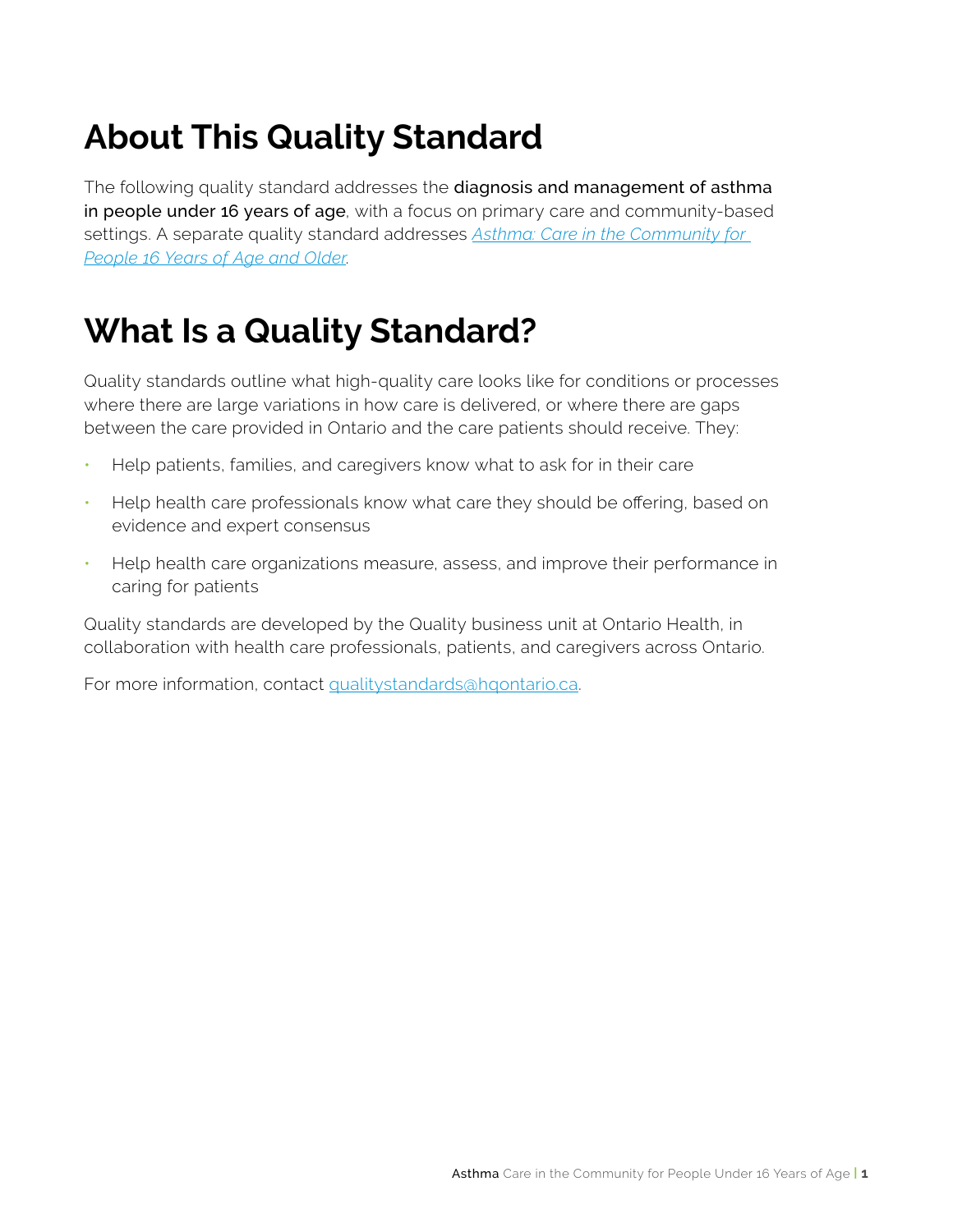# About This Quality Standard

The following quality standard addresses the **diagnosis and management of asthma in people under 16 years of age**, with a focus on primary care and community-based settings. A separate quality standard addresses *Asthma: Care in the Community for People 16 Years of Age and Older*.

# What Is a Quality Standard?

Quality standards outline what high-quality care looks like for conditions or processes where there are large variations in how care is delivered, or where there are gaps between the care provided in Ontario and the care patients should receive. They:

- Help patients, families, and caregivers know what to ask for in their care
- Help health care professionals know what care they should be offering, based on evidence and expert consensus
- Help health care organizations measure, assess, and improve their performance in caring for patients

Quality standards are developed by the Quality business unit at Ontario Health, in collaboration with health care professionals, patients, and caregivers across Ontario.

For more information, contact qualitystandards@hqontario.ca.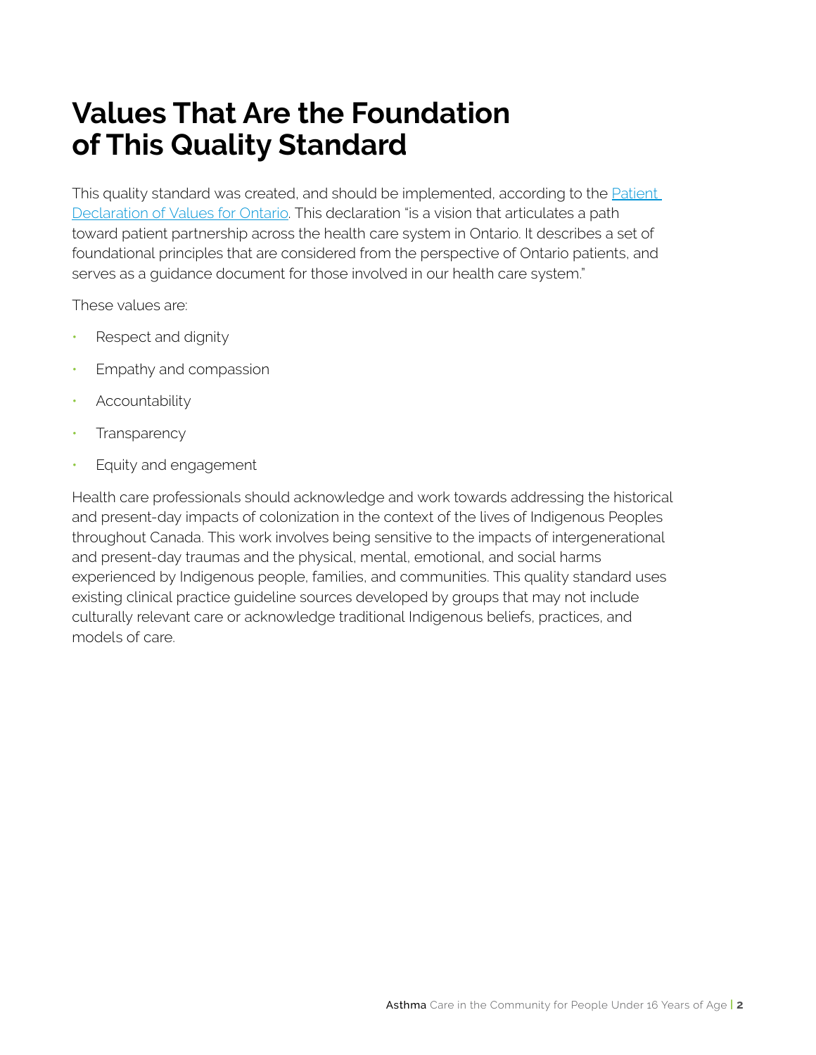# Values That Are the Foundation of This Quality Standard

This quality standard was created, and should be implemented, according to the [Patient Declaration of Values for Ontario](). This declaration "is a vision that articulates a path toward patient partnership across the health care system in Ontario. It describes a set of foundational principles that are considered from the perspective of Ontario patients, and serves as a guidance document for those involved in our health care system."

These values are:

- Respect and dignity
- Empathy and compassion
- Accountability
- Transparency
- Equity and engagement

Health care professionals should acknowledge and work towards addressing the historical and present-day impacts of colonization in the context of the lives of Indigenous Peoples throughout Canada. This work involves being sensitive to the impacts of intergenerational and present-day traumas and the physical, mental, emotional, and social harms experienced by Indigenous people, families, and communities. This quality standard uses existing clinical practice guideline sources developed by groups that may not include culturally relevant care or acknowledge traditional Indigenous beliefs, practices, and models of care.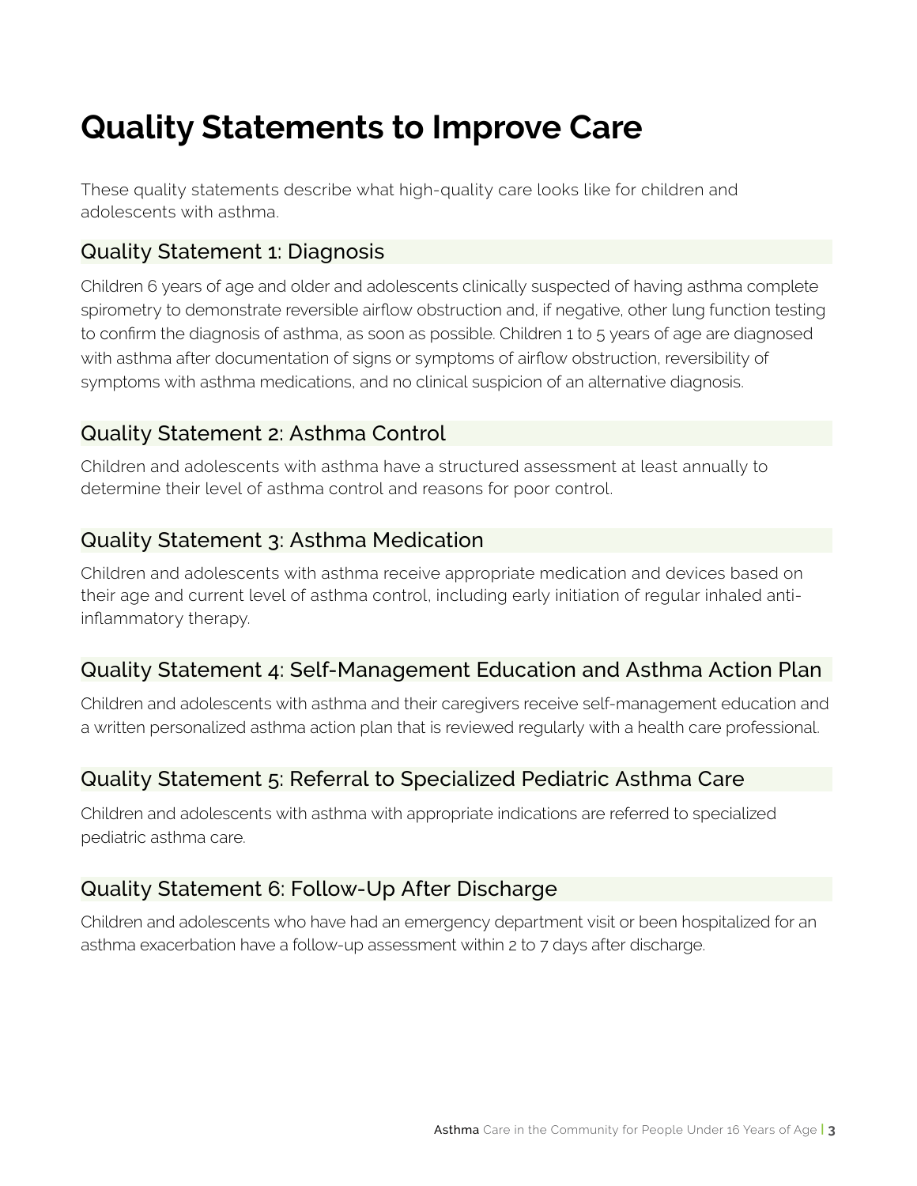# Quality Statements to Improve Care

These quality statements describe what high-quality care looks like for children and adolescents with asthma.

## Quality Statement 1: Diagnosis

Children 6 years of age and older and adolescents clinically suspected of having asthma complete spirometry to demonstrate reversible airflow obstruction and, if negative, other lung function testing to confirm the diagnosis of asthma, as soon as possible. Children 1 to 5 years of age are diagnosed with asthma after documentation of signs or symptoms of airflow obstruction, reversibility of symptoms with asthma medications, and no clinical suspicion of an alternative diagnosis.

## Quality Statement 2: Asthma Control

Children and adolescents with asthma have a structured assessment at least annually to determine their level of asthma control and reasons for poor control.

## Quality Statement 3: Asthma Medication

Children and adolescents with asthma receive appropriate medication and devices based on their age and current level of asthma control, including early initiation of regular inhaled anti-inflammatory therapy.

## Quality Statement 4: Self-Management Education and Asthma Action Plan

Children and adolescents with asthma and their caregivers receive self-management education and a written personalized asthma action plan that is reviewed regularly with a health care professional.

## Quality Statement 5: Referral to Specialized Pediatric Asthma Care

Children and adolescents with asthma with appropriate indications are referred to specialized pediatric asthma care.

## Quality Statement 6: Follow-Up After Discharge

Children and adolescents who have had an emergency department visit or been hospitalized for an asthma exacerbation have a follow-up assessment within 2 to 7 days after discharge.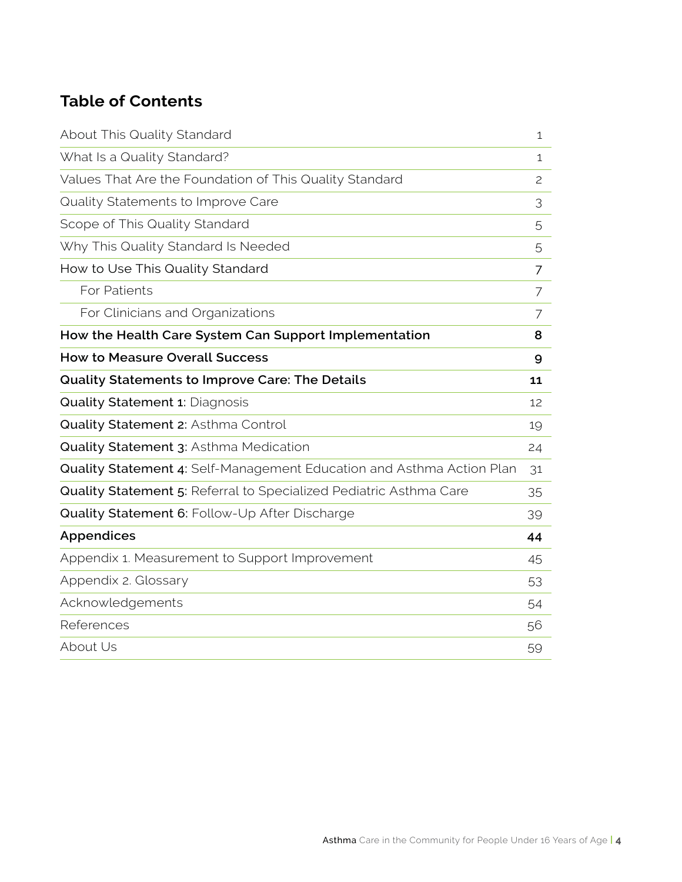## Table of Contents

| | |
|---|---|
| About This Quality Standard | 1 |
| What Is a Quality Standard? | 1 |
| Values That Are the Foundation of This Quality Standard | 2 |
| Quality Statements to Improve Care | 3 |
| Scope of This Quality Standard | 5 |
| Why This Quality Standard Is Needed | 5 |
| How to Use This Quality Standard | 7 |
| For Patients | 7 |
| For Clinicians and Organizations | 7 |
| **How the Health Care System Can Support Implementation** | **8** |
| **How to Measure Overall Success** | **9** |
| **Quality Statements to Improve Care: The Details** | **11** |
| **Quality Statement 1**: Diagnosis | 12 |
| **Quality Statement 2**: Asthma Control | 19 |
| **Quality Statement 3**: Asthma Medication | 24 |
| **Quality Statement 4**: Self-Management Education and Asthma Action Plan | 31 |
| **Quality Statement 5**: Referral to Specialized Pediatric Asthma Care | 35 |
| **Quality Statement 6**: Follow-Up After Discharge | 39 |
| **Appendices** | **44** |
| Appendix 1. Measurement to Support Improvement | 45 |
| Appendix 2. Glossary | 53 |
| Acknowledgements | 54 |
| References | 56 |
| About Us | 59 |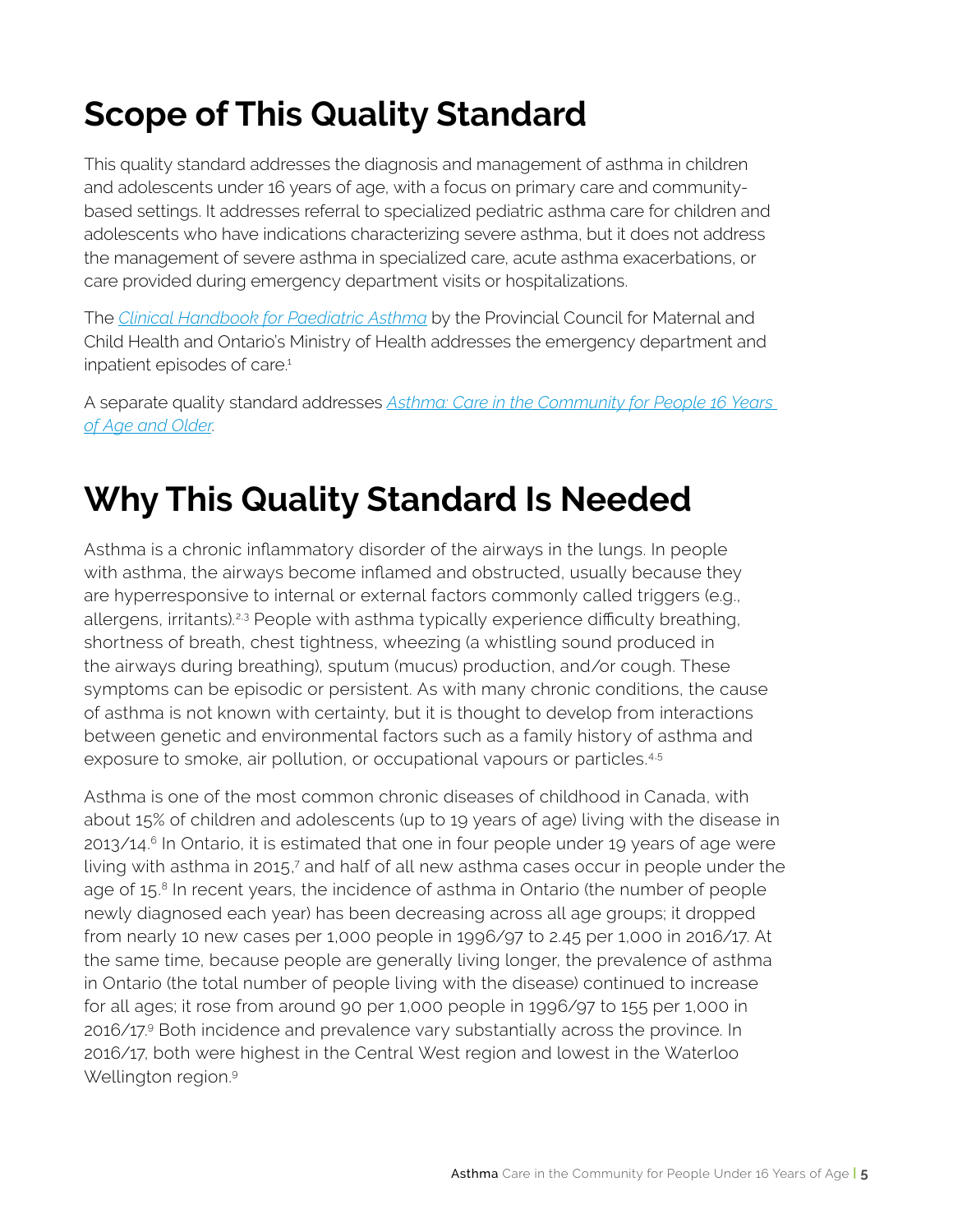# Scope of This Quality Standard

This quality standard addresses the diagnosis and management of asthma in children and adolescents under 16 years of age, with a focus on primary care and community-based settings. It addresses referral to specialized pediatric asthma care for children and adolescents who have indications characterizing severe asthma, but it does not address the management of severe asthma in specialized care, acute asthma exacerbations, or care provided during emergency department visits or hospitalizations.

The *Clinical Handbook for Paediatric Asthma* by the Provincial Council for Maternal and Child Health and Ontario's Ministry of Health addresses the emergency department and inpatient episodes of care.[1]

A separate quality standard addresses *Asthma: Care in the Community for People 16 Years of Age and Older*.

# Why This Quality Standard Is Needed

Asthma is a chronic inflammatory disorder of the airways in the lungs. In people with asthma, the airways become inflamed and obstructed, usually because they are hyperresponsive to internal or external factors commonly called triggers (e.g., allergens, irritants).[2,3] People with asthma typically experience difficulty breathing, shortness of breath, chest tightness, wheezing (a whistling sound produced in the airways during breathing), sputum (mucus) production, and/or cough. These symptoms can be episodic or persistent. As with many chronic conditions, the cause of asthma is not known with certainty, but it is thought to develop from interactions between genetic and environmental factors such as a family history of asthma and exposure to smoke, air pollution, or occupational vapours or particles.[4,5]

Asthma is one of the most common chronic diseases of childhood in Canada, with about 15% of children and adolescents (up to 19 years of age) living with the disease in 2013/14.[6] In Ontario, it is estimated that one in four people under 19 years of age were living with asthma in 2015,[7] and half of all new asthma cases occur in people under the age of 15.[8] In recent years, the incidence of asthma in Ontario (the number of people newly diagnosed each year) has been decreasing across all age groups; it dropped from nearly 10 new cases per 1,000 people in 1996/97 to 2.45 per 1,000 in 2016/17. At the same time, because people are generally living longer, the prevalence of asthma in Ontario (the total number of people living with the disease) continued to increase for all ages; it rose from around 90 per 1,000 people in 1996/97 to 155 per 1,000 in 2016/17.[9] Both incidence and prevalence vary substantially across the province. In 2016/17, both were highest in the Central West region and lowest in the Waterloo Wellington region.[9]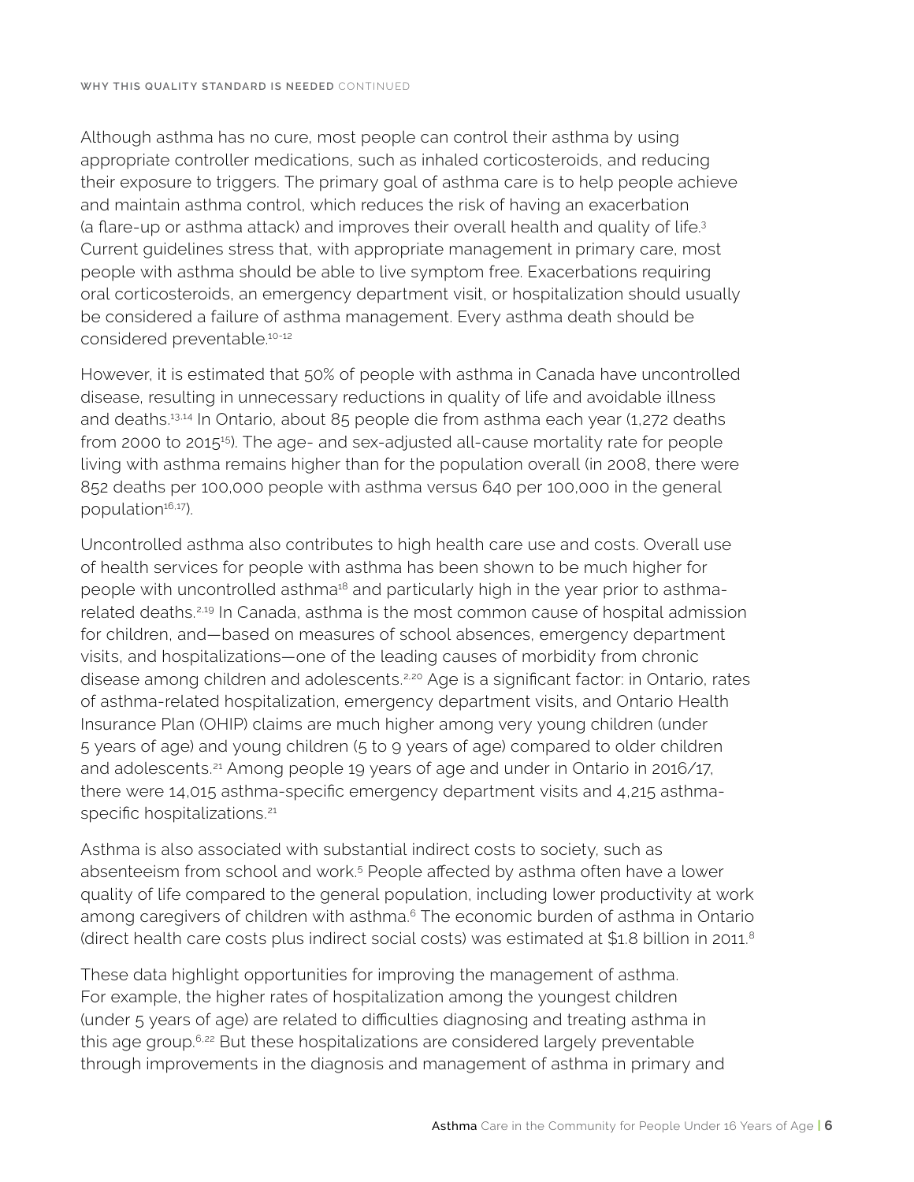Although asthma has no cure, most people can control their asthma by using appropriate controller medications, such as inhaled corticosteroids, and reducing their exposure to triggers. The primary goal of asthma care is to help people achieve and maintain asthma control, which reduces the risk of having an exacerbation (a flare-up or asthma attack) and improves their overall health and quality of life.[3] Current guidelines stress that, with appropriate management in primary care, most people with asthma should be able to live symptom free. Exacerbations requiring oral corticosteroids, an emergency department visit, or hospitalization should usually be considered a failure of asthma management. Every asthma death should be considered preventable.[10–12]

However, it is estimated that 50% of people with asthma in Canada have uncontrolled disease, resulting in unnecessary reductions in quality of life and avoidable illness and deaths.[13,14] In Ontario, about 85 people die from asthma each year (1,272 deaths from 2000 to 2015[15]). The age- and sex-adjusted all-cause mortality rate for people living with asthma remains higher than for the population overall (in 2008, there were 852 deaths per 100,000 people with asthma versus 640 per 100,000 in the general population[16,17]).

Uncontrolled asthma also contributes to high health care use and costs. Overall use of health services for people with asthma has been shown to be much higher for people with uncontrolled asthma[18] and particularly high in the year prior to asthma-related deaths.[2,19] In Canada, asthma is the most common cause of hospital admission for children, and—based on measures of school absences, emergency department visits, and hospitalizations—one of the leading causes of morbidity from chronic disease among children and adolescents.[2,20] Age is a significant factor: in Ontario, rates of asthma-related hospitalization, emergency department visits, and Ontario Health Insurance Plan (OHIP) claims are much higher among very young children (under 5 years of age) and young children (5 to 9 years of age) compared to older children and adolescents.[21] Among people 19 years of age and under in Ontario in 2016/17, there were 14,015 asthma-specific emergency department visits and 4,215 asthma-specific hospitalizations.[21]

Asthma is also associated with substantial indirect costs to society, such as absenteeism from school and work.[5] People affected by asthma often have a lower quality of life compared to the general population, including lower productivity at work among caregivers of children with asthma.[6] The economic burden of asthma in Ontario (direct health care costs plus indirect social costs) was estimated at $1.8 billion in 2011.[8]

These data highlight opportunities for improving the management of asthma. For example, the higher rates of hospitalization among the youngest children (under 5 years of age) are related to difficulties diagnosing and treating asthma in this age group.[6,22] But these hospitalizations are considered largely preventable through improvements in the diagnosis and management of asthma in primary and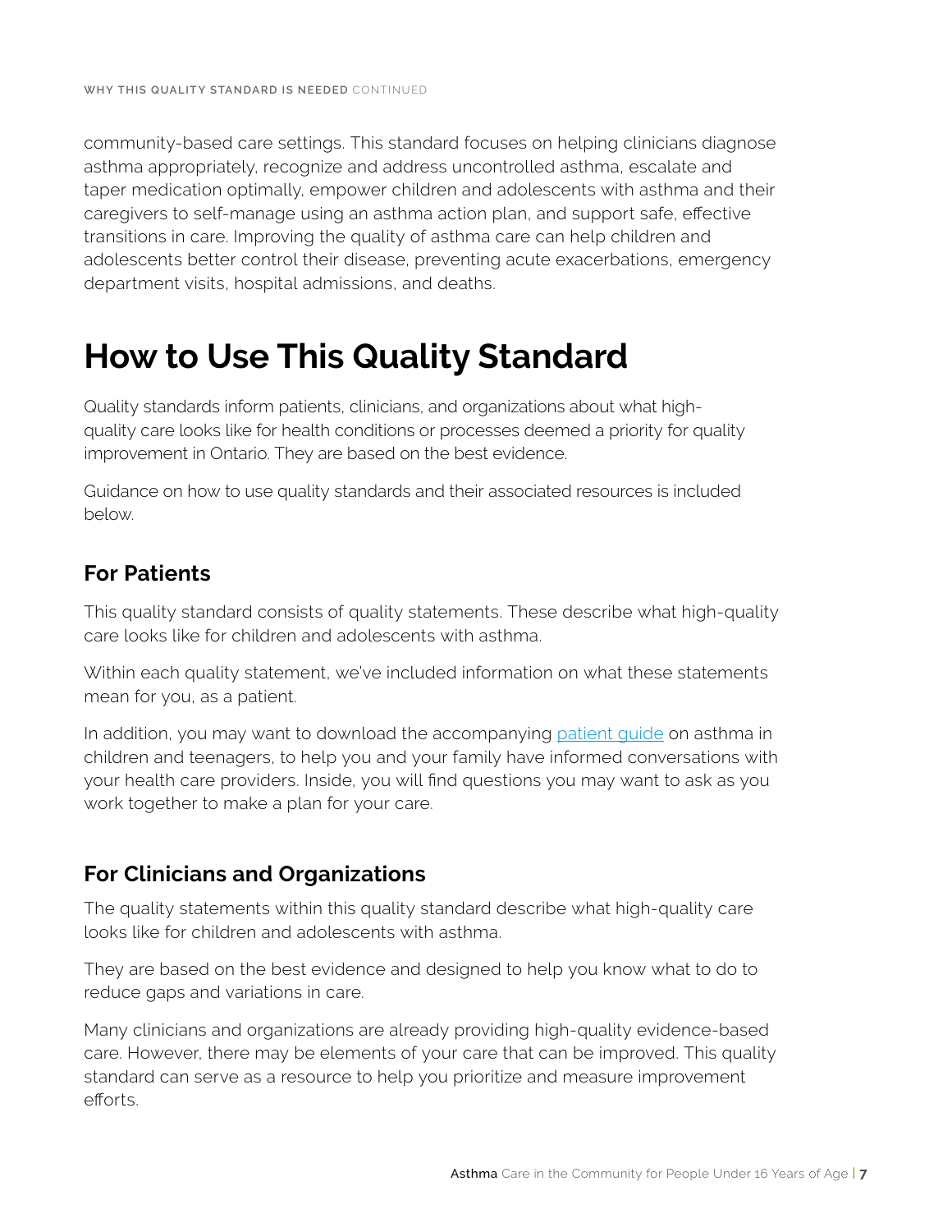community-based care settings. This standard focuses on helping clinicians diagnose asthma appropriately, recognize and address uncontrolled asthma, escalate and taper medication optimally, empower children and adolescents with asthma and their caregivers to self-manage using an asthma action plan, and support safe, effective transitions in care. Improving the quality of asthma care can help children and adolescents better control their disease, preventing acute exacerbations, emergency department visits, hospital admissions, and deaths.

# How to Use This Quality Standard

Quality standards inform patients, clinicians, and organizations about what high-quality care looks like for health conditions or processes deemed a priority for quality improvement in Ontario. They are based on the best evidence.

Guidance on how to use quality standards and their associated resources is included below.

## For Patients

This quality standard consists of quality statements. These describe what high-quality care looks like for children and adolescents with asthma.

Within each quality statement, we've included information on what these statements mean for you, as a patient.

In addition, you may want to download the accompanying patient guide on asthma in children and teenagers, to help you and your family have informed conversations with your health care providers. Inside, you will find questions you may want to ask as you work together to make a plan for your care.

## For Clinicians and Organizations

The quality statements within this quality standard describe what high-quality care looks like for children and adolescents with asthma.

They are based on the best evidence and designed to help you know what to do to reduce gaps and variations in care.

Many clinicians and organizations are already providing high-quality evidence-based care. However, there may be elements of your care that can be improved. This quality standard can serve as a resource to help you prioritize and measure improvement efforts.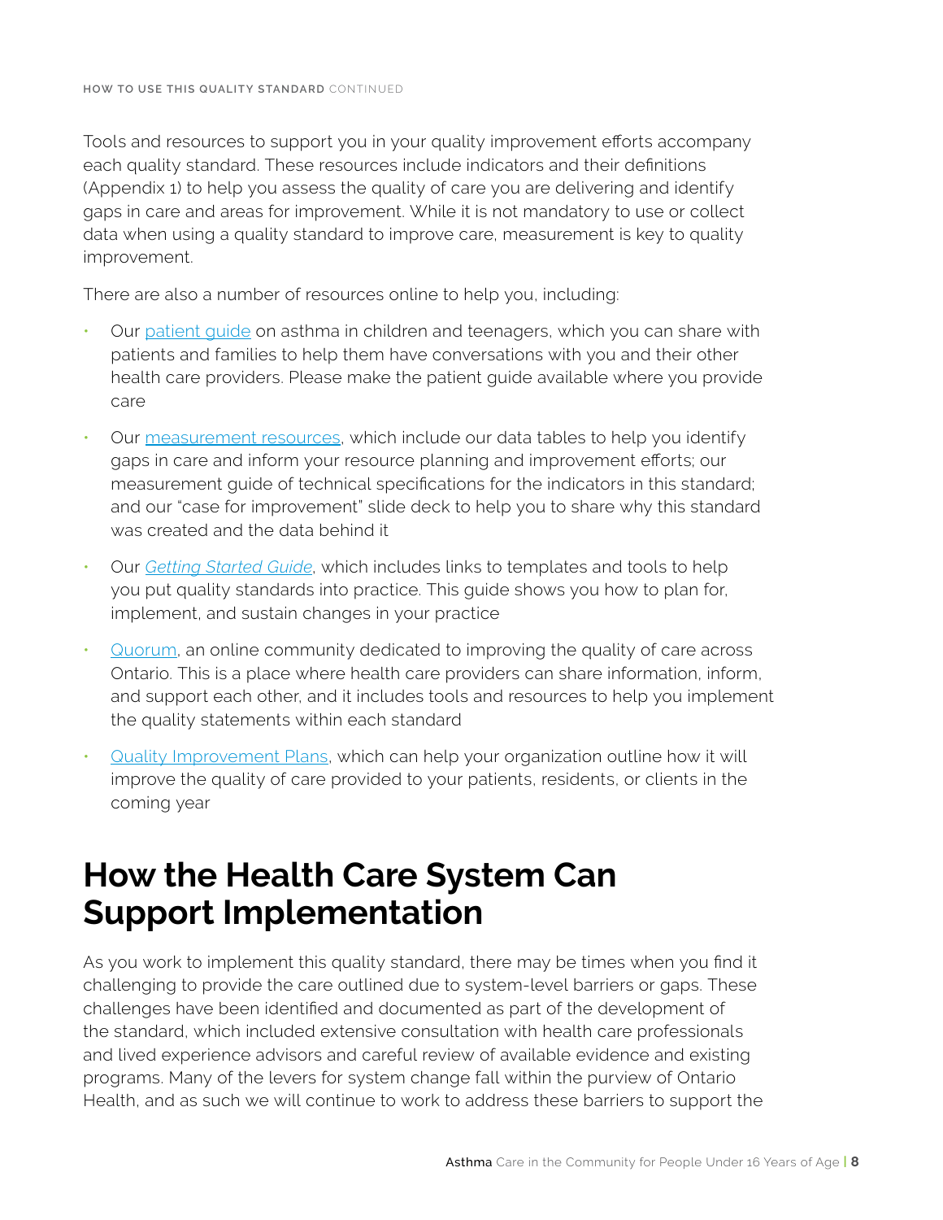Tools and resources to support you in your quality improvement efforts accompany each quality standard. These resources include indicators and their definitions (Appendix 1) to help you assess the quality of care you are delivering and identify gaps in care and areas for improvement. While it is not mandatory to use or collect data when using a quality standard to improve care, measurement is key to quality improvement.

There are also a number of resources online to help you, including:

- Our patient guide on asthma in children and teenagers, which you can share with patients and families to help them have conversations with you and their other health care providers. Please make the patient guide available where you provide care
- Our measurement resources, which include our data tables to help you identify gaps in care and inform your resource planning and improvement efforts; our measurement guide of technical specifications for the indicators in this standard; and our "case for improvement" slide deck to help you to share why this standard was created and the data behind it
- Our *Getting Started Guide*, which includes links to templates and tools to help you put quality standards into practice. This guide shows you how to plan for, implement, and sustain changes in your practice
- Quorum, an online community dedicated to improving the quality of care across Ontario. This is a place where health care providers can share information, inform, and support each other, and it includes tools and resources to help you implement the quality statements within each standard
- Quality Improvement Plans, which can help your organization outline how it will improve the quality of care provided to your patients, residents, or clients in the coming year

# How the Health Care System Can Support Implementation

As you work to implement this quality standard, there may be times when you find it challenging to provide the care outlined due to system-level barriers or gaps. These challenges have been identified and documented as part of the development of the standard, which included extensive consultation with health care professionals and lived experience advisors and careful review of available evidence and existing programs. Many of the levers for system change fall within the purview of Ontario Health, and as such we will continue to work to address these barriers to support the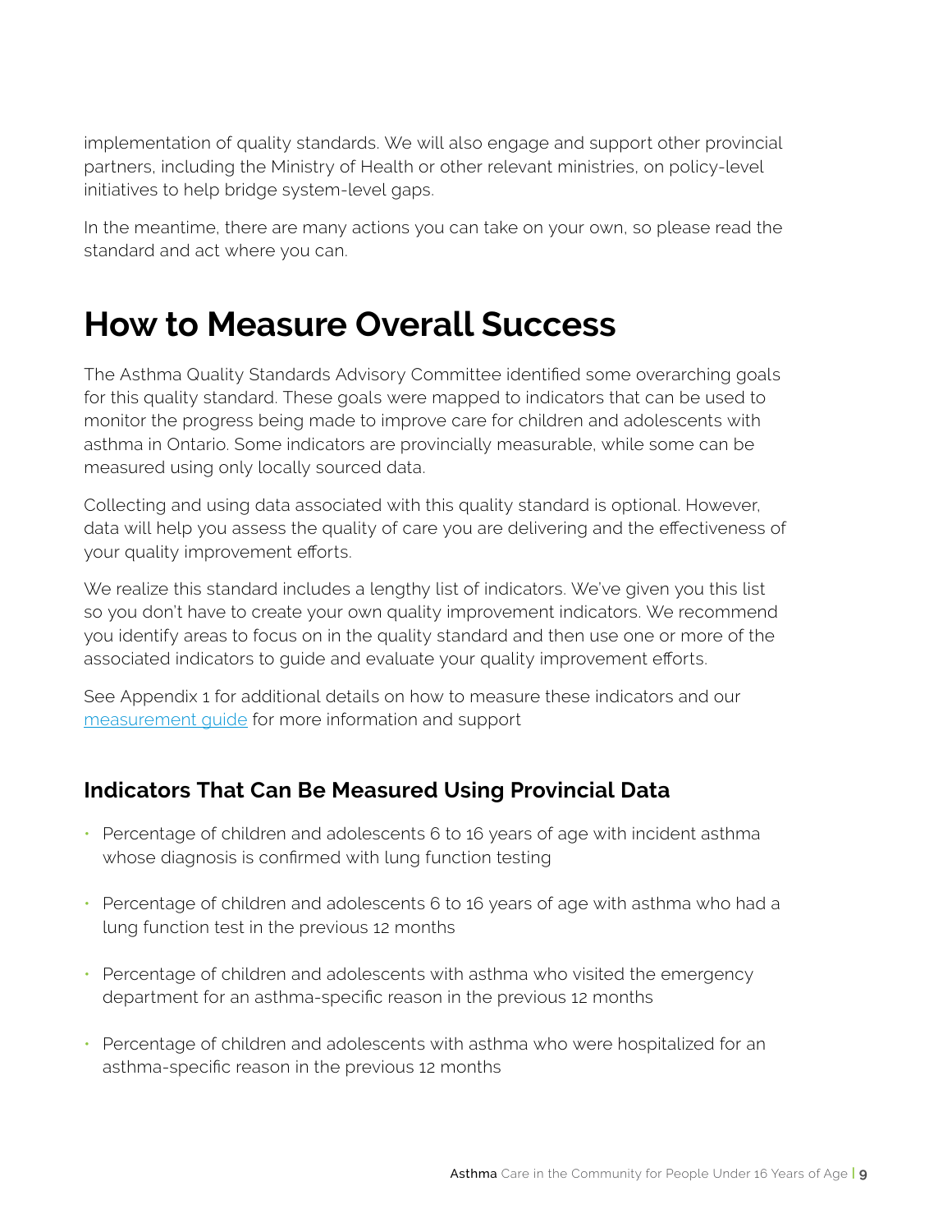implementation of quality standards. We will also engage and support other provincial partners, including the Ministry of Health or other relevant ministries, on policy-level initiatives to help bridge system-level gaps.

In the meantime, there are many actions you can take on your own, so please read the standard and act where you can.

# How to Measure Overall Success

The Asthma Quality Standards Advisory Committee identified some overarching goals for this quality standard. These goals were mapped to indicators that can be used to monitor the progress being made to improve care for children and adolescents with asthma in Ontario. Some indicators are provincially measurable, while some can be measured using only locally sourced data.

Collecting and using data associated with this quality standard is optional. However, data will help you assess the quality of care you are delivering and the effectiveness of your quality improvement efforts.

We realize this standard includes a lengthy list of indicators. We've given you this list so you don't have to create your own quality improvement indicators. We recommend you identify areas to focus on in the quality standard and then use one or more of the associated indicators to guide and evaluate your quality improvement efforts.

See Appendix 1 for additional details on how to measure these indicators and our measurement guide for more information and support

## Indicators That Can Be Measured Using Provincial Data

- Percentage of children and adolescents 6 to 16 years of age with incident asthma whose diagnosis is confirmed with lung function testing
- Percentage of children and adolescents 6 to 16 years of age with asthma who had a lung function test in the previous 12 months
- Percentage of children and adolescents with asthma who visited the emergency department for an asthma-specific reason in the previous 12 months
- Percentage of children and adolescents with asthma who were hospitalized for an asthma-specific reason in the previous 12 months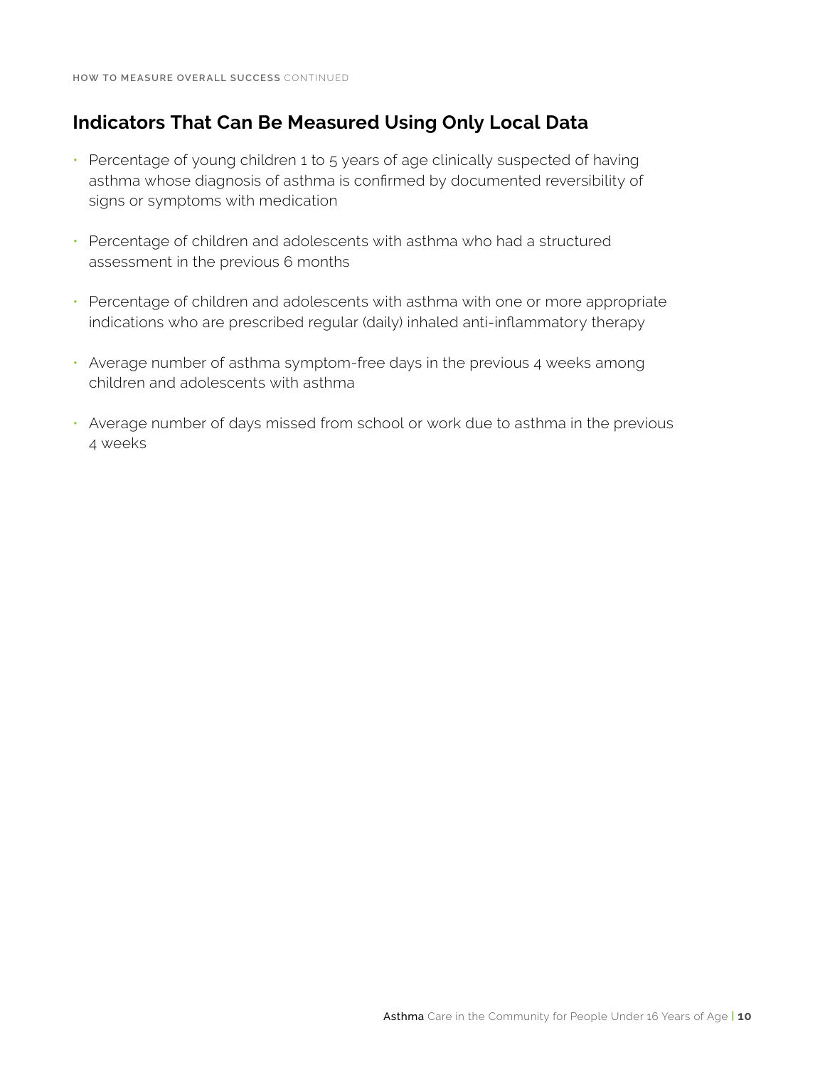## Indicators That Can Be Measured Using Only Local Data

- Percentage of young children 1 to 5 years of age clinically suspected of having asthma whose diagnosis of asthma is confirmed by documented reversibility of signs or symptoms with medication
- Percentage of children and adolescents with asthma who had a structured assessment in the previous 6 months
- Percentage of children and adolescents with asthma with one or more appropriate indications who are prescribed regular (daily) inhaled anti-inflammatory therapy
- Average number of asthma symptom-free days in the previous 4 weeks among children and adolescents with asthma
- Average number of days missed from school or work due to asthma in the previous 4 weeks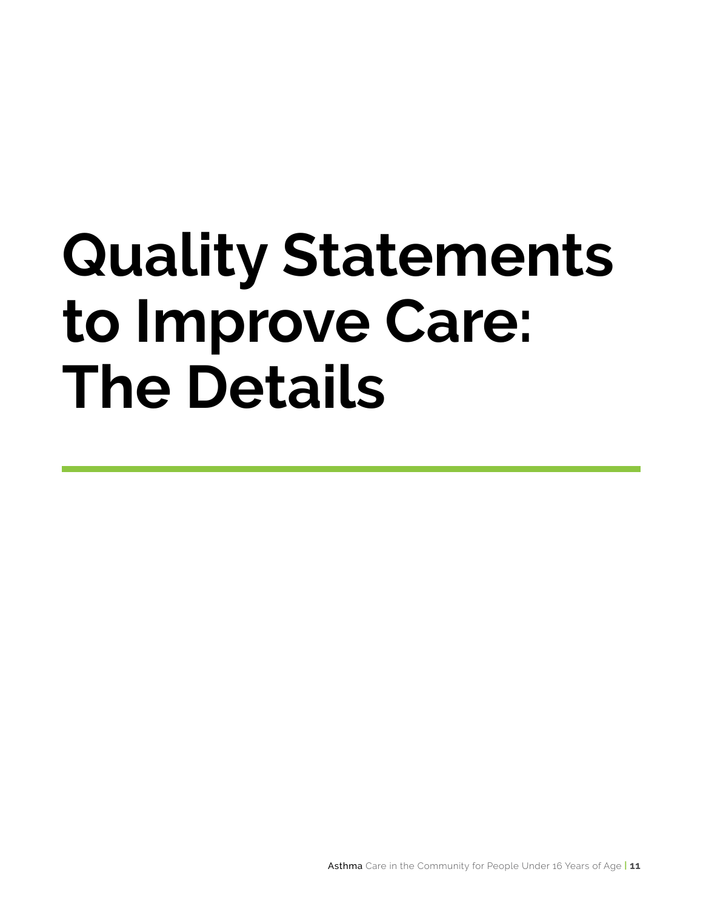# Quality Statements to Improve Care: The Details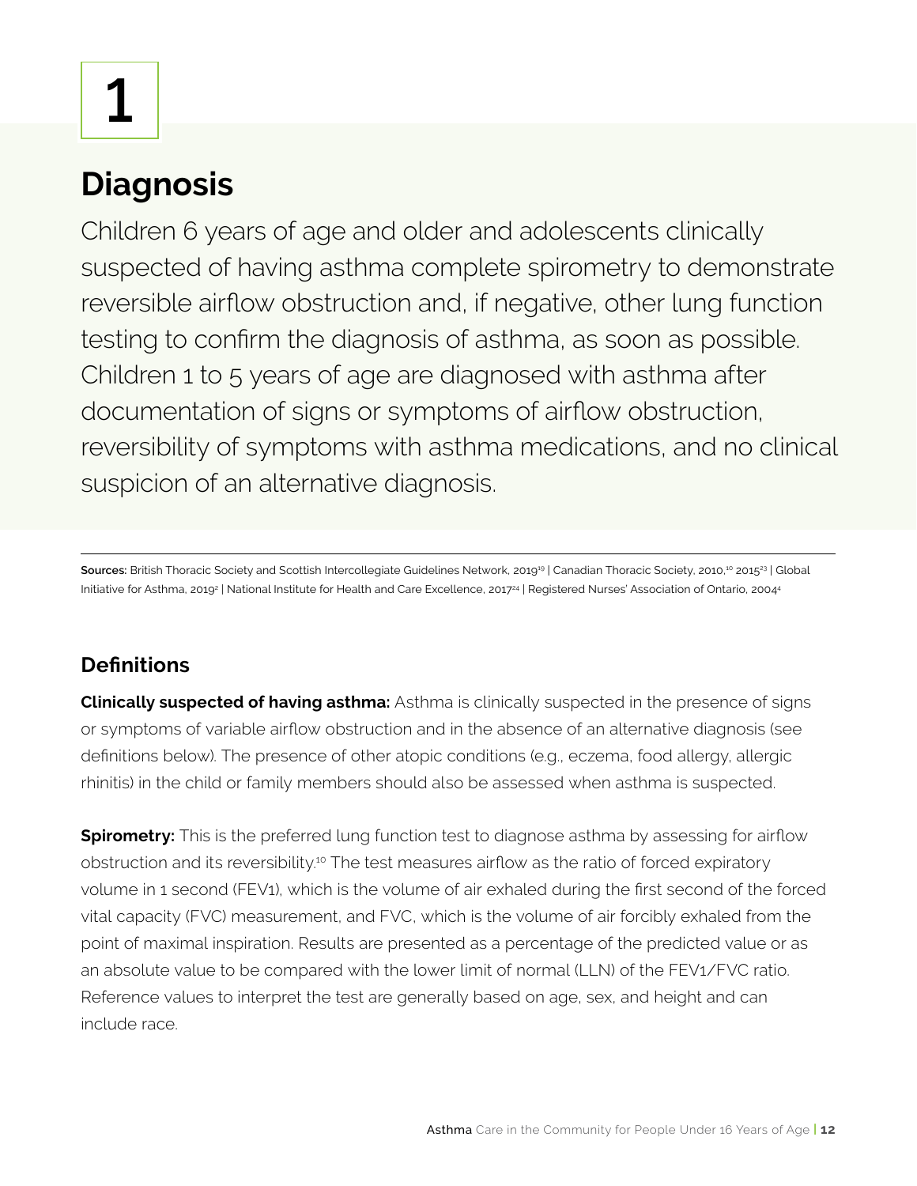# 1

## Diagnosis

Children 6 years of age and older and adolescents clinically suspected of having asthma complete spirometry to demonstrate reversible airflow obstruction and, if negative, other lung function testing to confirm the diagnosis of asthma, as soon as possible. Children 1 to 5 years of age are diagnosed with asthma after documentation of signs or symptoms of airflow obstruction, reversibility of symptoms with asthma medications, and no clinical suspicion of an alternative diagnosis.

---

**Sources:** British Thoracic Society and Scottish Intercollegiate Guidelines Network, 2019[19] | Canadian Thoracic Society, 2010,[10] 2015[23] | Global Initiative for Asthma, 2019[2] | National Institute for Health and Care Excellence, 2017[24] | Registered Nurses' Association of Ontario, 2004[4]

### Definitions

**Clinically suspected of having asthma:** Asthma is clinically suspected in the presence of signs or symptoms of variable airflow obstruction and in the absence of an alternative diagnosis (see definitions below). The presence of other atopic conditions (e.g., eczema, food allergy, allergic rhinitis) in the child or family members should also be assessed when asthma is suspected.

**Spirometry:** This is the preferred lung function test to diagnose asthma by assessing for airflow obstruction and its reversibility.[10] The test measures airflow as the ratio of forced expiratory volume in 1 second (FEV1), which is the volume of air exhaled during the first second of the forced vital capacity (FVC) measurement, and FVC, which is the volume of air forcibly exhaled from the point of maximal inspiration. Results are presented as a percentage of the predicted value or as an absolute value to be compared with the lower limit of normal (LLN) of the FEV1/FVC ratio. Reference values to interpret the test are generally based on age, sex, and height and can include race.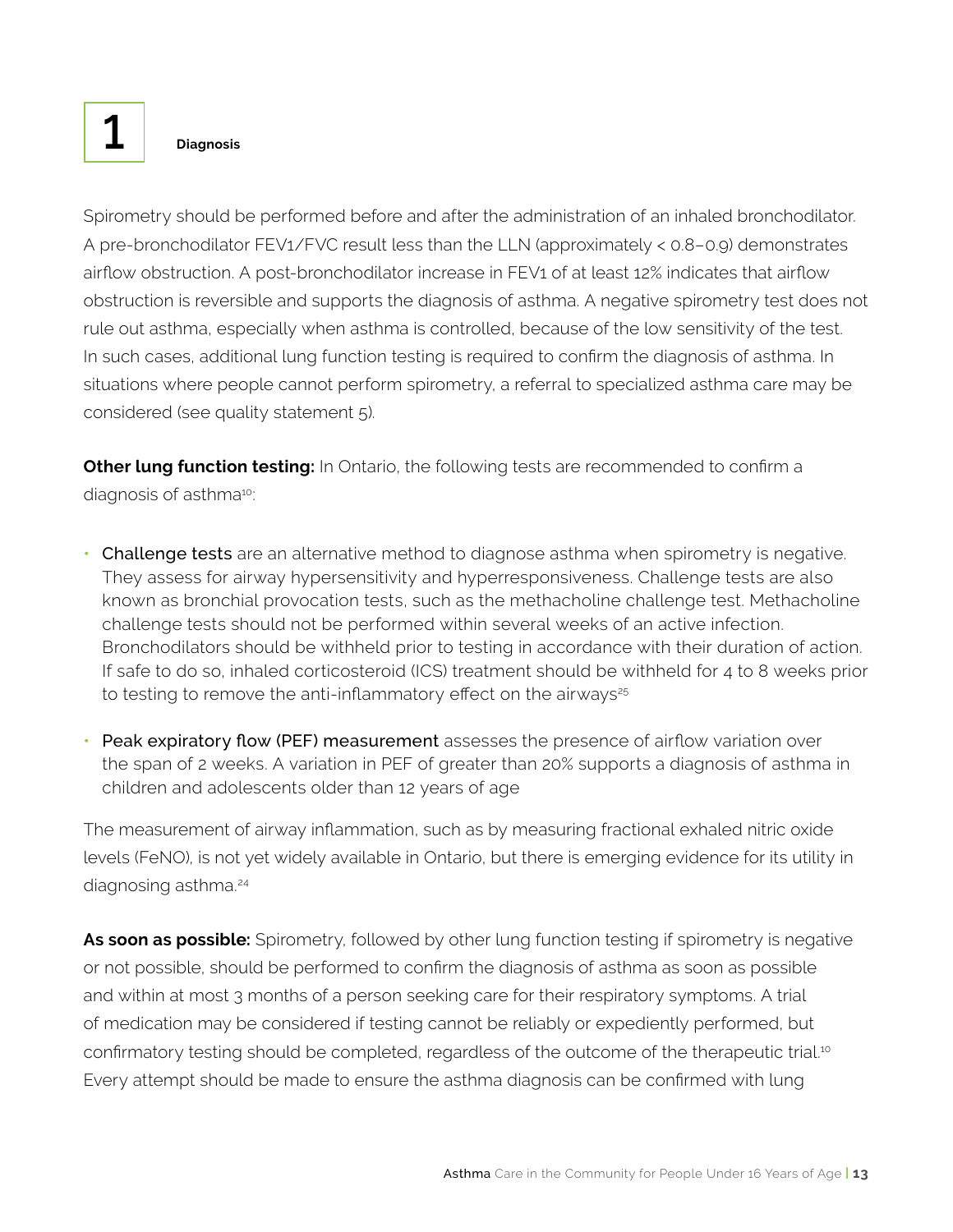# 1 Diagnosis

Spirometry should be performed before and after the administration of an inhaled bronchodilator. A pre-bronchodilator FEV1/FVC result less than the LLN (approximately < 0.8–0.9) demonstrates airflow obstruction. A post-bronchodilator increase in FEV1 of at least 12% indicates that airflow obstruction is reversible and supports the diagnosis of asthma. A negative spirometry test does not rule out asthma, especially when asthma is controlled, because of the low sensitivity of the test. In such cases, additional lung function testing is required to confirm the diagnosis of asthma. In situations where people cannot perform spirometry, a referral to specialized asthma care may be considered (see quality statement 5).

**Other lung function testing:** In Ontario, the following tests are recommended to confirm a diagnosis of asthma[10]:

- Challenge tests are an alternative method to diagnose asthma when spirometry is negative. They assess for airway hypersensitivity and hyperresponsiveness. Challenge tests are also known as bronchial provocation tests, such as the methacholine challenge test. Methacholine challenge tests should not be performed within several weeks of an active infection. Bronchodilators should be withheld prior to testing in accordance with their duration of action. If safe to do so, inhaled corticosteroid (ICS) treatment should be withheld for 4 to 8 weeks prior to testing to remove the anti-inflammatory effect on the airways[25]
- Peak expiratory flow (PEF) measurement assesses the presence of airflow variation over the span of 2 weeks. A variation in PEF of greater than 20% supports a diagnosis of asthma in children and adolescents older than 12 years of age

The measurement of airway inflammation, such as by measuring fractional exhaled nitric oxide levels (FeNO), is not yet widely available in Ontario, but there is emerging evidence for its utility in diagnosing asthma.[24]

**As soon as possible:** Spirometry, followed by other lung function testing if spirometry is negative or not possible, should be performed to confirm the diagnosis of asthma as soon as possible and within at most 3 months of a person seeking care for their respiratory symptoms. A trial of medication may be considered if testing cannot be reliably or expediently performed, but confirmatory testing should be completed, regardless of the outcome of the therapeutic trial.[10] Every attempt should be made to ensure the asthma diagnosis can be confirmed with lung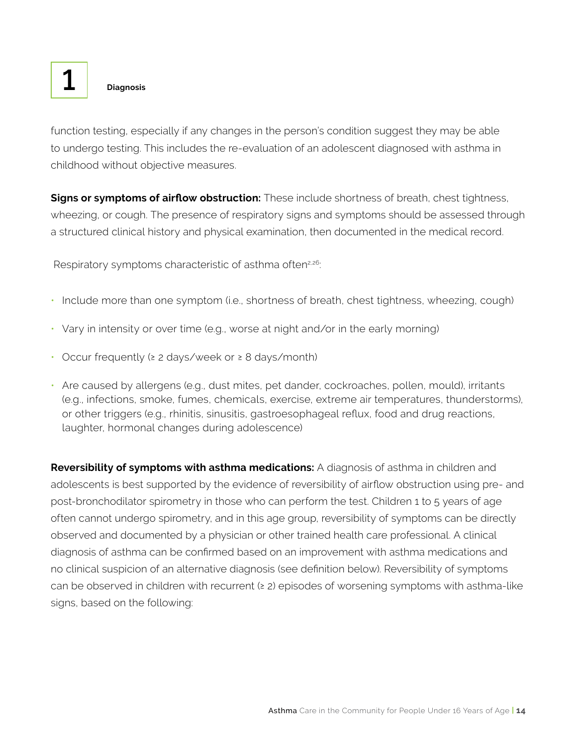function testing, especially if any changes in the person's condition suggest they may be able to undergo testing. This includes the re-evaluation of an adolescent diagnosed with asthma in childhood without objective measures.

**Signs or symptoms of airflow obstruction:** These include shortness of breath, chest tightness, wheezing, or cough. The presence of respiratory signs and symptoms should be assessed through a structured clinical history and physical examination, then documented in the medical record.

Respiratory symptoms characteristic of asthma often[2,26]:

- Include more than one symptom (i.e., shortness of breath, chest tightness, wheezing, cough)
- Vary in intensity or over time (e.g., worse at night and/or in the early morning)
- Occur frequently (≥ 2 days/week or ≥ 8 days/month)
- Are caused by allergens (e.g., dust mites, pet dander, cockroaches, pollen, mould), irritants (e.g., infections, smoke, fumes, chemicals, exercise, extreme air temperatures, thunderstorms), or other triggers (e.g., rhinitis, sinusitis, gastroesophageal reflux, food and drug reactions, laughter, hormonal changes during adolescence)

**Reversibility of symptoms with asthma medications:** A diagnosis of asthma in children and adolescents is best supported by the evidence of reversibility of airflow obstruction using pre- and post-bronchodilator spirometry in those who can perform the test. Children 1 to 5 years of age often cannot undergo spirometry, and in this age group, reversibility of symptoms can be directly observed and documented by a physician or other trained health care professional. A clinical diagnosis of asthma can be confirmed based on an improvement with asthma medications and no clinical suspicion of an alternative diagnosis (see definition below). Reversibility of symptoms can be observed in children with recurrent (≥ 2) episodes of worsening symptoms with asthma-like signs, based on the following: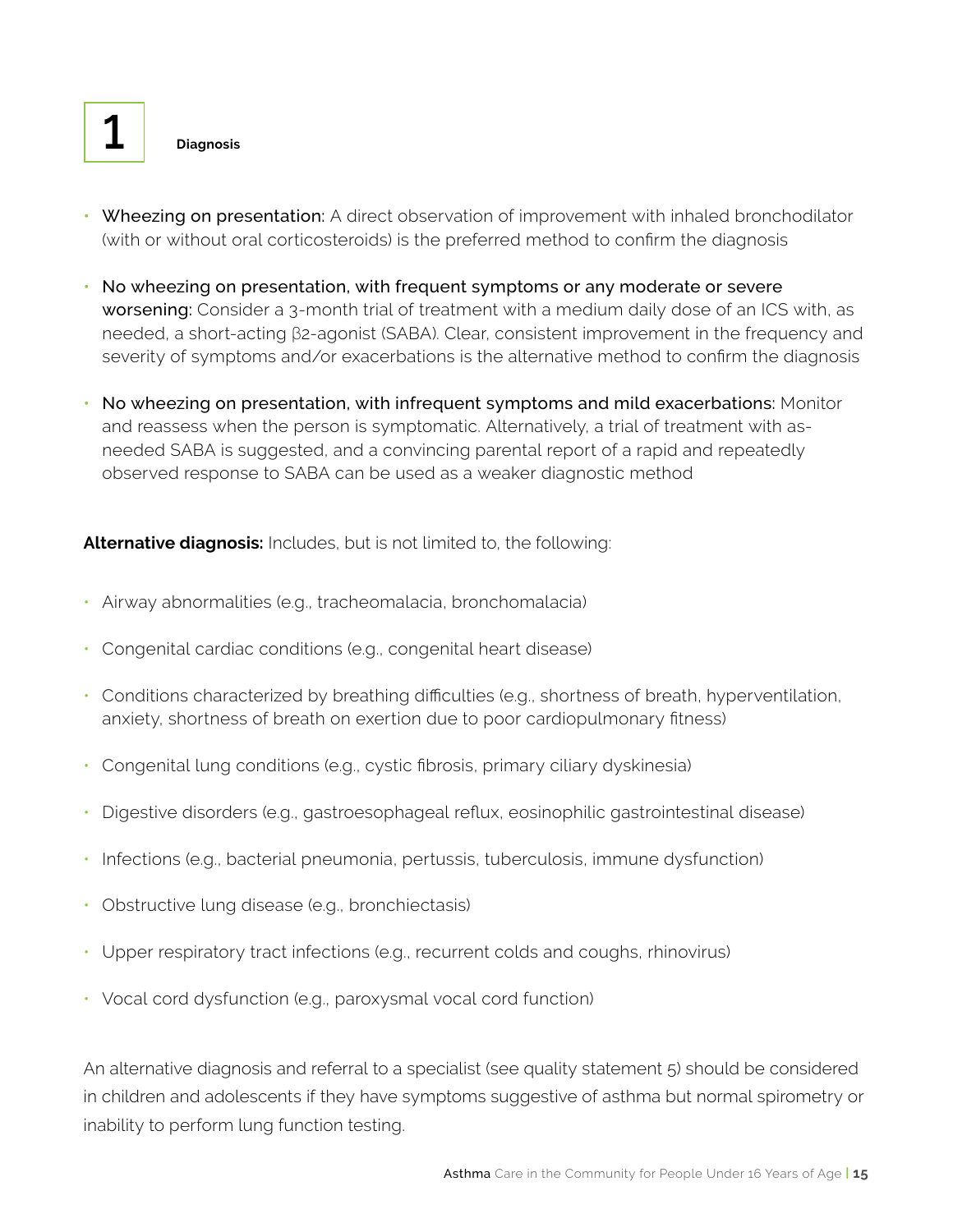# 1 Diagnosis

- Wheezing on presentation: A direct observation of improvement with inhaled bronchodilator (with or without oral corticosteroids) is the preferred method to confirm the diagnosis
- No wheezing on presentation, with frequent symptoms or any moderate or severe worsening: Consider a 3-month trial of treatment with a medium daily dose of an ICS with, as needed, a short-acting β2-agonist (SABA). Clear, consistent improvement in the frequency and severity of symptoms and/or exacerbations is the alternative method to confirm the diagnosis
- No wheezing on presentation, with infrequent symptoms and mild exacerbations: Monitor and reassess when the person is symptomatic. Alternatively, a trial of treatment with as-needed SABA is suggested, and a convincing parental report of a rapid and repeatedly observed response to SABA can be used as a weaker diagnostic method

**Alternative diagnosis:** Includes, but is not limited to, the following:

- Airway abnormalities (e.g., tracheomalacia, bronchomalacia)
- Congenital cardiac conditions (e.g., congenital heart disease)
- Conditions characterized by breathing difficulties (e.g., shortness of breath, hyperventilation, anxiety, shortness of breath on exertion due to poor cardiopulmonary fitness)
- Congenital lung conditions (e.g., cystic fibrosis, primary ciliary dyskinesia)
- Digestive disorders (e.g., gastroesophageal reflux, eosinophilic gastrointestinal disease)
- Infections (e.g., bacterial pneumonia, pertussis, tuberculosis, immune dysfunction)
- Obstructive lung disease (e.g., bronchiectasis)
- Upper respiratory tract infections (e.g., recurrent colds and coughs, rhinovirus)
- Vocal cord dysfunction (e.g., paroxysmal vocal cord function)

An alternative diagnosis and referral to a specialist (see quality statement 5) should be considered in children and adolescents if they have symptoms suggestive of asthma but normal spirometry or inability to perform lung function testing.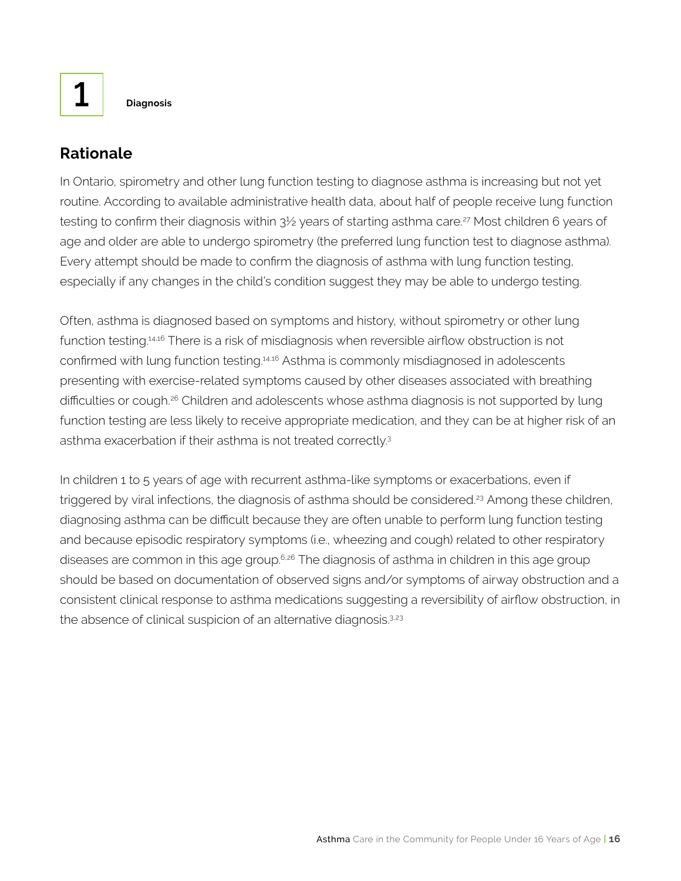1 Diagnosis

## Rationale

In Ontario, spirometry and other lung function testing to diagnose asthma is increasing but not yet routine. According to available administrative health data, about half of people receive lung function testing to confirm their diagnosis within 3½ years of starting asthma care.[27] Most children 6 years of age and older are able to undergo spirometry (the preferred lung function test to diagnose asthma). Every attempt should be made to confirm the diagnosis of asthma with lung function testing, especially if any changes in the child's condition suggest they may be able to undergo testing.

Often, asthma is diagnosed based on symptoms and history, without spirometry or other lung function testing.[14,16] There is a risk of misdiagnosis when reversible airflow obstruction is not confirmed with lung function testing.[14,16] Asthma is commonly misdiagnosed in adolescents presenting with exercise-related symptoms caused by other diseases associated with breathing difficulties or cough.[26] Children and adolescents whose asthma diagnosis is not supported by lung function testing are less likely to receive appropriate medication, and they can be at higher risk of an asthma exacerbation if their asthma is not treated correctly.[3]

In children 1 to 5 years of age with recurrent asthma-like symptoms or exacerbations, even if triggered by viral infections, the diagnosis of asthma should be considered.[23] Among these children, diagnosing asthma can be difficult because they are often unable to perform lung function testing and because episodic respiratory symptoms (i.e., wheezing and cough) related to other respiratory diseases are common in this age group.[6,26] The diagnosis of asthma in children in this age group should be based on documentation of observed signs and/or symptoms of airway obstruction and a consistent clinical response to asthma medications suggesting a reversibility of airflow obstruction, in the absence of clinical suspicion of an alternative diagnosis.[3,23]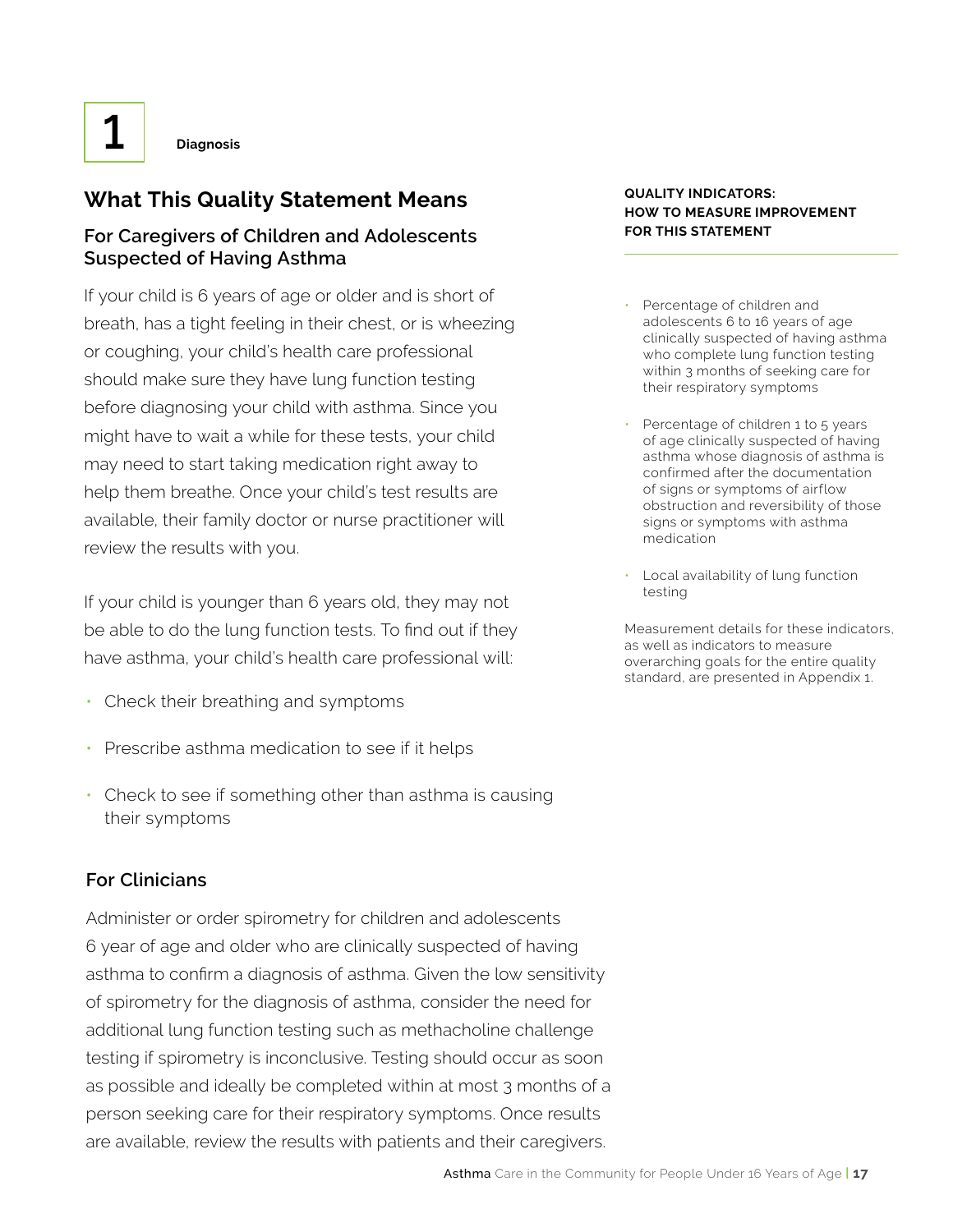1

**Diagnosis**

## What This Quality Statement Means

### For Caregivers of Children and Adolescents Suspected of Having Asthma

If your child is 6 years of age or older and is short of breath, has a tight feeling in their chest, or is wheezing or coughing, your child's health care professional should make sure they have lung function testing before diagnosing your child with asthma. Since you might have to wait a while for these tests, your child may need to start taking medication right away to help them breathe. Once your child's test results are available, their family doctor or nurse practitioner will review the results with you.

If your child is younger than 6 years old, they may not be able to do the lung function tests. To find out if they have asthma, your child's health care professional will:

- Check their breathing and symptoms
- Prescribe asthma medication to see if it helps
- Check to see if something other than asthma is causing their symptoms

### For Clinicians

Administer or order spirometry for children and adolescents 6 year of age and older who are clinically suspected of having asthma to confirm a diagnosis of asthma. Given the low sensitivity of spirometry for the diagnosis of asthma, consider the need for additional lung function testing such as methacholine challenge testing if spirometry is inconclusive. Testing should occur as soon as possible and ideally be completed within at most 3 months of a person seeking care for their respiratory symptoms. Once results are available, review the results with patients and their caregivers.

**QUALITY INDICATORS: HOW TO MEASURE IMPROVEMENT FOR THIS STATEMENT**

- Percentage of children and adolescents 6 to 16 years of age clinically suspected of having asthma who complete lung function testing within 3 months of seeking care for their respiratory symptoms
- Percentage of children 1 to 5 years of age clinically suspected of having asthma whose diagnosis of asthma is confirmed after the documentation of signs or symptoms of airflow obstruction and reversibility of those signs or symptoms with asthma medication
- Local availability of lung function testing

Measurement details for these indicators, as well as indicators to measure overarching goals for the entire quality standard, are presented in Appendix 1.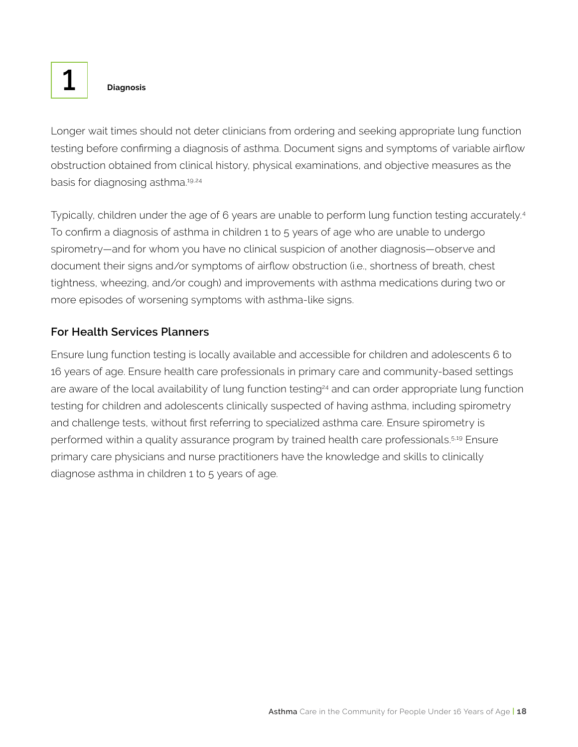# 1 Diagnosis

Longer wait times should not deter clinicians from ordering and seeking appropriate lung function testing before confirming a diagnosis of asthma. Document signs and symptoms of variable airflow obstruction obtained from clinical history, physical examinations, and objective measures as the basis for diagnosing asthma.[19,24]

Typically, children under the age of 6 years are unable to perform lung function testing accurately.[4] To confirm a diagnosis of asthma in children 1 to 5 years of age who are unable to undergo spirometry—and for whom you have no clinical suspicion of another diagnosis—observe and document their signs and/or symptoms of airflow obstruction (i.e., shortness of breath, chest tightness, wheezing, and/or cough) and improvements with asthma medications during two or more episodes of worsening symptoms with asthma-like signs.

## For Health Services Planners

Ensure lung function testing is locally available and accessible for children and adolescents 6 to 16 years of age. Ensure health care professionals in primary care and community-based settings are aware of the local availability of lung function testing[24] and can order appropriate lung function testing for children and adolescents clinically suspected of having asthma, including spirometry and challenge tests, without first referring to specialized asthma care. Ensure spirometry is performed within a quality assurance program by trained health care professionals.[5,19] Ensure primary care physicians and nurse practitioners have the knowledge and skills to clinically diagnose asthma in children 1 to 5 years of age.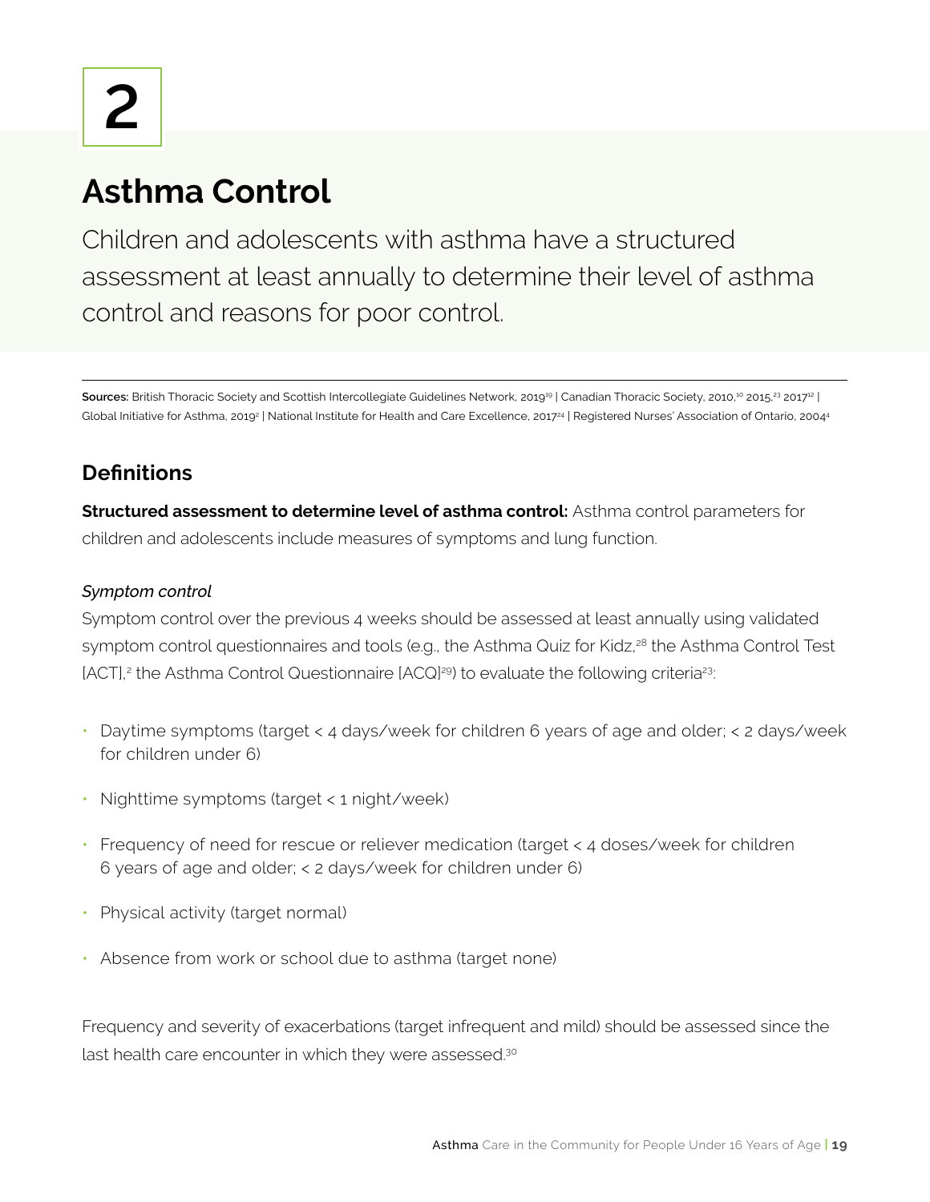# 2

# Asthma Control

Children and adolescents with asthma have a structured assessment at least annually to determine their level of asthma control and reasons for poor control.

**Sources:** British Thoracic Society and Scottish Intercollegiate Guidelines Network, 2019[19] | Canadian Thoracic Society, 2010,[10] 2015,[23] 2017[12] | Global Initiative for Asthma, 2019[2] | National Institute for Health and Care Excellence, 2017[24] | Registered Nurses' Association of Ontario, 2004[4]

## Definitions

**Structured assessment to determine level of asthma control:** Asthma control parameters for children and adolescents include measures of symptoms and lung function.

*Symptom control*

Symptom control over the previous 4 weeks should be assessed at least annually using validated symptom control questionnaires and tools (e.g., the Asthma Quiz for Kidz,[28] the Asthma Control Test [ACT],[2] the Asthma Control Questionnaire [ACQ][29]) to evaluate the following criteria[23]:

- Daytime symptoms (target < 4 days/week for children 6 years of age and older; < 2 days/week for children under 6)
- Nighttime symptoms (target < 1 night/week)
- Frequency of need for rescue or reliever medication (target < 4 doses/week for children 6 years of age and older; < 2 days/week for children under 6)
- Physical activity (target normal)
- Absence from work or school due to asthma (target none)

Frequency and severity of exacerbations (target infrequent and mild) should be assessed since the last health care encounter in which they were assessed.[30]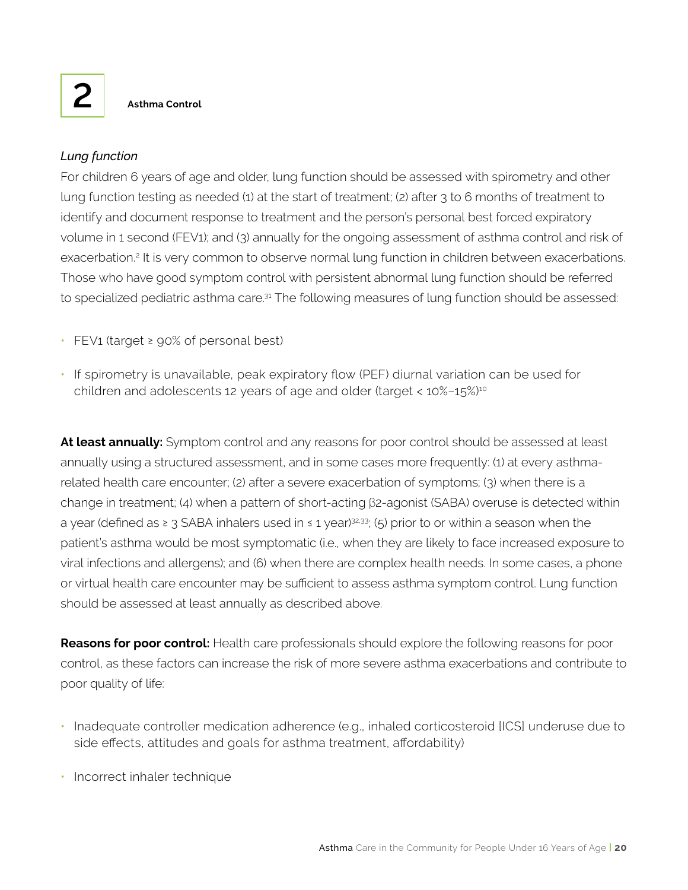*Lung function*

For children 6 years of age and older, lung function should be assessed with spirometry and other lung function testing as needed (1) at the start of treatment; (2) after 3 to 6 months of treatment to identify and document response to treatment and the person's personal best forced expiratory volume in 1 second (FEV1); and (3) annually for the ongoing assessment of asthma control and risk of exacerbation.[2] It is very common to observe normal lung function in children between exacerbations. Those who have good symptom control with persistent abnormal lung function should be referred to specialized pediatric asthma care.[31] The following measures of lung function should be assessed:

- FEV1 (target ≥ 90% of personal best)
- If spirometry is unavailable, peak expiratory flow (PEF) diurnal variation can be used for children and adolescents 12 years of age and older (target < 10%–15%)[10]

**At least annually:** Symptom control and any reasons for poor control should be assessed at least annually using a structured assessment, and in some cases more frequently: (1) at every asthma-related health care encounter; (2) after a severe exacerbation of symptoms; (3) when there is a change in treatment; (4) when a pattern of short-acting β2-agonist (SABA) overuse is detected within a year (defined as ≥ 3 SABA inhalers used in ≤ 1 year)[32,33]; (5) prior to or within a season when the patient's asthma would be most symptomatic (i.e., when they are likely to face increased exposure to viral infections and allergens); and (6) when there are complex health needs. In some cases, a phone or virtual health care encounter may be sufficient to assess asthma symptom control. Lung function should be assessed at least annually as described above.

**Reasons for poor control:** Health care professionals should explore the following reasons for poor control, as these factors can increase the risk of more severe asthma exacerbations and contribute to poor quality of life:

- Inadequate controller medication adherence (e.g., inhaled corticosteroid [ICS] underuse due to side effects, attitudes and goals for asthma treatment, affordability)
- Incorrect inhaler technique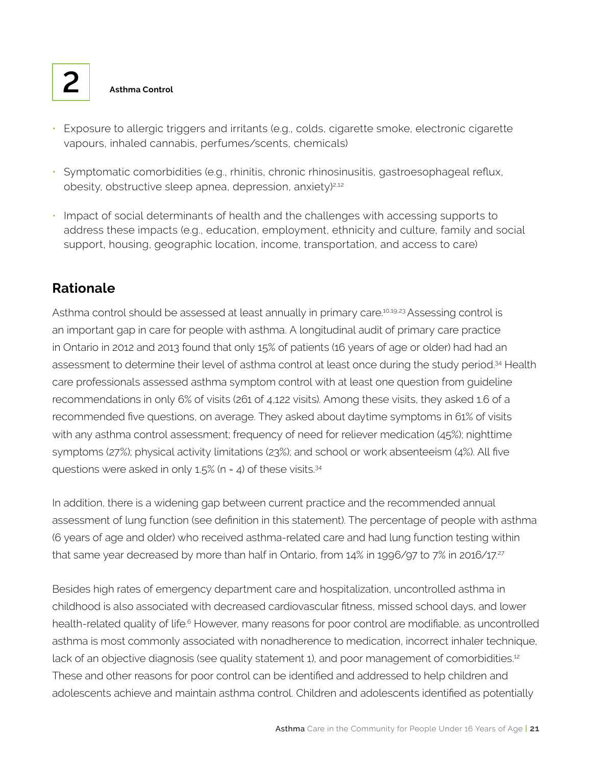- Exposure to allergic triggers and irritants (e.g., colds, cigarette smoke, electronic cigarette vapours, inhaled cannabis, perfumes/scents, chemicals)
- Symptomatic comorbidities (e.g., rhinitis, chronic rhinosinusitis, gastroesophageal reflux, obesity, obstructive sleep apnea, depression, anxiety)[2,12]
- Impact of social determinants of health and the challenges with accessing supports to address these impacts (e.g., education, employment, ethnicity and culture, family and social support, housing, geographic location, income, transportation, and access to care)

## Rationale

Asthma control should be assessed at least annually in primary care.[10,19,23] Assessing control is an important gap in care for people with asthma. A longitudinal audit of primary care practice in Ontario in 2012 and 2013 found that only 15% of patients (16 years of age or older) had had an assessment to determine their level of asthma control at least once during the study period.[34] Health care professionals assessed asthma symptom control with at least one question from guideline recommendations in only 6% of visits (261 of 4,122 visits). Among these visits, they asked 1.6 of a recommended five questions, on average. They asked about daytime symptoms in 61% of visits with any asthma control assessment; frequency of need for reliever medication (45%); nighttime symptoms (27%); physical activity limitations (23%); and school or work absenteeism (4%). All five questions were asked in only 1.5% (n = 4) of these visits.[34]

In addition, there is a widening gap between current practice and the recommended annual assessment of lung function (see definition in this statement). The percentage of people with asthma (6 years of age and older) who received asthma-related care and had lung function testing within that same year decreased by more than half in Ontario, from 14% in 1996/97 to 7% in 2016/17.[27]

Besides high rates of emergency department care and hospitalization, uncontrolled asthma in childhood is also associated with decreased cardiovascular fitness, missed school days, and lower health-related quality of life.[6] However, many reasons for poor control are modifiable, as uncontrolled asthma is most commonly associated with nonadherence to medication, incorrect inhaler technique, lack of an objective diagnosis (see quality statement 1), and poor management of comorbidities.[12] These and other reasons for poor control can be identified and addressed to help children and adolescents achieve and maintain asthma control. Children and adolescents identified as potentially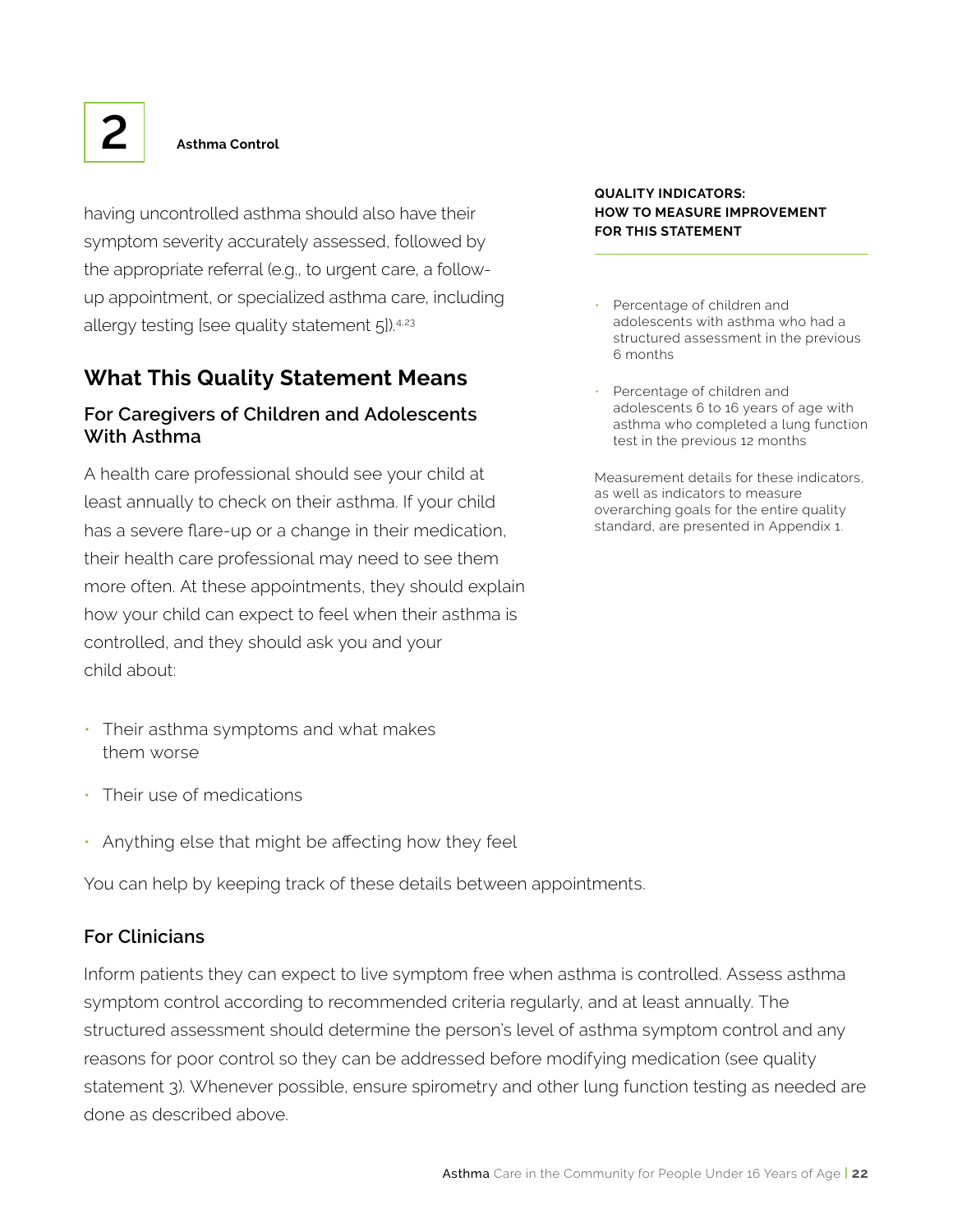having uncontrolled asthma should also have their symptom severity accurately assessed, followed by the appropriate referral (e.g., to urgent care, a follow-up appointment, or specialized asthma care, including allergy testing [see quality statement 5]).[4,23]

## What This Quality Statement Means

### For Caregivers of Children and Adolescents With Asthma

A health care professional should see your child at least annually to check on their asthma. If your child has a severe flare-up or a change in their medication, their health care professional may need to see them more often. At these appointments, they should explain how your child can expect to feel when their asthma is controlled, and they should ask you and your child about:

- Their asthma symptoms and what makes them worse
- Their use of medications
- Anything else that might be affecting how they feel

You can help by keeping track of these details between appointments.

### For Clinicians

Inform patients they can expect to live symptom free when asthma is controlled. Assess asthma symptom control according to recommended criteria regularly, and at least annually. The structured assessment should determine the person's level of asthma symptom control and any reasons for poor control so they can be addressed before modifying medication (see quality statement 3). Whenever possible, ensure spirometry and other lung function testing as needed are done as described above.

**QUALITY INDICATORS: HOW TO MEASURE IMPROVEMENT FOR THIS STATEMENT**

- Percentage of children and adolescents with asthma who had a structured assessment in the previous 6 months
- Percentage of children and adolescents 6 to 16 years of age with asthma who completed a lung function test in the previous 12 months

Measurement details for these indicators, as well as indicators to measure overarching goals for the entire quality standard, are presented in Appendix 1.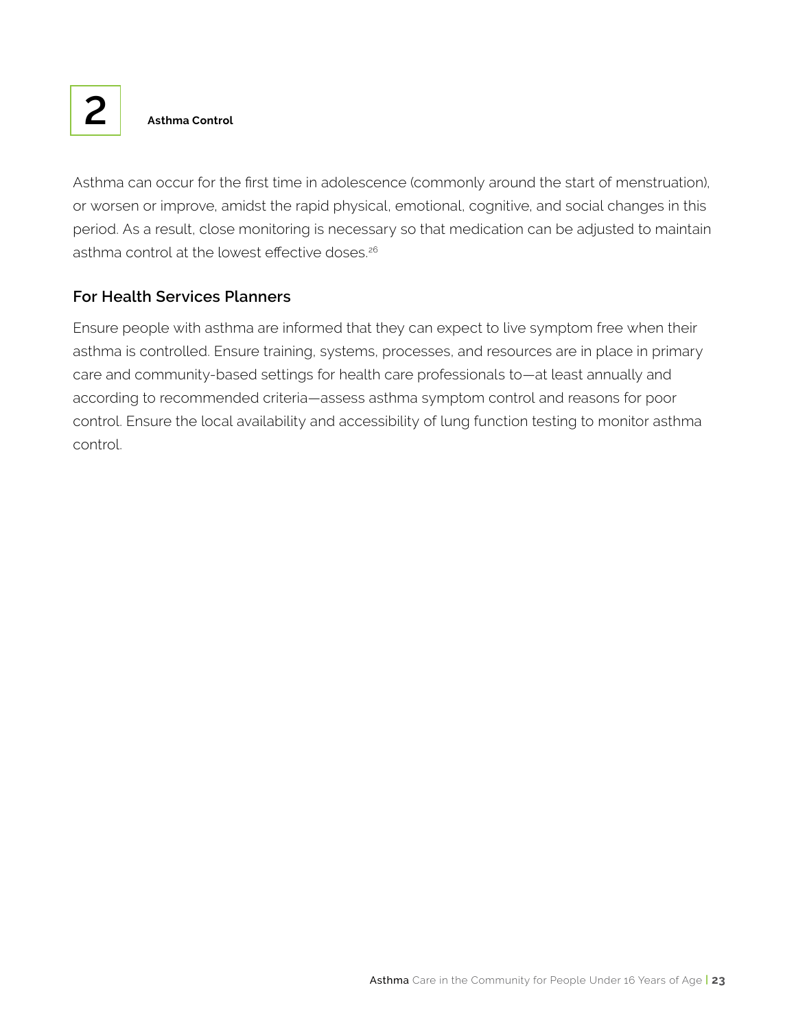Asthma can occur for the first time in adolescence (commonly around the start of menstruation), or worsen or improve, amidst the rapid physical, emotional, cognitive, and social changes in this period. As a result, close monitoring is necessary so that medication can be adjusted to maintain asthma control at the lowest effective doses.[26]

### For Health Services Planners

Ensure people with asthma are informed that they can expect to live symptom free when their asthma is controlled. Ensure training, systems, processes, and resources are in place in primary care and community-based settings for health care professionals to—at least annually and according to recommended criteria—assess asthma symptom control and reasons for poor control. Ensure the local availability and accessibility of lung function testing to monitor asthma control.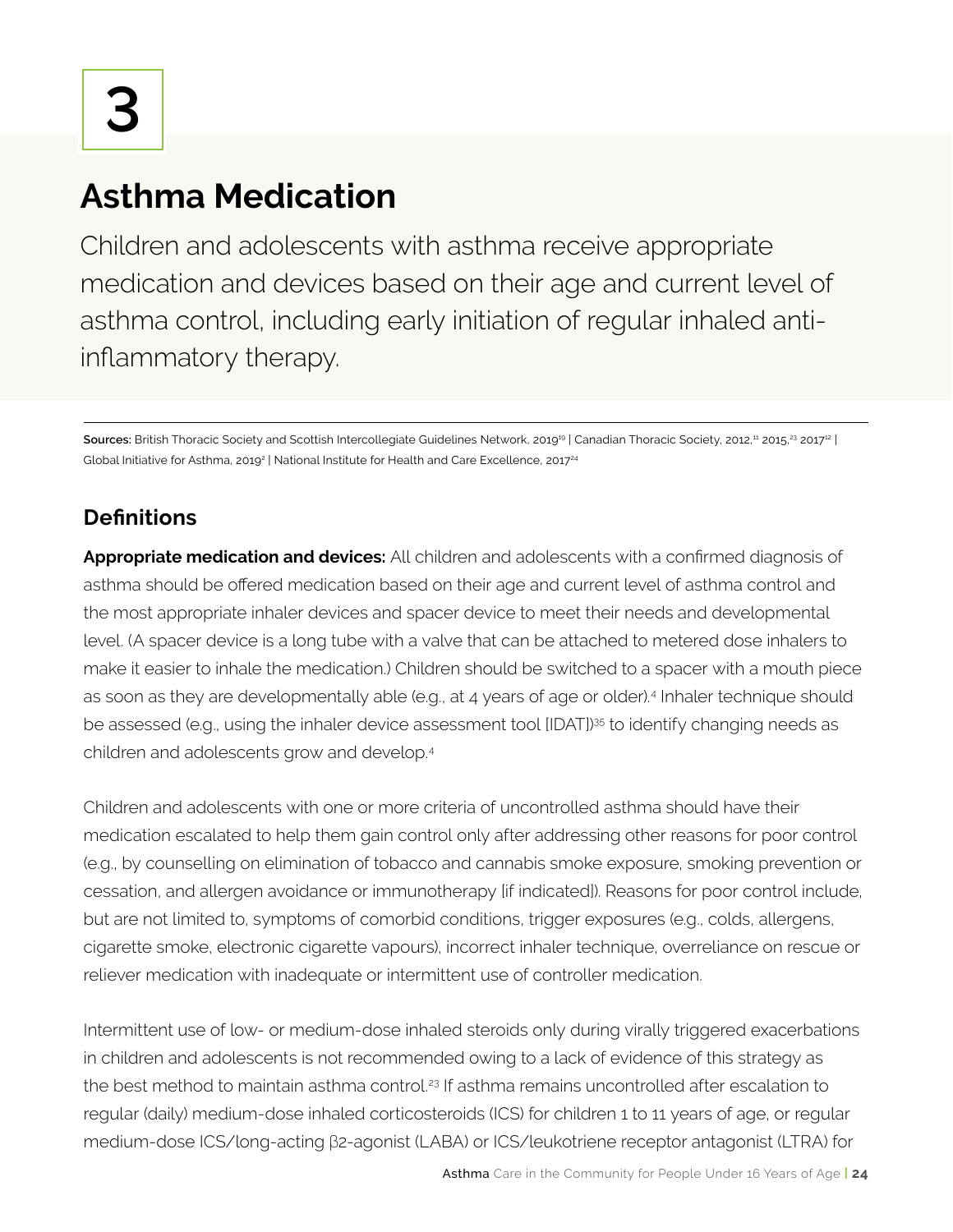# 3

# Asthma Medication

Children and adolescents with asthma receive appropriate medication and devices based on their age and current level of asthma control, including early initiation of regular inhaled anti-inflammatory therapy.

**Sources:** British Thoracic Society and Scottish Intercollegiate Guidelines Network, 2019[19] | Canadian Thoracic Society, 2012,[11] 2015,[23] 2017[12] | Global Initiative for Asthma, 2019[2] | National Institute for Health and Care Excellence, 2017[24]

## Definitions

**Appropriate medication and devices:** All children and adolescents with a confirmed diagnosis of asthma should be offered medication based on their age and current level of asthma control and the most appropriate inhaler devices and spacer device to meet their needs and developmental level. (A spacer device is a long tube with a valve that can be attached to metered dose inhalers to make it easier to inhale the medication.) Children should be switched to a spacer with a mouth piece as soon as they are developmentally able (e.g., at 4 years of age or older).[4] Inhaler technique should be assessed (e.g., using the inhaler device assessment tool [IDAT])[35] to identify changing needs as children and adolescents grow and develop.[4]

Children and adolescents with one or more criteria of uncontrolled asthma should have their medication escalated to help them gain control only after addressing other reasons for poor control (e.g., by counselling on elimination of tobacco and cannabis smoke exposure, smoking prevention or cessation, and allergen avoidance or immunotherapy [if indicated]). Reasons for poor control include, but are not limited to, symptoms of comorbid conditions, trigger exposures (e.g., colds, allergens, cigarette smoke, electronic cigarette vapours), incorrect inhaler technique, overreliance on rescue or reliever medication with inadequate or intermittent use of controller medication.

Intermittent use of low- or medium-dose inhaled steroids only during virally triggered exacerbations in children and adolescents is not recommended owing to a lack of evidence of this strategy as the best method to maintain asthma control.[23] If asthma remains uncontrolled after escalation to regular (daily) medium-dose inhaled corticosteroids (ICS) for children 1 to 11 years of age, or regular medium-dose ICS/long-acting β2-agonist (LABA) or ICS/leukotriene receptor antagonist (LTRA) for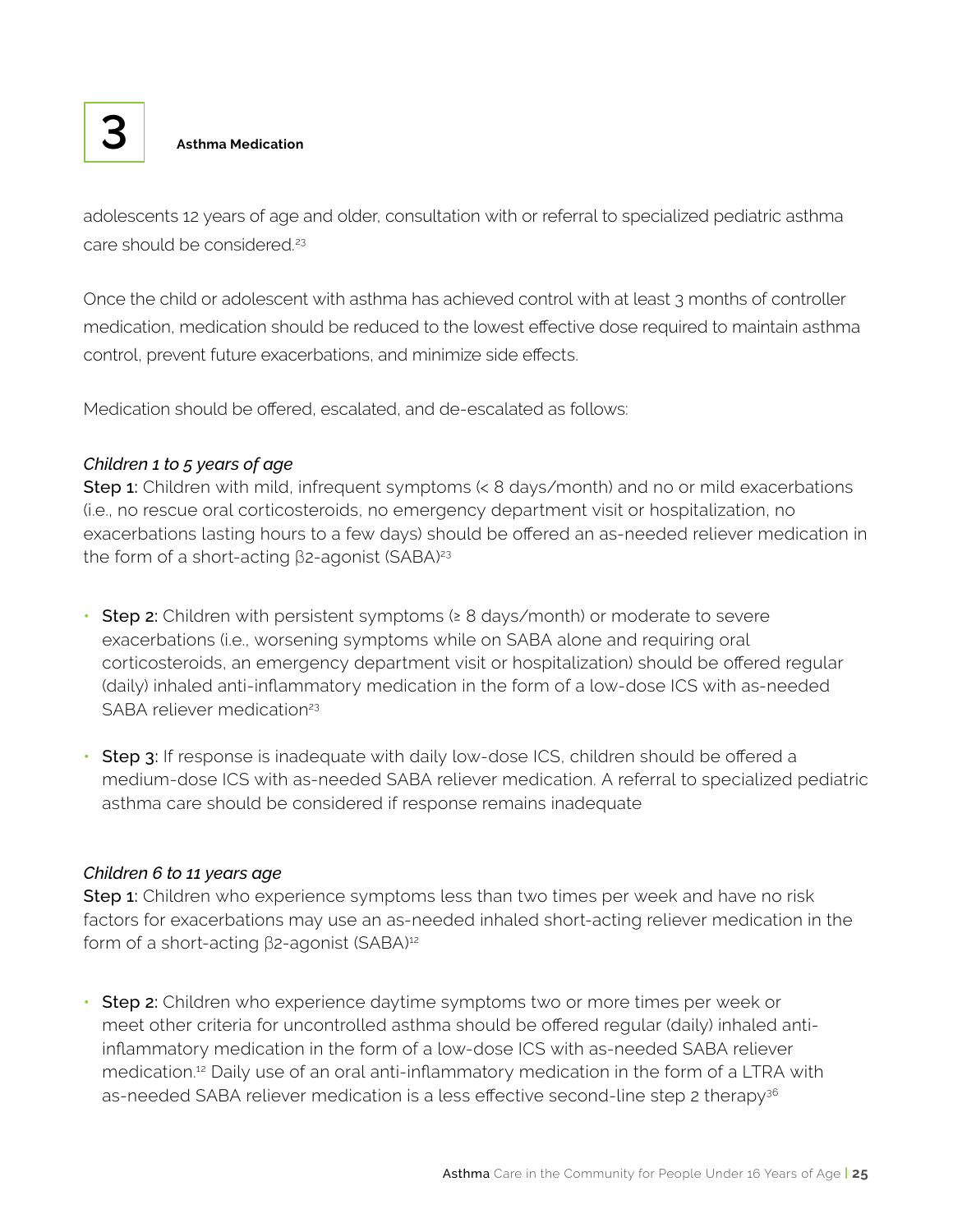adolescents 12 years of age and older, consultation with or referral to specialized pediatric asthma care should be considered.[23]

Once the child or adolescent with asthma has achieved control with at least 3 months of controller medication, medication should be reduced to the lowest effective dose required to maintain asthma control, prevent future exacerbations, and minimize side effects.

Medication should be offered, escalated, and de-escalated as follows:

*Children 1 to 5 years of age*

**Step 1:** Children with mild, infrequent symptoms (< 8 days/month) and no or mild exacerbations (i.e., no rescue oral corticosteroids, no emergency department visit or hospitalization, no exacerbations lasting hours to a few days) should be offered an as-needed reliever medication in the form of a short-acting β2-agonist (SABA)[23]

- **Step 2:** Children with persistent symptoms (≥ 8 days/month) or moderate to severe exacerbations (i.e., worsening symptoms while on SABA alone and requiring oral corticosteroids, an emergency department visit or hospitalization) should be offered regular (daily) inhaled anti-inflammatory medication in the form of a low-dose ICS with as-needed SABA reliever medication[23]
- **Step 3:** If response is inadequate with daily low-dose ICS, children should be offered a medium-dose ICS with as-needed SABA reliever medication. A referral to specialized pediatric asthma care should be considered if response remains inadequate

*Children 6 to 11 years age*

**Step 1:** Children who experience symptoms less than two times per week and have no risk factors for exacerbations may use an as-needed inhaled short-acting reliever medication in the form of a short-acting β2-agonist (SABA)[12]

- **Step 2:** Children who experience daytime symptoms two or more times per week or meet other criteria for uncontrolled asthma should be offered regular (daily) inhaled anti-inflammatory medication in the form of a low-dose ICS with as-needed SABA reliever medication.[12] Daily use of an oral anti-inflammatory medication in the form of a LTRA with as-needed SABA reliever medication is a less effective second-line step 2 therapy[36]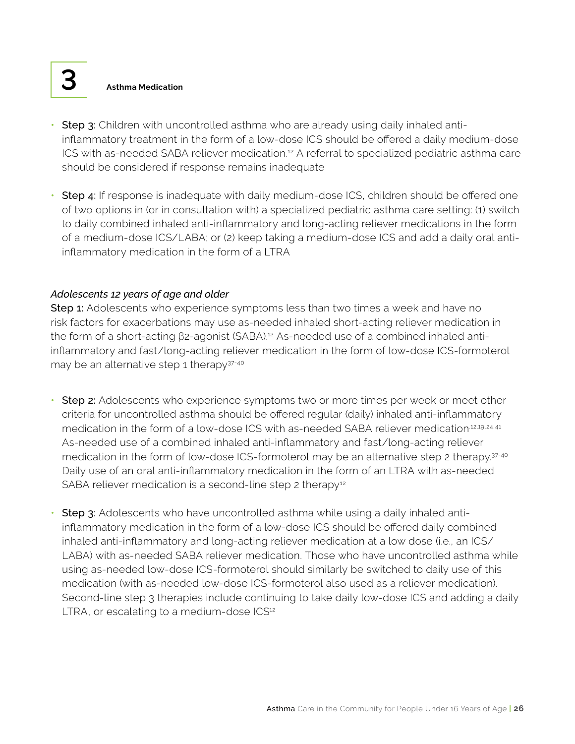- **Step 3:** Children with uncontrolled asthma who are already using daily inhaled anti-inflammatory treatment in the form of a low-dose ICS should be offered a daily medium-dose ICS with as-needed SABA reliever medication.[12] A referral to specialized pediatric asthma care should be considered if response remains inadequate

- **Step 4:** If response is inadequate with daily medium-dose ICS, children should be offered one of two options in (or in consultation with) a specialized pediatric asthma care setting: (1) switch to daily combined inhaled anti-inflammatory and long-acting reliever medications in the form of a medium-dose ICS/LABA; or (2) keep taking a medium-dose ICS and add a daily oral anti-inflammatory medication in the form of a LTRA

*Adolescents 12 years of age and older*

**Step 1:** Adolescents who experience symptoms less than two times a week and have no risk factors for exacerbations may use as-needed inhaled short-acting reliever medication in the form of a short-acting β2-agonist (SABA).[12] As-needed use of a combined inhaled anti-inflammatory and fast/long-acting reliever medication in the form of low-dose ICS-formoterol may be an alternative step 1 therapy[37-40]

- **Step 2:** Adolescents who experience symptoms two or more times per week or meet other criteria for uncontrolled asthma should be offered regular (daily) inhaled anti-inflammatory medication in the form of a low-dose ICS with as-needed SABA reliever medication[12,19,24,41] As-needed use of a combined inhaled anti-inflammatory and fast/long-acting reliever medication in the form of low-dose ICS-formoterol may be an alternative step 2 therapy.[37-40] Daily use of an oral anti-inflammatory medication in the form of an LTRA with as-needed SABA reliever medication is a second-line step 2 therapy[12]

- **Step 3:** Adolescents who have uncontrolled asthma while using a daily inhaled anti-inflammatory medication in the form of a low-dose ICS should be offered daily combined inhaled anti-inflammatory and long-acting reliever medication at a low dose (i.e., an ICS/LABA) with as-needed SABA reliever medication. Those who have uncontrolled asthma while using as-needed low-dose ICS-formoterol should similarly be switched to daily use of this medication (with as-needed low-dose ICS-formoterol also used as a reliever medication). Second-line step 3 therapies include continuing to take daily low-dose ICS and adding a daily LTRA, or escalating to a medium-dose ICS[12]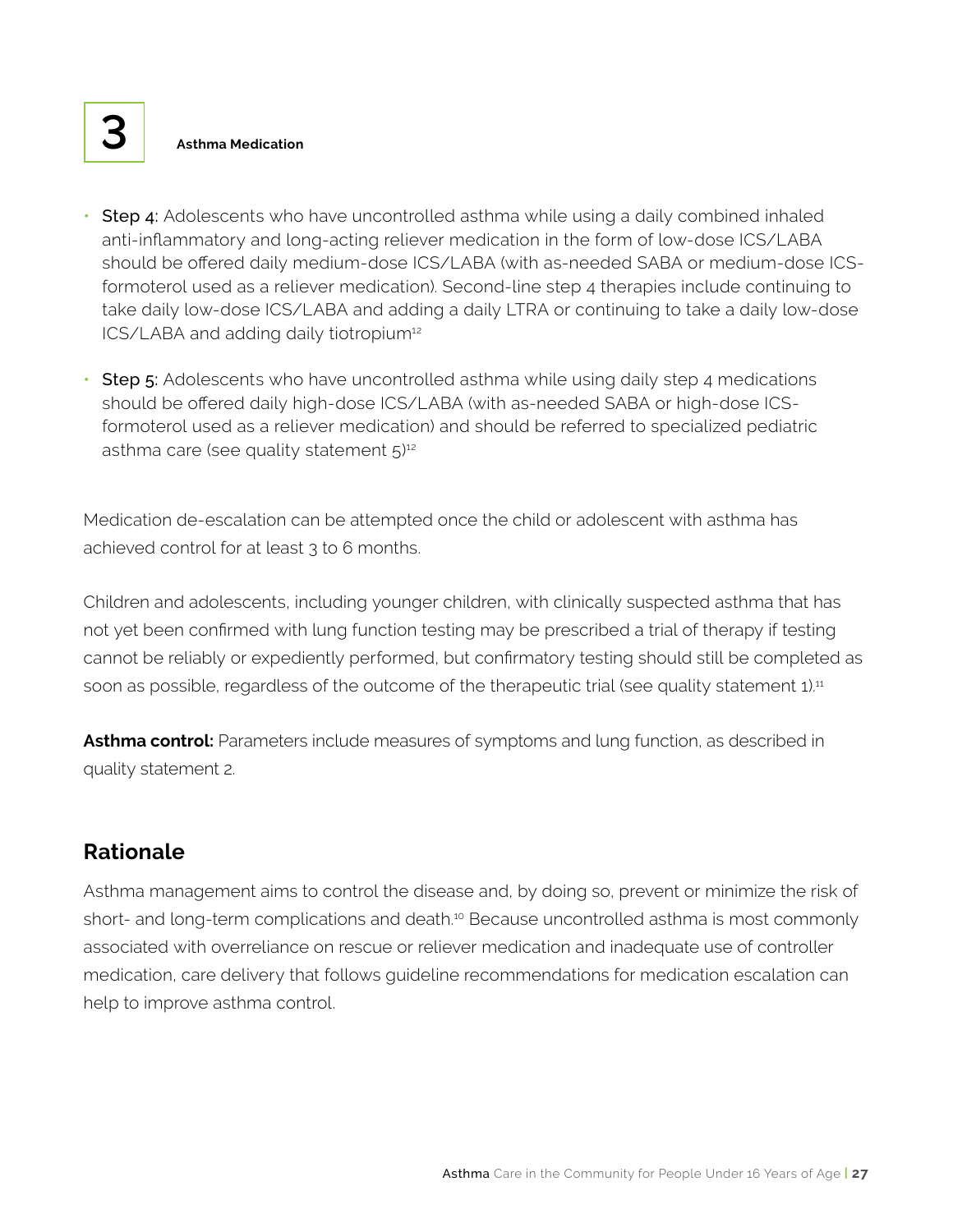- **Step 4:** Adolescents who have uncontrolled asthma while using a daily combined inhaled anti-inflammatory and long-acting reliever medication in the form of low-dose ICS/LABA should be offered daily medium-dose ICS/LABA (with as-needed SABA or medium-dose ICS-formoterol used as a reliever medication). Second-line step 4 therapies include continuing to take daily low-dose ICS/LABA and adding a daily LTRA or continuing to take a daily low-dose ICS/LABA and adding daily tiotropium[12]
- **Step 5:** Adolescents who have uncontrolled asthma while using daily step 4 medications should be offered daily high-dose ICS/LABA (with as-needed SABA or high-dose ICS-formoterol used as a reliever medication) and should be referred to specialized pediatric asthma care (see quality statement 5)[12]

Medication de-escalation can be attempted once the child or adolescent with asthma has achieved control for at least 3 to 6 months.

Children and adolescents, including younger children, with clinically suspected asthma that has not yet been confirmed with lung function testing may be prescribed a trial of therapy if testing cannot be reliably or expediently performed, but confirmatory testing should still be completed as soon as possible, regardless of the outcome of the therapeutic trial (see quality statement 1).[11]

**Asthma control:** Parameters include measures of symptoms and lung function, as described in quality statement 2.

## Rationale

Asthma management aims to control the disease and, by doing so, prevent or minimize the risk of short- and long-term complications and death.[10] Because uncontrolled asthma is most commonly associated with overreliance on rescue or reliever medication and inadequate use of controller medication, care delivery that follows guideline recommendations for medication escalation can help to improve asthma control.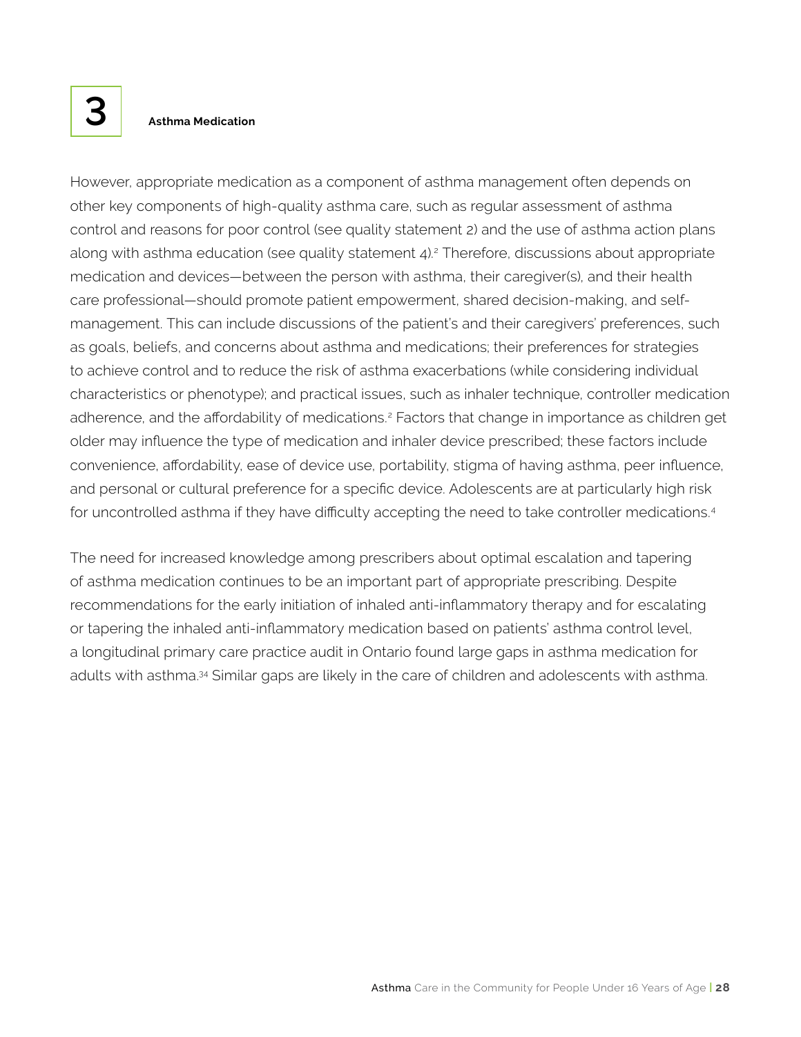However, appropriate medication as a component of asthma management often depends on other key components of high-quality asthma care, such as regular assessment of asthma control and reasons for poor control (see quality statement 2) and the use of asthma action plans along with asthma education (see quality statement 4).[2] Therefore, discussions about appropriate medication and devices—between the person with asthma, their caregiver(s), and their health care professional—should promote patient empowerment, shared decision-making, and self-management. This can include discussions of the patient's and their caregivers' preferences, such as goals, beliefs, and concerns about asthma and medications; their preferences for strategies to achieve control and to reduce the risk of asthma exacerbations (while considering individual characteristics or phenotype); and practical issues, such as inhaler technique, controller medication adherence, and the affordability of medications.[2] Factors that change in importance as children get older may influence the type of medication and inhaler device prescribed; these factors include convenience, affordability, ease of device use, portability, stigma of having asthma, peer influence, and personal or cultural preference for a specific device. Adolescents are at particularly high risk for uncontrolled asthma if they have difficulty accepting the need to take controller medications.[4]

The need for increased knowledge among prescribers about optimal escalation and tapering of asthma medication continues to be an important part of appropriate prescribing. Despite recommendations for the early initiation of inhaled anti-inflammatory therapy and for escalating or tapering the inhaled anti-inflammatory medication based on patients' asthma control level, a longitudinal primary care practice audit in Ontario found large gaps in asthma medication for adults with asthma.[34] Similar gaps are likely in the care of children and adolescents with asthma.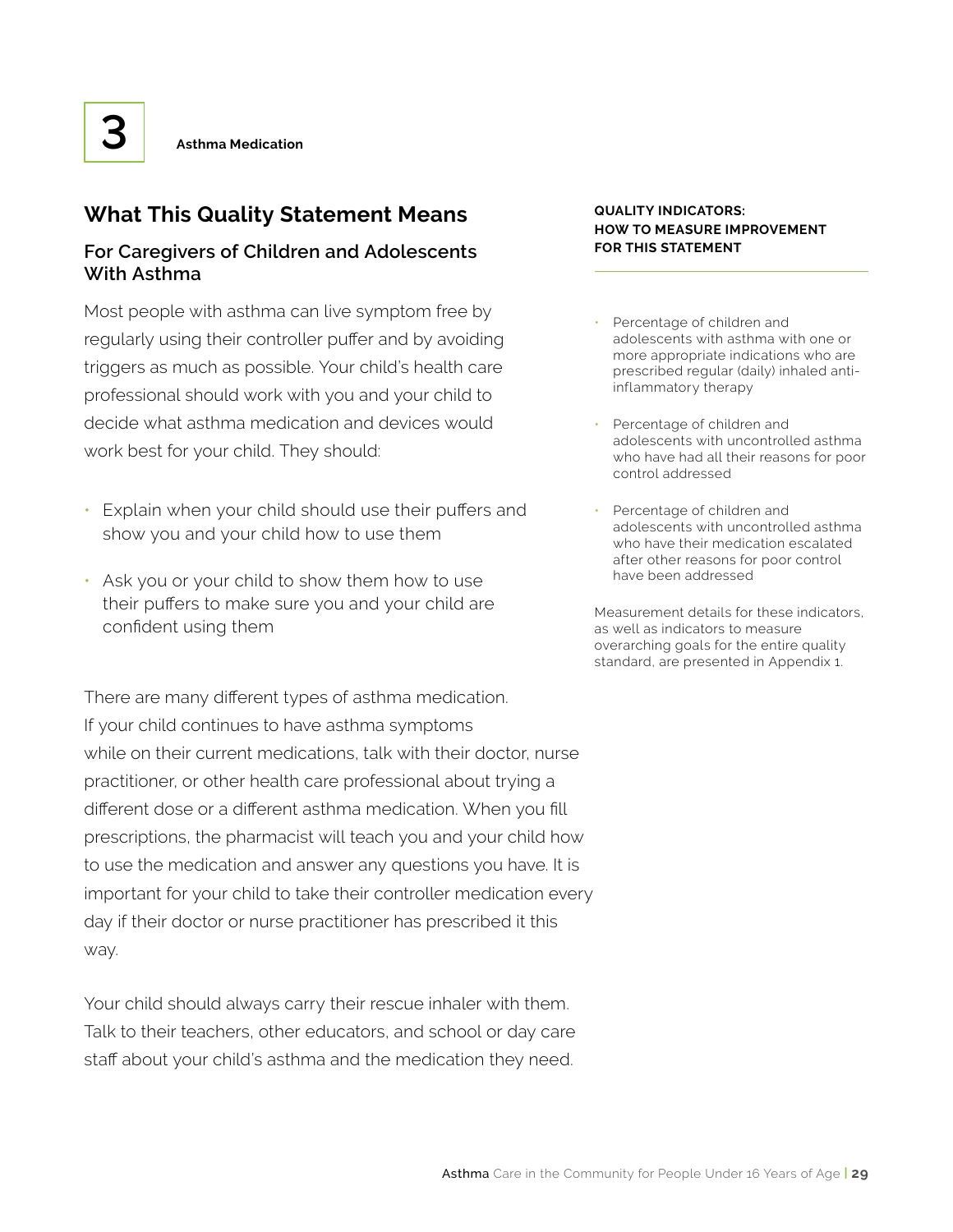3

**Asthma Medication**

## What This Quality Statement Means

### For Caregivers of Children and Adolescents With Asthma

Most people with asthma can live symptom free by regularly using their controller puffer and by avoiding triggers as much as possible. Your child's health care professional should work with you and your child to decide what asthma medication and devices would work best for your child. They should:

- Explain when your child should use their puffers and show you and your child how to use them
- Ask you or your child to show them how to use their puffers to make sure you and your child are confident using them

There are many different types of asthma medication. If your child continues to have asthma symptoms while on their current medications, talk with their doctor, nurse practitioner, or other health care professional about trying a different dose or a different asthma medication. When you fill prescriptions, the pharmacist will teach you and your child how to use the medication and answer any questions you have. It is important for your child to take their controller medication every day if their doctor or nurse practitioner has prescribed it this way.

Your child should always carry their rescue inhaler with them. Talk to their teachers, other educators, and school or day care staff about your child's asthma and the medication they need.

**QUALITY INDICATORS: HOW TO MEASURE IMPROVEMENT FOR THIS STATEMENT**

- Percentage of children and adolescents with asthma with one or more appropriate indications who are prescribed regular (daily) inhaled anti-inflammatory therapy
- Percentage of children and adolescents with uncontrolled asthma who have had all their reasons for poor control addressed
- Percentage of children and adolescents with uncontrolled asthma who have their medication escalated after other reasons for poor control have been addressed

Measurement details for these indicators, as well as indicators to measure overarching goals for the entire quality standard, are presented in Appendix 1.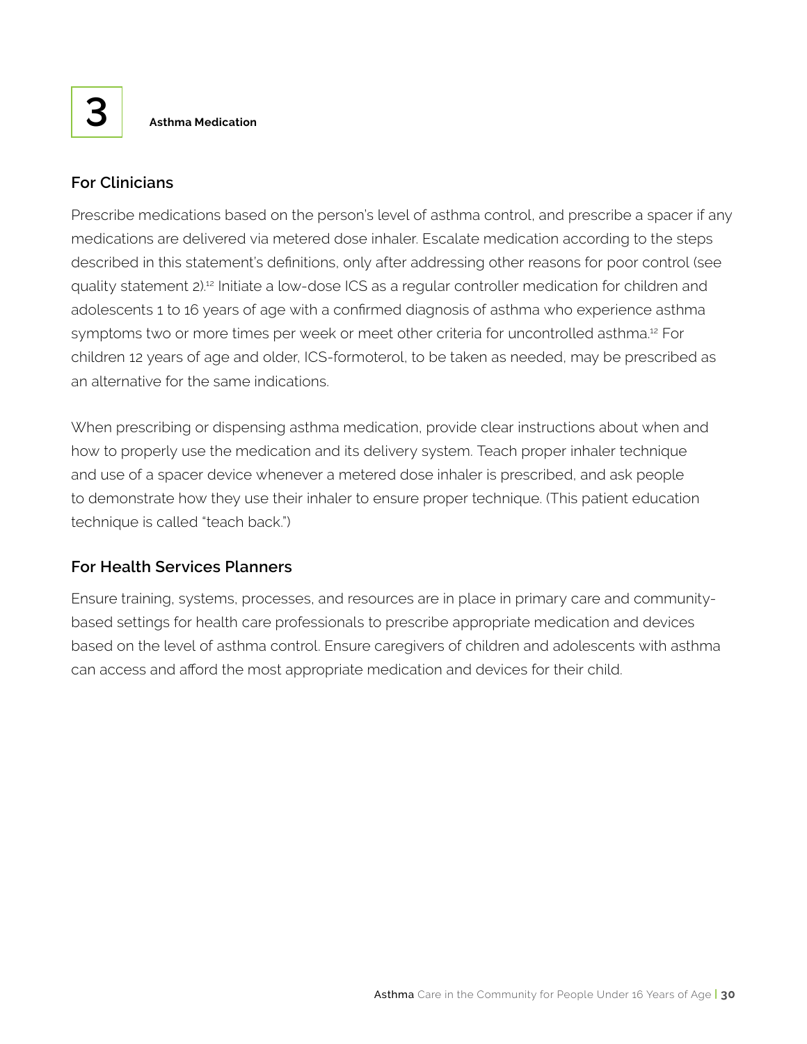# 3 Asthma Medication

## For Clinicians

Prescribe medications based on the person's level of asthma control, and prescribe a spacer if any medications are delivered via metered dose inhaler. Escalate medication according to the steps described in this statement's definitions, only after addressing other reasons for poor control (see quality statement 2).[12] Initiate a low-dose ICS as a regular controller medication for children and adolescents 1 to 16 years of age with a confirmed diagnosis of asthma who experience asthma symptoms two or more times per week or meet other criteria for uncontrolled asthma.[12] For children 12 years of age and older, ICS-formoterol, to be taken as needed, may be prescribed as an alternative for the same indications.

When prescribing or dispensing asthma medication, provide clear instructions about when and how to properly use the medication and its delivery system. Teach proper inhaler technique and use of a spacer device whenever a metered dose inhaler is prescribed, and ask people to demonstrate how they use their inhaler to ensure proper technique. (This patient education technique is called "teach back.")

## For Health Services Planners

Ensure training, systems, processes, and resources are in place in primary care and community-based settings for health care professionals to prescribe appropriate medication and devices based on the level of asthma control. Ensure caregivers of children and adolescents with asthma can access and afford the most appropriate medication and devices for their child.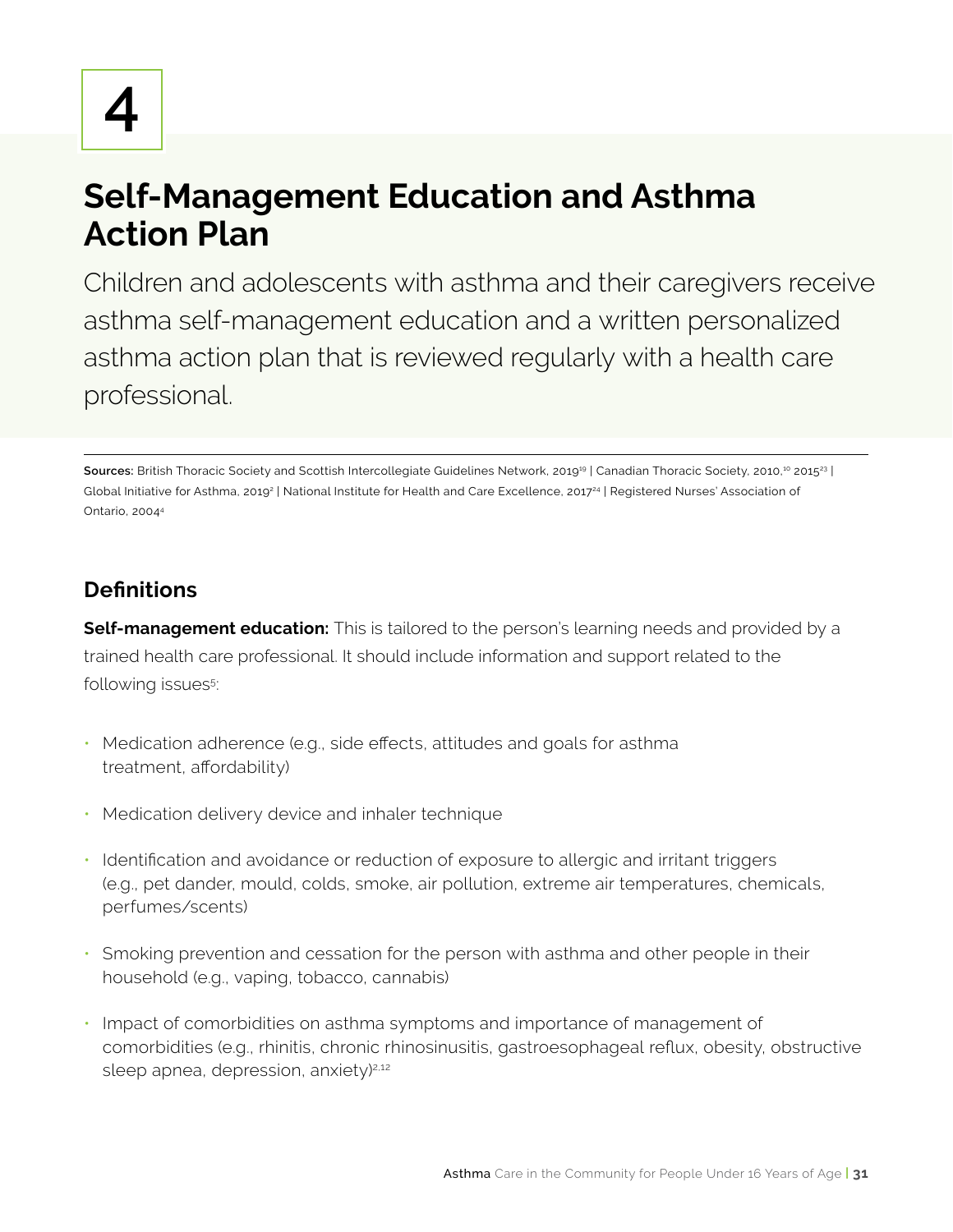# 4

# Self-Management Education and Asthma Action Plan

Children and adolescents with asthma and their caregivers receive asthma self-management education and a written personalized asthma action plan that is reviewed regularly with a health care professional.

**Sources:** British Thoracic Society and Scottish Intercollegiate Guidelines Network, 2019[19] | Canadian Thoracic Society, 2010,[10] 2015[23] | Global Initiative for Asthma, 2019[2] | National Institute for Health and Care Excellence, 2017[24] | Registered Nurses' Association of Ontario, 2004[4]

## Definitions

**Self-management education:** This is tailored to the person's learning needs and provided by a trained health care professional. It should include information and support related to the following issues[5]:

- Medication adherence (e.g., side effects, attitudes and goals for asthma treatment, affordability)
- Medication delivery device and inhaler technique
- Identification and avoidance or reduction of exposure to allergic and irritant triggers (e.g., pet dander, mould, colds, smoke, air pollution, extreme air temperatures, chemicals, perfumes/scents)
- Smoking prevention and cessation for the person with asthma and other people in their household (e.g., vaping, tobacco, cannabis)
- Impact of comorbidities on asthma symptoms and importance of management of comorbidities (e.g., rhinitis, chronic rhinosinusitis, gastroesophageal reflux, obesity, obstructive sleep apnea, depression, anxiety)[2,12]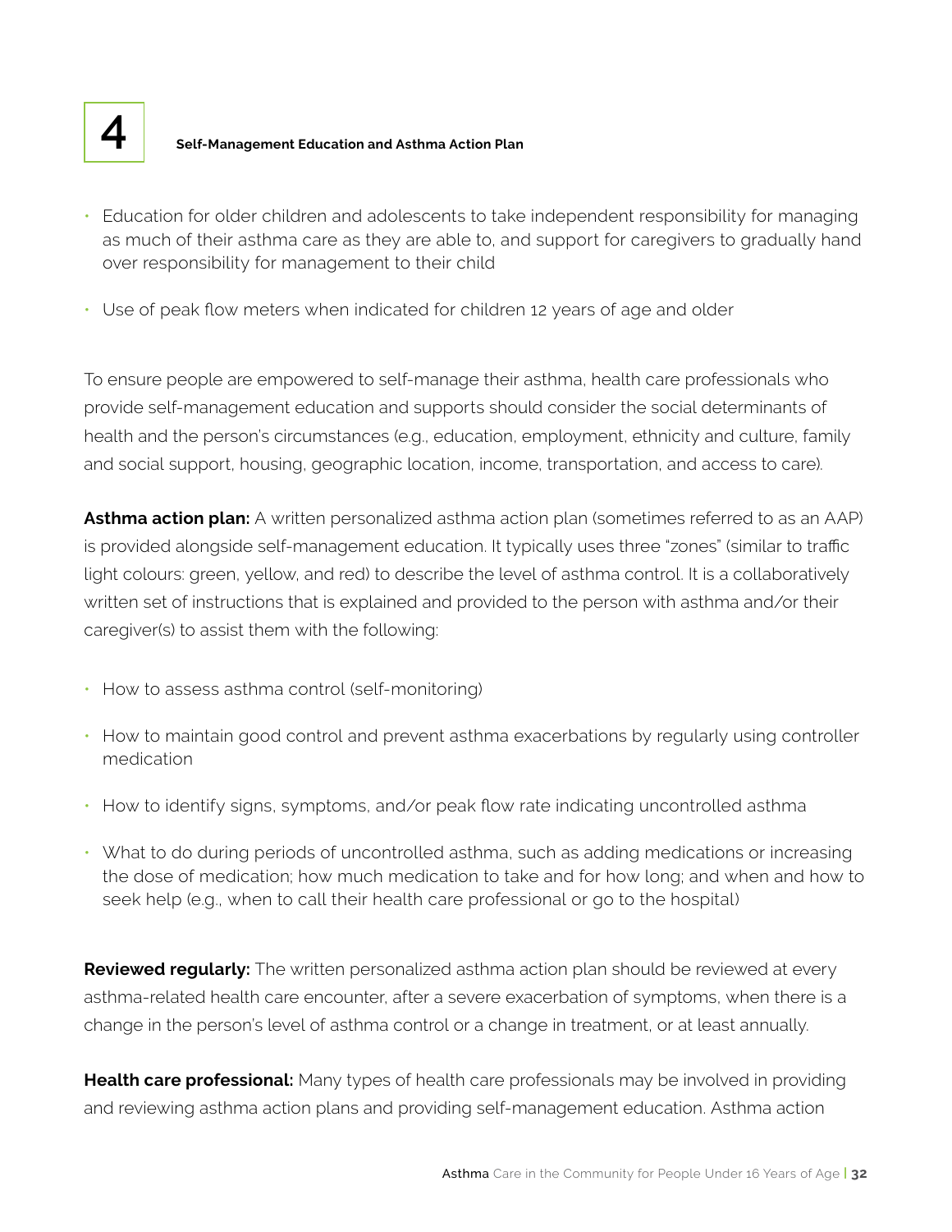- Education for older children and adolescents to take independent responsibility for managing as much of their asthma care as they are able to, and support for caregivers to gradually hand over responsibility for management to their child
- Use of peak flow meters when indicated for children 12 years of age and older

To ensure people are empowered to self-manage their asthma, health care professionals who provide self-management education and supports should consider the social determinants of health and the person's circumstances (e.g., education, employment, ethnicity and culture, family and social support, housing, geographic location, income, transportation, and access to care).

**Asthma action plan:** A written personalized asthma action plan (sometimes referred to as an AAP) is provided alongside self-management education. It typically uses three "zones" (similar to traffic light colours: green, yellow, and red) to describe the level of asthma control. It is a collaboratively written set of instructions that is explained and provided to the person with asthma and/or their caregiver(s) to assist them with the following:

- How to assess asthma control (self-monitoring)
- How to maintain good control and prevent asthma exacerbations by regularly using controller medication
- How to identify signs, symptoms, and/or peak flow rate indicating uncontrolled asthma
- What to do during periods of uncontrolled asthma, such as adding medications or increasing the dose of medication; how much medication to take and for how long; and when and how to seek help (e.g., when to call their health care professional or go to the hospital)

**Reviewed regularly:** The written personalized asthma action plan should be reviewed at every asthma-related health care encounter, after a severe exacerbation of symptoms, when there is a change in the person's level of asthma control or a change in treatment, or at least annually.

**Health care professional:** Many types of health care professionals may be involved in providing and reviewing asthma action plans and providing self-management education. Asthma action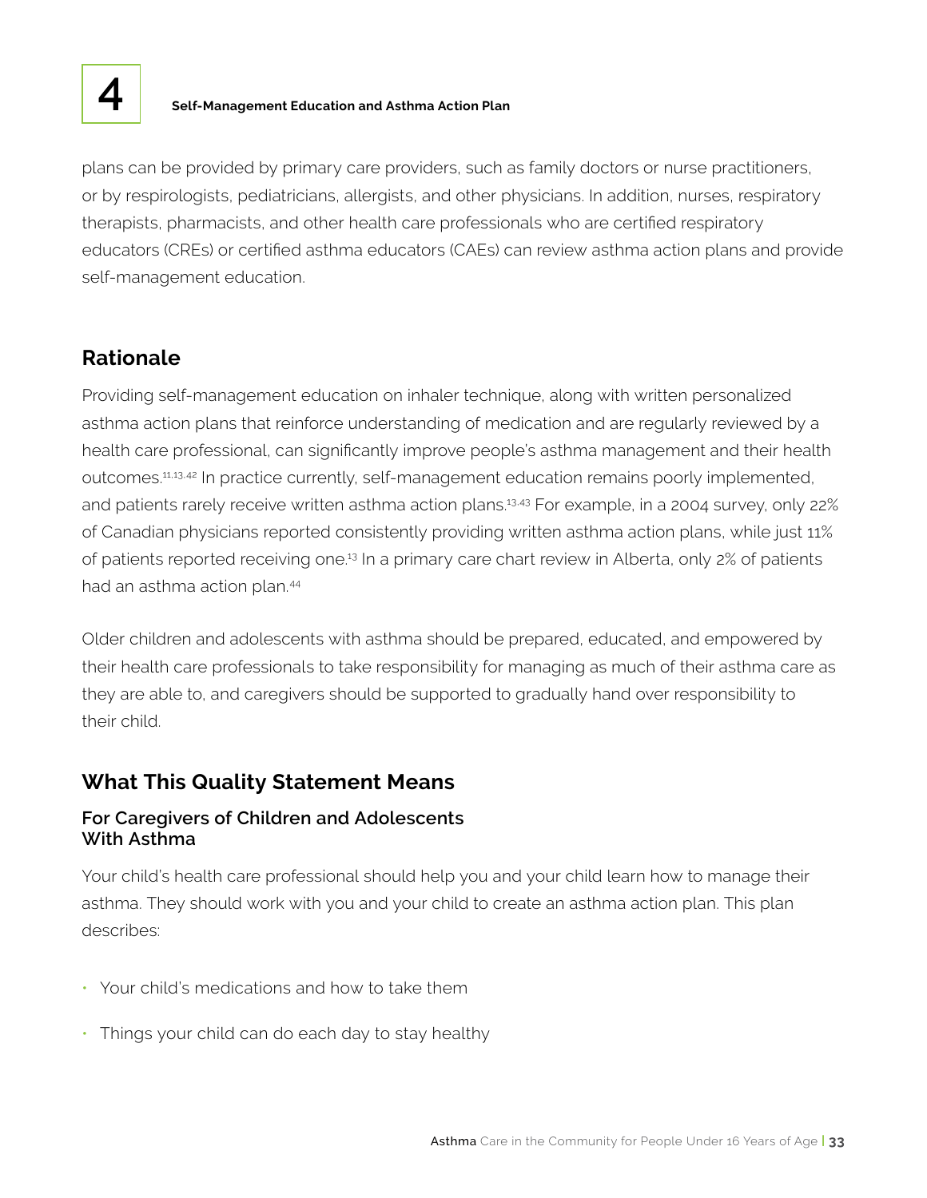plans can be provided by primary care providers, such as family doctors or nurse practitioners, or by respirologists, pediatricians, allergists, and other physicians. In addition, nurses, respiratory therapists, pharmacists, and other health care professionals who are certified respiratory educators (CREs) or certified asthma educators (CAEs) can review asthma action plans and provide self-management education.

## Rationale

Providing self-management education on inhaler technique, along with written personalized asthma action plans that reinforce understanding of medication and are regularly reviewed by a health care professional, can significantly improve people's asthma management and their health outcomes.[11,13,42] In practice currently, self-management education remains poorly implemented, and patients rarely receive written asthma action plans.[13,43] For example, in a 2004 survey, only 22% of Canadian physicians reported consistently providing written asthma action plans, while just 11% of patients reported receiving one.[13] In a primary care chart review in Alberta, only 2% of patients had an asthma action plan.[44]

Older children and adolescents with asthma should be prepared, educated, and empowered by their health care professionals to take responsibility for managing as much of their asthma care as they are able to, and caregivers should be supported to gradually hand over responsibility to their child.

## What This Quality Statement Means

### For Caregivers of Children and Adolescents With Asthma

Your child's health care professional should help you and your child learn how to manage their asthma. They should work with you and your child to create an asthma action plan. This plan describes:

- Your child's medications and how to take them
- Things your child can do each day to stay healthy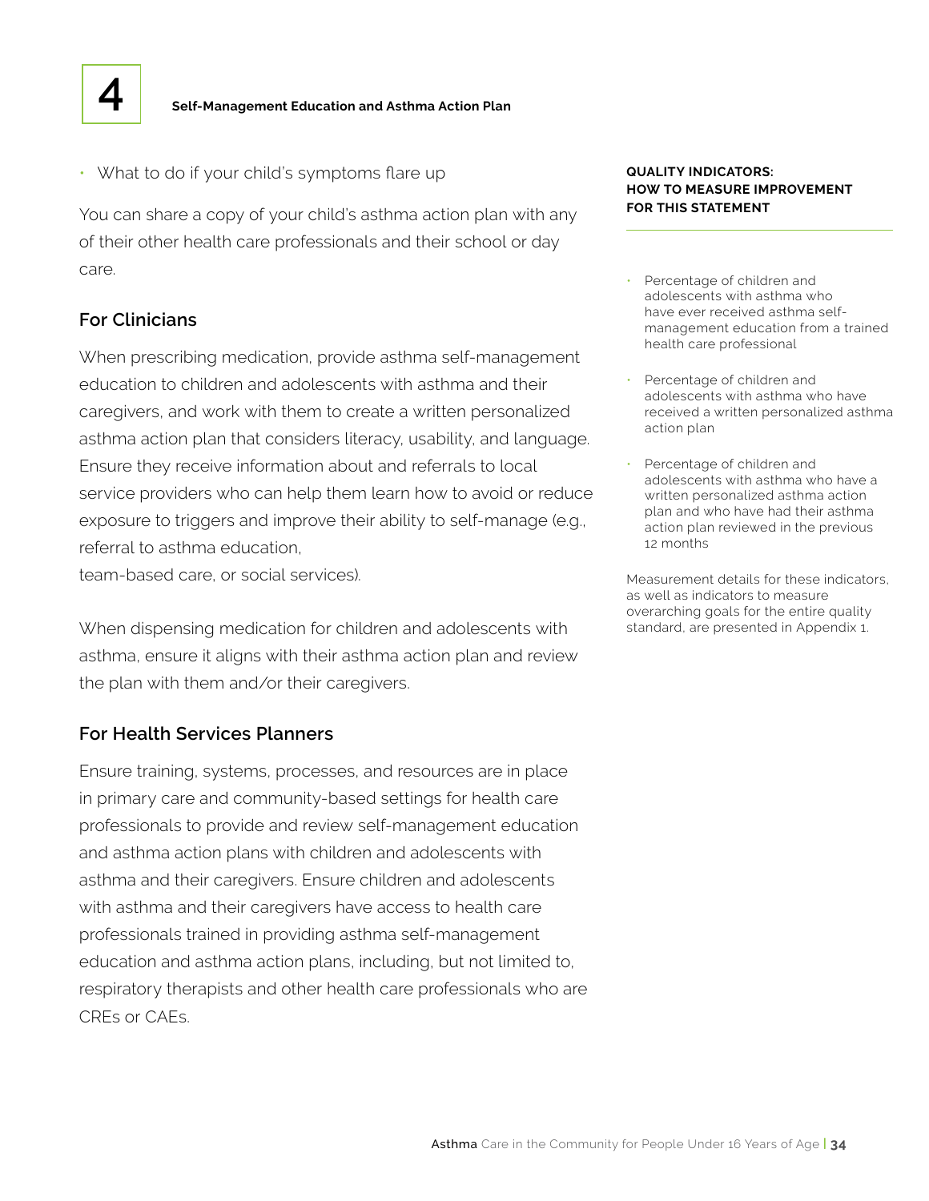## 4 Self-Management Education and Asthma Action Plan

- What to do if your child's symptoms flare up

You can share a copy of your child's asthma action plan with any of their other health care professionals and their school or day care.

### For Clinicians

When prescribing medication, provide asthma self-management education to children and adolescents with asthma and their caregivers, and work with them to create a written personalized asthma action plan that considers literacy, usability, and language. Ensure they receive information about and referrals to local service providers who can help them learn how to avoid or reduce exposure to triggers and improve their ability to self-manage (e.g., referral to asthma education, team-based care, or social services).

When dispensing medication for children and adolescents with asthma, ensure it aligns with their asthma action plan and review the plan with them and/or their caregivers.

### For Health Services Planners

Ensure training, systems, processes, and resources are in place in primary care and community-based settings for health care professionals to provide and review self-management education and asthma action plans with children and adolescents with asthma and their caregivers. Ensure children and adolescents with asthma and their caregivers have access to health care professionals trained in providing asthma self-management education and asthma action plans, including, but not limited to, respiratory therapists and other health care professionals who are CREs or CAEs.

**QUALITY INDICATORS: HOW TO MEASURE IMPROVEMENT FOR THIS STATEMENT**

- Percentage of children and adolescents with asthma who have ever received asthma self-management education from a trained health care professional
- Percentage of children and adolescents with asthma who have received a written personalized asthma action plan
- Percentage of children and adolescents with asthma who have a written personalized asthma action plan and who have had their asthma action plan reviewed in the previous 12 months

Measurement details for these indicators, as well as indicators to measure overarching goals for the entire quality standard, are presented in Appendix 1.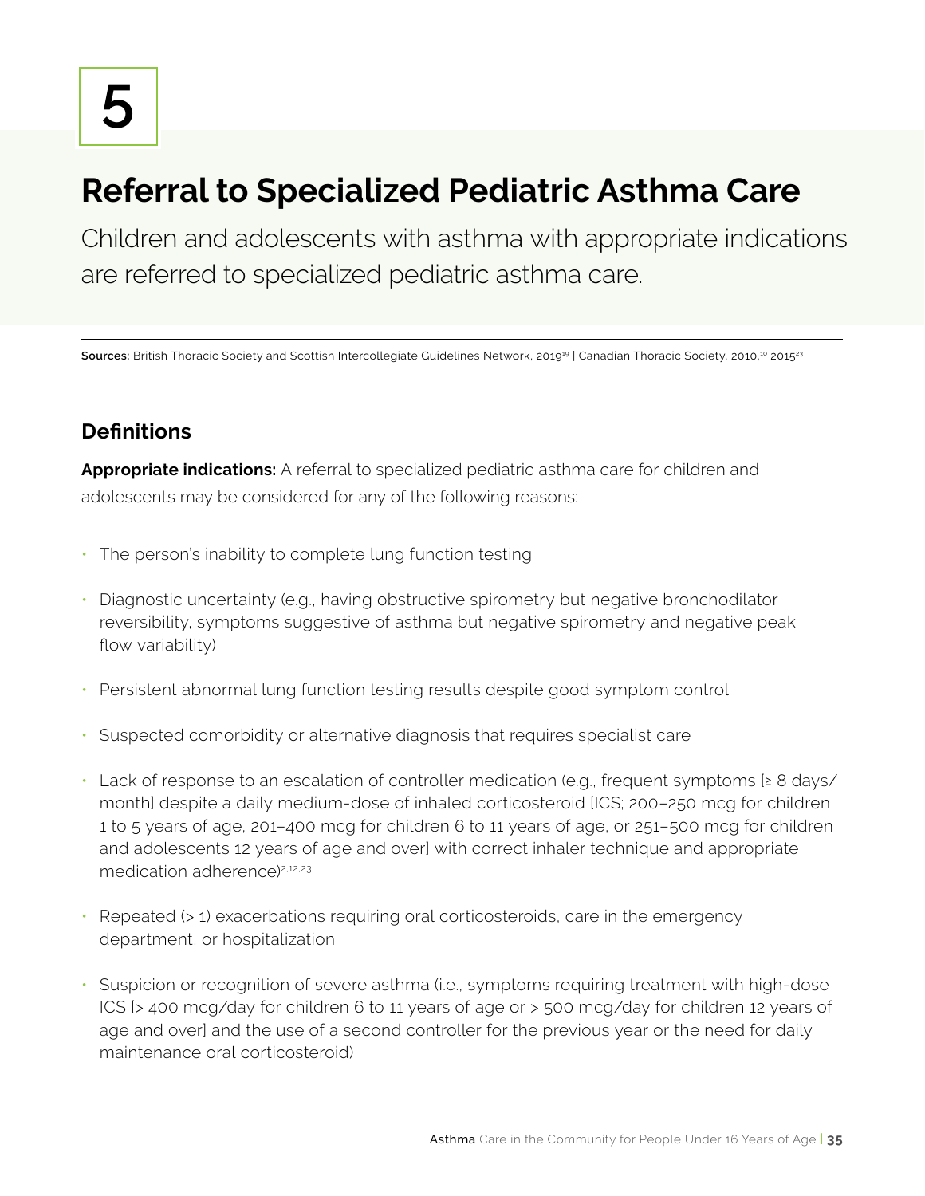# 5

## Referral to Specialized Pediatric Asthma Care

Children and adolescents with asthma with appropriate indications are referred to specialized pediatric asthma care.

**Sources:** British Thoracic Society and Scottish Intercollegiate Guidelines Network, 2019[19] | Canadian Thoracic Society, 2010,[10] 2015[23]

### Definitions

**Appropriate indications:** A referral to specialized pediatric asthma care for children and adolescents may be considered for any of the following reasons:

- The person's inability to complete lung function testing
- Diagnostic uncertainty (e.g., having obstructive spirometry but negative bronchodilator reversibility, symptoms suggestive of asthma but negative spirometry and negative peak flow variability)
- Persistent abnormal lung function testing results despite good symptom control
- Suspected comorbidity or alternative diagnosis that requires specialist care
- Lack of response to an escalation of controller medication (e.g., frequent symptoms [≥ 8 days/month] despite a daily medium-dose of inhaled corticosteroid [ICS; 200–250 mcg for children 1 to 5 years of age, 201–400 mcg for children 6 to 11 years of age, or 251–500 mcg for children and adolescents 12 years of age and over] with correct inhaler technique and appropriate medication adherence)[2,12,23]
- Repeated (> 1) exacerbations requiring oral corticosteroids, care in the emergency department, or hospitalization
- Suspicion or recognition of severe asthma (i.e., symptoms requiring treatment with high-dose ICS [> 400 mcg/day for children 6 to 11 years of age or > 500 mcg/day for children 12 years of age and over] and the use of a second controller for the previous year or the need for daily maintenance oral corticosteroid)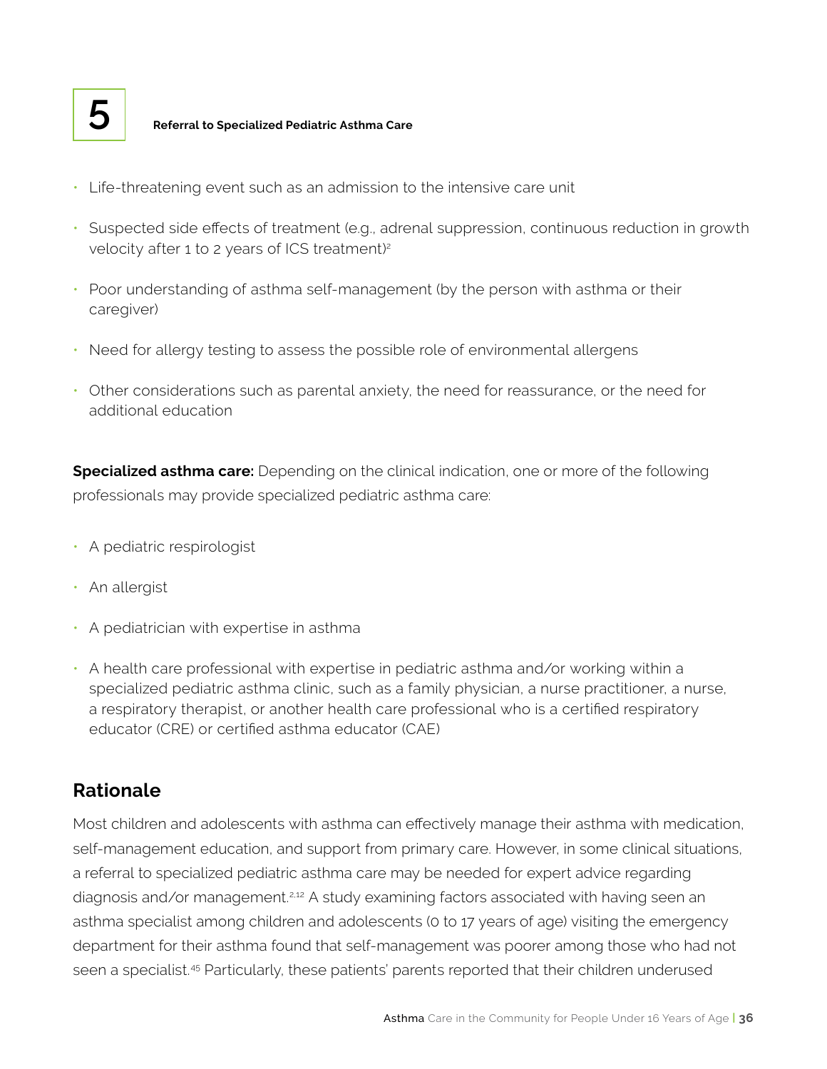- Life-threatening event such as an admission to the intensive care unit
- Suspected side effects of treatment (e.g., adrenal suppression, continuous reduction in growth velocity after 1 to 2 years of ICS treatment)[2]
- Poor understanding of asthma self-management (by the person with asthma or their caregiver)
- Need for allergy testing to assess the possible role of environmental allergens
- Other considerations such as parental anxiety, the need for reassurance, or the need for additional education

**Specialized asthma care:** Depending on the clinical indication, one or more of the following professionals may provide specialized pediatric asthma care:

- A pediatric respirologist
- An allergist
- A pediatrician with expertise in asthma
- A health care professional with expertise in pediatric asthma and/or working within a specialized pediatric asthma clinic, such as a family physician, a nurse practitioner, a nurse, a respiratory therapist, or another health care professional who is a certified respiratory educator (CRE) or certified asthma educator (CAE)

## Rationale

Most children and adolescents with asthma can effectively manage their asthma with medication, self-management education, and support from primary care. However, in some clinical situations, a referral to specialized pediatric asthma care may be needed for expert advice regarding diagnosis and/or management.[2,12] A study examining factors associated with having seen an asthma specialist among children and adolescents (0 to 17 years of age) visiting the emergency department for their asthma found that self-management was poorer among those who had not seen a specialist.[45] Particularly, these patients' parents reported that their children underused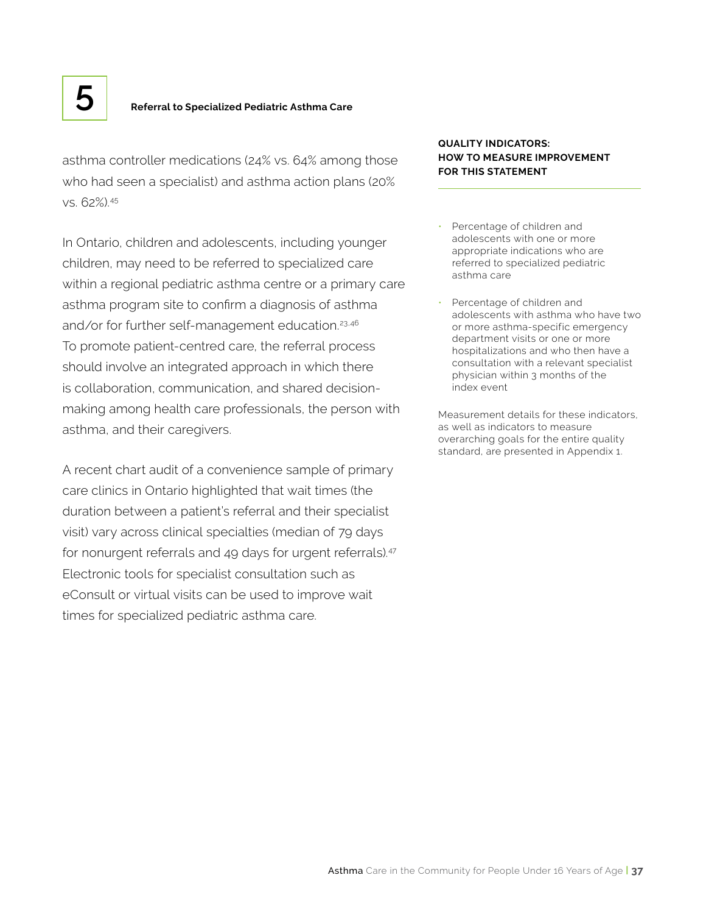# 5 Referral to Specialized Pediatric Asthma Care

asthma controller medications (24% vs. 64% among those who had seen a specialist) and asthma action plans (20% vs. 62%).[45]

In Ontario, children and adolescents, including younger children, may need to be referred to specialized care within a regional pediatric asthma centre or a primary care asthma program site to confirm a diagnosis of asthma and/or for further self-management education.[23,46] To promote patient-centred care, the referral process should involve an integrated approach in which there is collaboration, communication, and shared decision-making among health care professionals, the person with asthma, and their caregivers.

A recent chart audit of a convenience sample of primary care clinics in Ontario highlighted that wait times (the duration between a patient's referral and their specialist visit) vary across clinical specialties (median of 79 days for nonurgent referrals and 49 days for urgent referrals).[47] Electronic tools for specialist consultation such as eConsult or virtual visits can be used to improve wait times for specialized pediatric asthma care.

**QUALITY INDICATORS: HOW TO MEASURE IMPROVEMENT FOR THIS STATEMENT**

- Percentage of children and adolescents with one or more appropriate indications who are referred to specialized pediatric asthma care
- Percentage of children and adolescents with asthma who have two or more asthma-specific emergency department visits or one or more hospitalizations and who then have a consultation with a relevant specialist physician within 3 months of the index event

Measurement details for these indicators, as well as indicators to measure overarching goals for the entire quality standard, are presented in Appendix 1.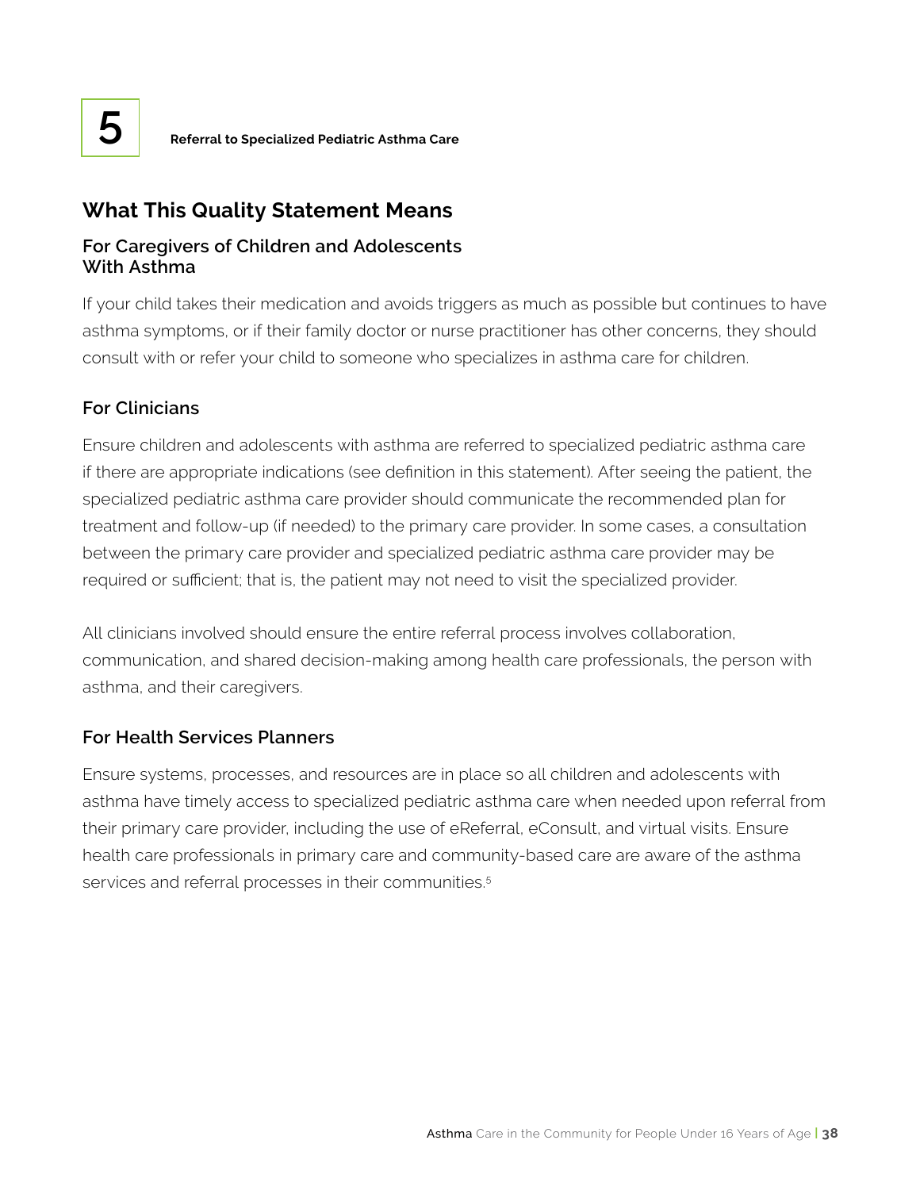# 5 Referral to Specialized Pediatric Asthma Care

## What This Quality Statement Means

### For Caregivers of Children and Adolescents With Asthma

If your child takes their medication and avoids triggers as much as possible but continues to have asthma symptoms, or if their family doctor or nurse practitioner has other concerns, they should consult with or refer your child to someone who specializes in asthma care for children.

### For Clinicians

Ensure children and adolescents with asthma are referred to specialized pediatric asthma care if there are appropriate indications (see definition in this statement). After seeing the patient, the specialized pediatric asthma care provider should communicate the recommended plan for treatment and follow-up (if needed) to the primary care provider. In some cases, a consultation between the primary care provider and specialized pediatric asthma care provider may be required or sufficient; that is, the patient may not need to visit the specialized provider.

All clinicians involved should ensure the entire referral process involves collaboration, communication, and shared decision-making among health care professionals, the person with asthma, and their caregivers.

### For Health Services Planners

Ensure systems, processes, and resources are in place so all children and adolescents with asthma have timely access to specialized pediatric asthma care when needed upon referral from their primary care provider, including the use of eReferral, eConsult, and virtual visits. Ensure health care professionals in primary care and community-based care are aware of the asthma services and referral processes in their communities.[5]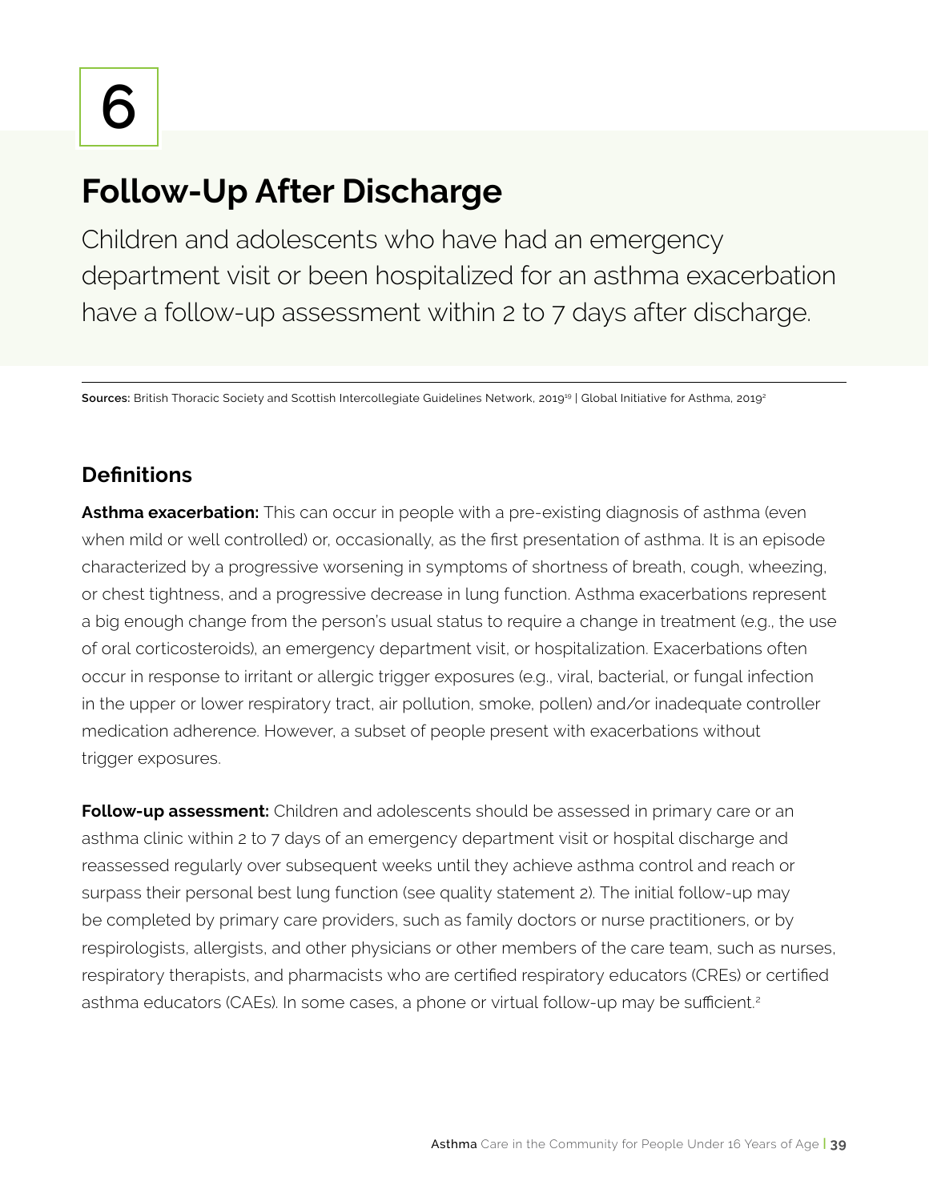# 6

## Follow-Up After Discharge

Children and adolescents who have had an emergency department visit or been hospitalized for an asthma exacerbation have a follow-up assessment within 2 to 7 days after discharge.

**Sources:** British Thoracic Society and Scottish Intercollegiate Guidelines Network, 2019[19] | Global Initiative for Asthma, 2019[2]

### Definitions

**Asthma exacerbation:** This can occur in people with a pre-existing diagnosis of asthma (even when mild or well controlled) or, occasionally, as the first presentation of asthma. It is an episode characterized by a progressive worsening in symptoms of shortness of breath, cough, wheezing, or chest tightness, and a progressive decrease in lung function. Asthma exacerbations represent a big enough change from the person's usual status to require a change in treatment (e.g., the use of oral corticosteroids), an emergency department visit, or hospitalization. Exacerbations often occur in response to irritant or allergic trigger exposures (e.g., viral, bacterial, or fungal infection in the upper or lower respiratory tract, air pollution, smoke, pollen) and/or inadequate controller medication adherence. However, a subset of people present with exacerbations without trigger exposures.

**Follow-up assessment:** Children and adolescents should be assessed in primary care or an asthma clinic within 2 to 7 days of an emergency department visit or hospital discharge and reassessed regularly over subsequent weeks until they achieve asthma control and reach or surpass their personal best lung function (see quality statement 2). The initial follow-up may be completed by primary care providers, such as family doctors or nurse practitioners, or by respirologists, allergists, and other physicians or other members of the care team, such as nurses, respiratory therapists, and pharmacists who are certified respiratory educators (CREs) or certified asthma educators (CAEs). In some cases, a phone or virtual follow-up may be sufficient.[2]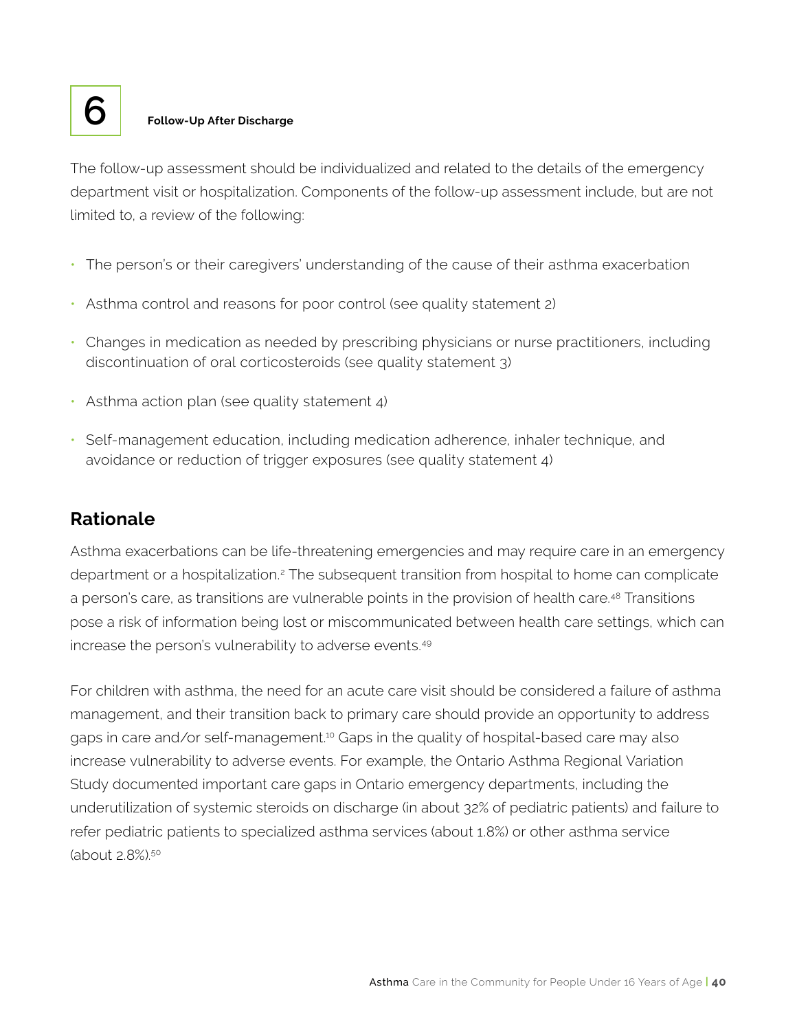# 6 Follow-Up After Discharge

The follow-up assessment should be individualized and related to the details of the emergency department visit or hospitalization. Components of the follow-up assessment include, but are not limited to, a review of the following:

- The person's or their caregivers' understanding of the cause of their asthma exacerbation
- Asthma control and reasons for poor control (see quality statement 2)
- Changes in medication as needed by prescribing physicians or nurse practitioners, including discontinuation of oral corticosteroids (see quality statement 3)
- Asthma action plan (see quality statement 4)
- Self-management education, including medication adherence, inhaler technique, and avoidance or reduction of trigger exposures (see quality statement 4)

## Rationale

Asthma exacerbations can be life-threatening emergencies and may require care in an emergency department or a hospitalization.[2] The subsequent transition from hospital to home can complicate a person's care, as transitions are vulnerable points in the provision of health care.[48] Transitions pose a risk of information being lost or miscommunicated between health care settings, which can increase the person's vulnerability to adverse events.[49]

For children with asthma, the need for an acute care visit should be considered a failure of asthma management, and their transition back to primary care should provide an opportunity to address gaps in care and/or self-management.[10] Gaps in the quality of hospital-based care may also increase vulnerability to adverse events. For example, the Ontario Asthma Regional Variation Study documented important care gaps in Ontario emergency departments, including the underutilization of systemic steroids on discharge (in about 32% of pediatric patients) and failure to refer pediatric patients to specialized asthma services (about 1.8%) or other asthma service (about 2.8%).[50]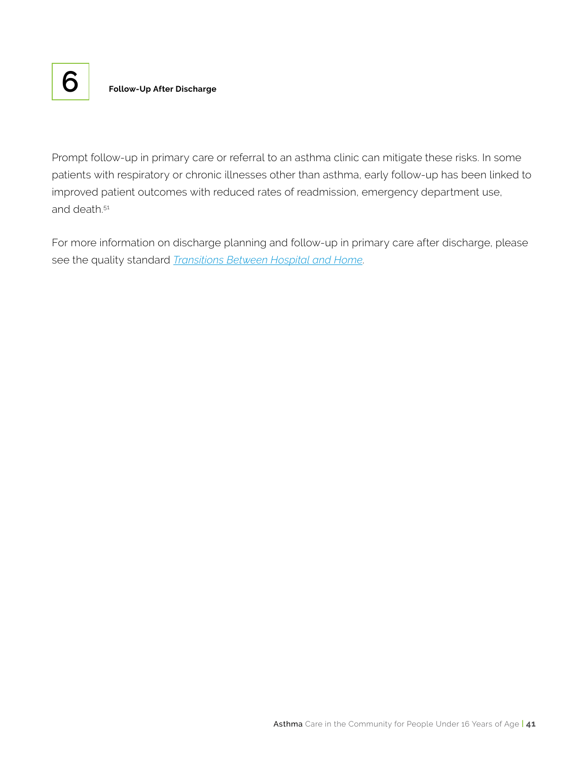# 6

**Follow-Up After Discharge**

Prompt follow-up in primary care or referral to an asthma clinic can mitigate these risks. In some patients with respiratory or chronic illnesses other than asthma, early follow-up has been linked to improved patient outcomes with reduced rates of readmission, emergency department use, and death.[51]

For more information on discharge planning and follow-up in primary care after discharge, please see the quality standard *Transitions Between Hospital and Home*.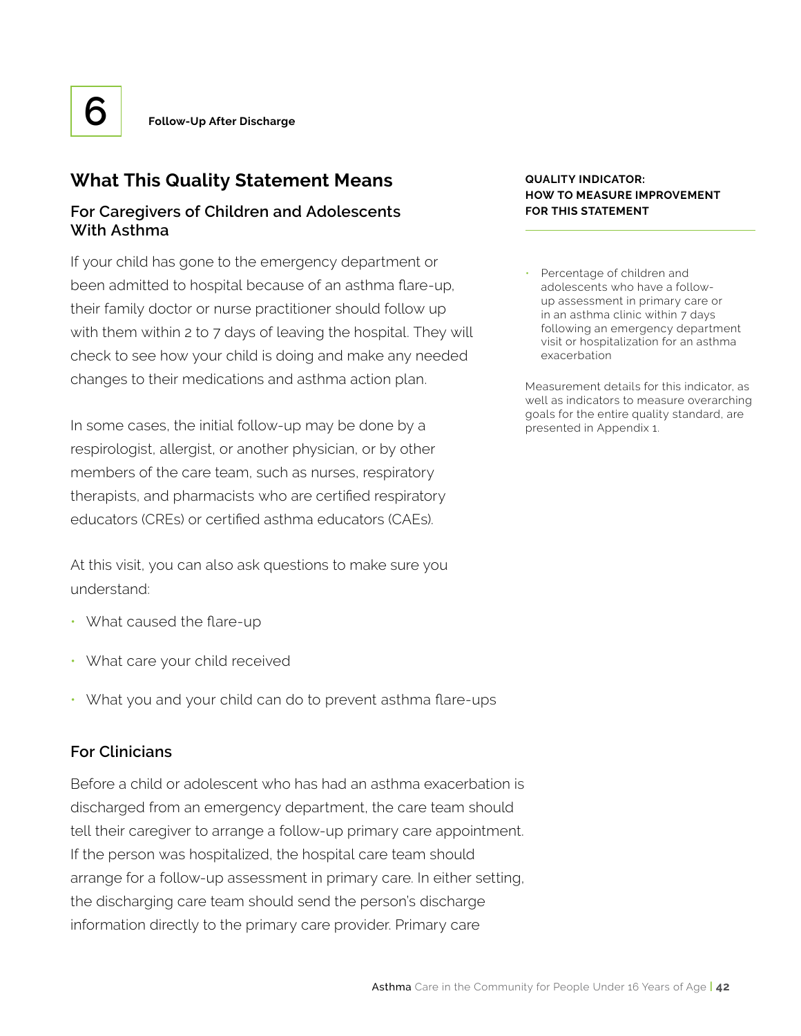# 6 Follow-Up After Discharge

## What This Quality Statement Means

### For Caregivers of Children and Adolescents With Asthma

If your child has gone to the emergency department or been admitted to hospital because of an asthma flare-up, their family doctor or nurse practitioner should follow up with them within 2 to 7 days of leaving the hospital. They will check to see how your child is doing and make any needed changes to their medications and asthma action plan.

In some cases, the initial follow-up may be done by a respirologist, allergist, or another physician, or by other members of the care team, such as nurses, respiratory therapists, and pharmacists who are certified respiratory educators (CREs) or certified asthma educators (CAEs).

At this visit, you can also ask questions to make sure you understand:

- What caused the flare-up
- What care your child received
- What you and your child can do to prevent asthma flare-ups

### For Clinicians

Before a child or adolescent who has had an asthma exacerbation is discharged from an emergency department, the care team should tell their caregiver to arrange a follow-up primary care appointment. If the person was hospitalized, the hospital care team should arrange for a follow-up assessment in primary care. In either setting, the discharging care team should send the person's discharge information directly to the primary care provider. Primary care

**QUALITY INDICATOR: HOW TO MEASURE IMPROVEMENT FOR THIS STATEMENT**

- Percentage of children and adolescents who have a follow-up assessment in primary care or in an asthma clinic within 7 days following an emergency department visit or hospitalization for an asthma exacerbation

Measurement details for this indicator, as well as indicators to measure overarching goals for the entire quality standard, are presented in Appendix 1.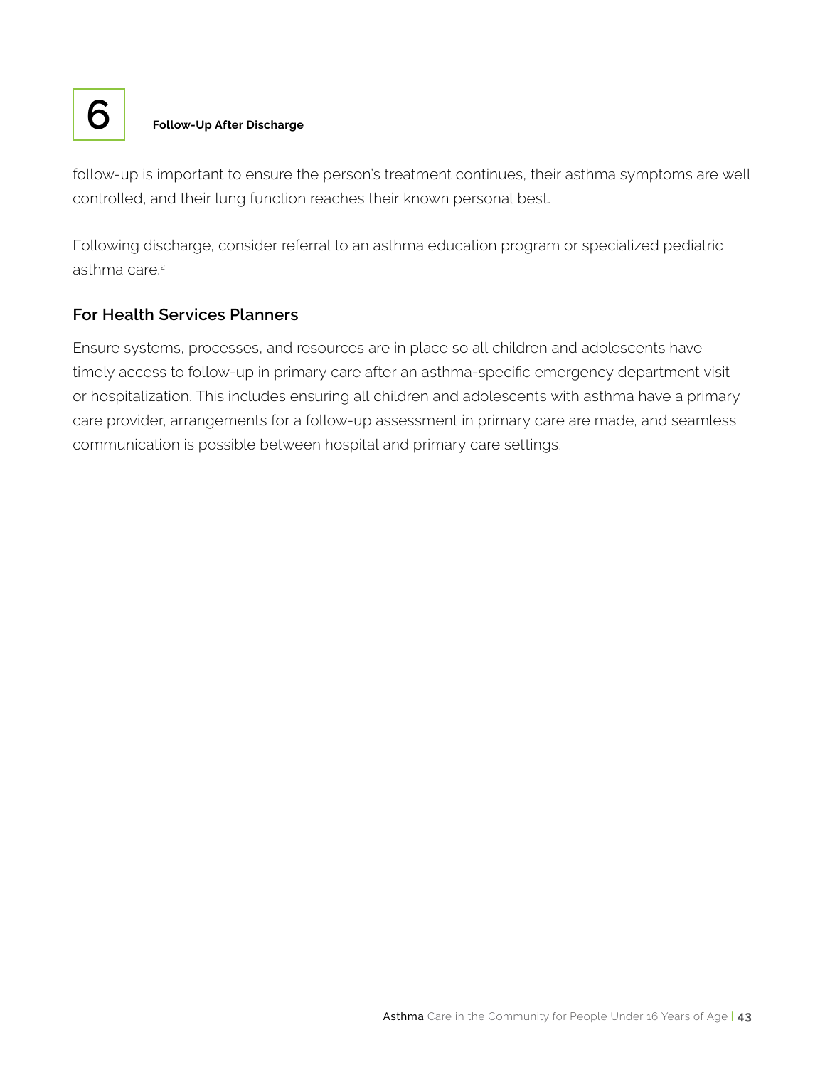# 6 Follow-Up After Discharge

follow-up is important to ensure the person's treatment continues, their asthma symptoms are well controlled, and their lung function reaches their known personal best.

Following discharge, consider referral to an asthma education program or specialized pediatric asthma care.[2]

## For Health Services Planners

Ensure systems, processes, and resources are in place so all children and adolescents have timely access to follow-up in primary care after an asthma-specific emergency department visit or hospitalization. This includes ensuring all children and adolescents with asthma have a primary care provider, arrangements for a follow-up assessment in primary care are made, and seamless communication is possible between hospital and primary care settings.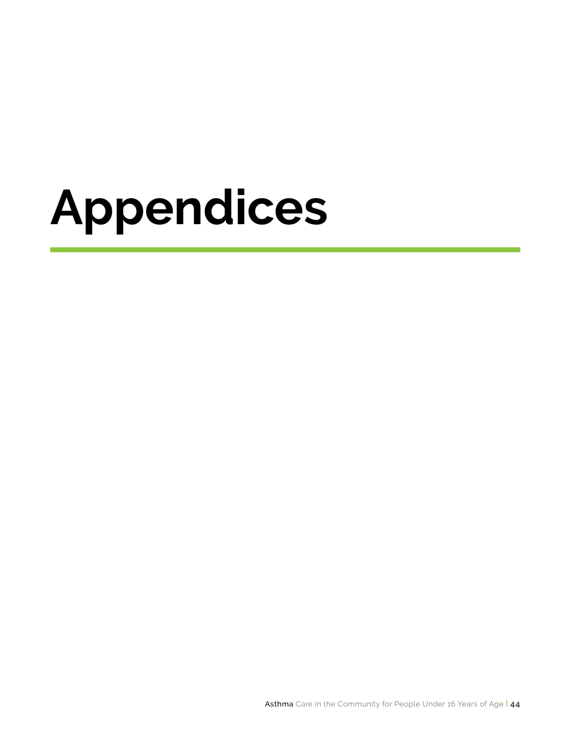# Appendices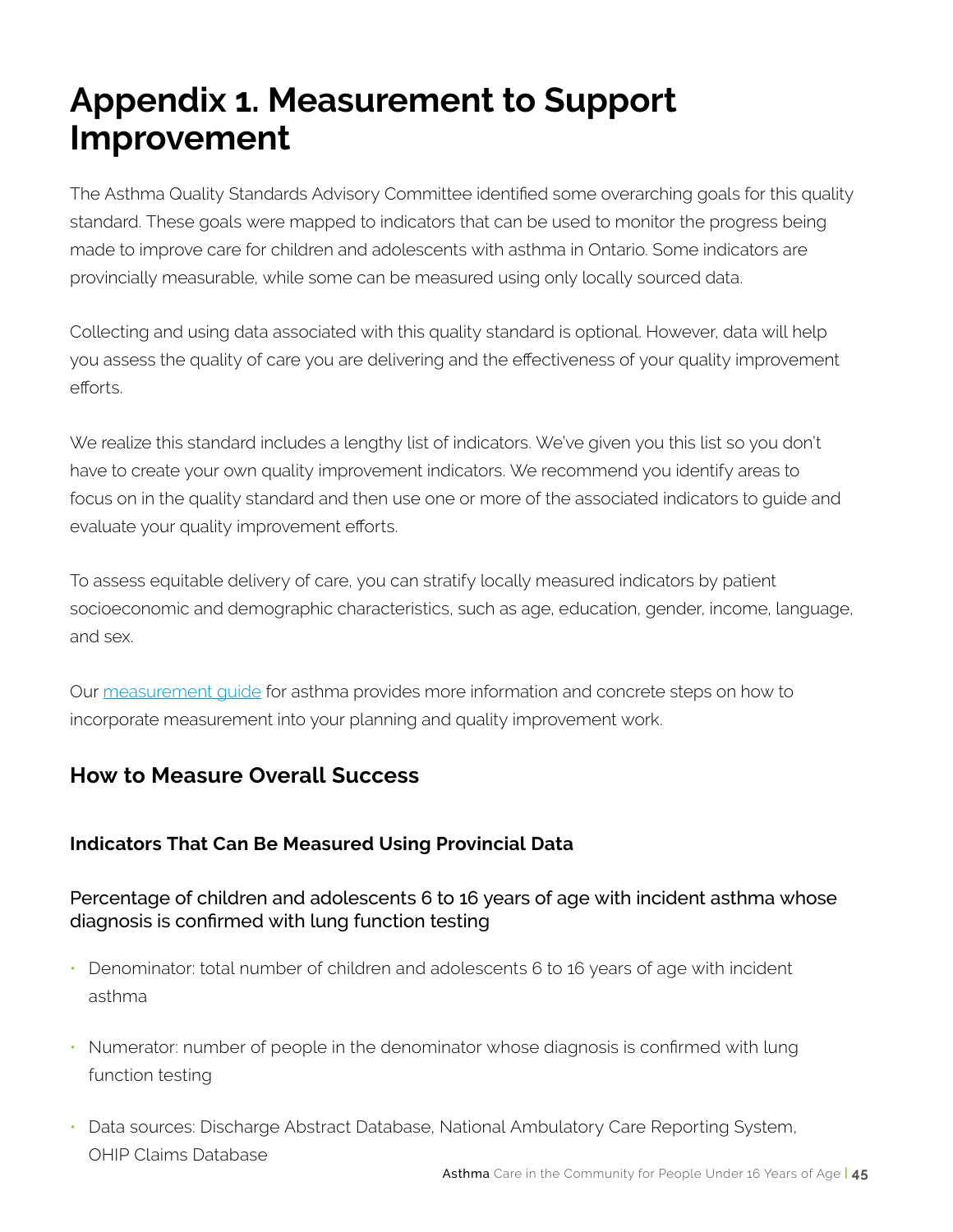# Appendix 1. Measurement to Support Improvement

The Asthma Quality Standards Advisory Committee identified some overarching goals for this quality standard. These goals were mapped to indicators that can be used to monitor the progress being made to improve care for children and adolescents with asthma in Ontario. Some indicators are provincially measurable, while some can be measured using only locally sourced data.

Collecting and using data associated with this quality standard is optional. However, data will help you assess the quality of care you are delivering and the effectiveness of your quality improvement efforts.

We realize this standard includes a lengthy list of indicators. We've given you this list so you don't have to create your own quality improvement indicators. We recommend you identify areas to focus on in the quality standard and then use one or more of the associated indicators to guide and evaluate your quality improvement efforts.

To assess equitable delivery of care, you can stratify locally measured indicators by patient socioeconomic and demographic characteristics, such as age, education, gender, income, language, and sex.

Our measurement guide for asthma provides more information and concrete steps on how to incorporate measurement into your planning and quality improvement work.

## How to Measure Overall Success

### Indicators That Can Be Measured Using Provincial Data

#### Percentage of children and adolescents 6 to 16 years of age with incident asthma whose diagnosis is confirmed with lung function testing

- Denominator: total number of children and adolescents 6 to 16 years of age with incident asthma
- Numerator: number of people in the denominator whose diagnosis is confirmed with lung function testing
- Data sources: Discharge Abstract Database, National Ambulatory Care Reporting System, OHIP Claims Database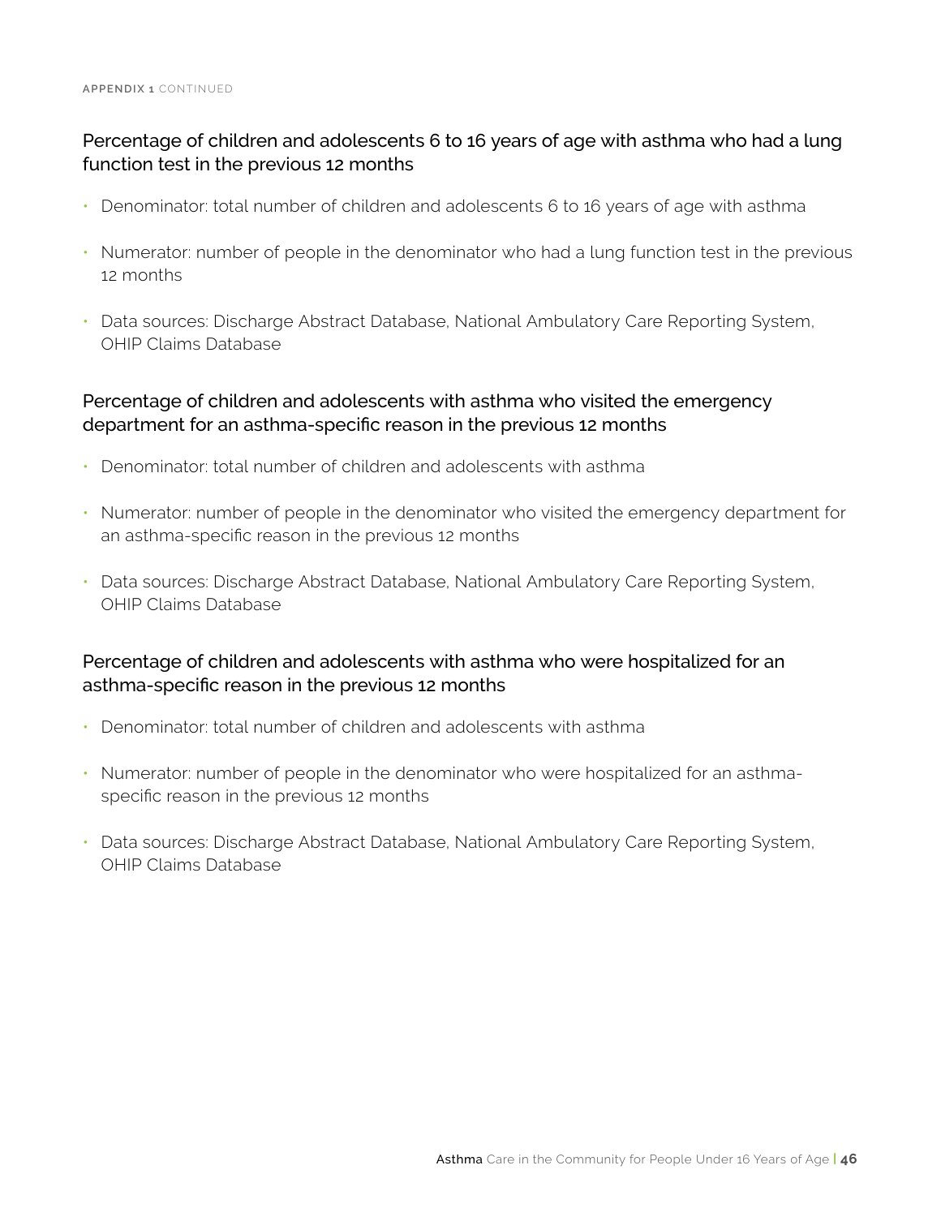APPENDIX 1 CONTINUED

### Percentage of children and adolescents 6 to 16 years of age with asthma who had a lung function test in the previous 12 months

- Denominator: total number of children and adolescents 6 to 16 years of age with asthma
- Numerator: number of people in the denominator who had a lung function test in the previous 12 months
- Data sources: Discharge Abstract Database, National Ambulatory Care Reporting System, OHIP Claims Database

### Percentage of children and adolescents with asthma who visited the emergency department for an asthma-specific reason in the previous 12 months

- Denominator: total number of children and adolescents with asthma
- Numerator: number of people in the denominator who visited the emergency department for an asthma-specific reason in the previous 12 months
- Data sources: Discharge Abstract Database, National Ambulatory Care Reporting System, OHIP Claims Database

### Percentage of children and adolescents with asthma who were hospitalized for an asthma-specific reason in the previous 12 months

- Denominator: total number of children and adolescents with asthma
- Numerator: number of people in the denominator who were hospitalized for an asthma-specific reason in the previous 12 months
- Data sources: Discharge Abstract Database, National Ambulatory Care Reporting System, OHIP Claims Database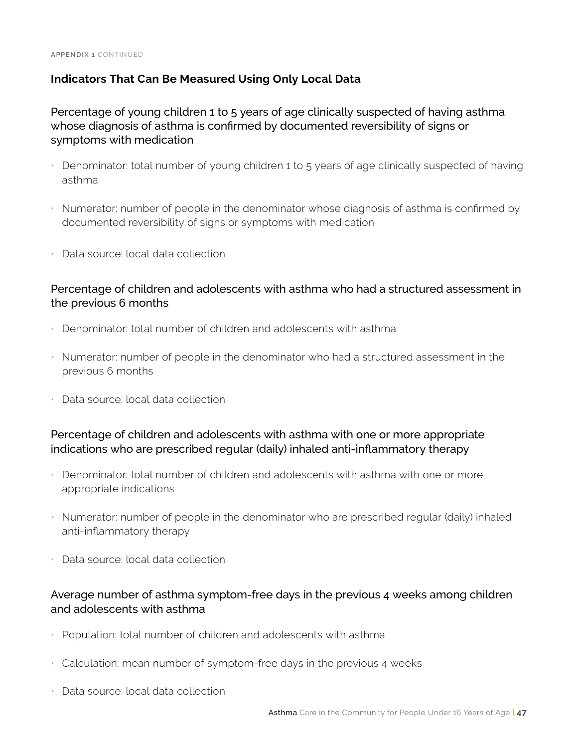APPENDIX 1 CONTINUED

## Indicators That Can Be Measured Using Only Local Data

### Percentage of young children 1 to 5 years of age clinically suspected of having asthma whose diagnosis of asthma is confirmed by documented reversibility of signs or symptoms with medication

- Denominator: total number of young children 1 to 5 years of age clinically suspected of having asthma
- Numerator: number of people in the denominator whose diagnosis of asthma is confirmed by documented reversibility of signs or symptoms with medication
- Data source: local data collection

### Percentage of children and adolescents with asthma who had a structured assessment in the previous 6 months

- Denominator: total number of children and adolescents with asthma
- Numerator: number of people in the denominator who had a structured assessment in the previous 6 months
- Data source: local data collection

### Percentage of children and adolescents with asthma with one or more appropriate indications who are prescribed regular (daily) inhaled anti-inflammatory therapy

- Denominator: total number of children and adolescents with asthma with one or more appropriate indications
- Numerator: number of people in the denominator who are prescribed regular (daily) inhaled anti-inflammatory therapy
- Data source: local data collection

### Average number of asthma symptom-free days in the previous 4 weeks among children and adolescents with asthma

- Population: total number of children and adolescents with asthma
- Calculation: mean number of symptom-free days in the previous 4 weeks
- Data source: local data collection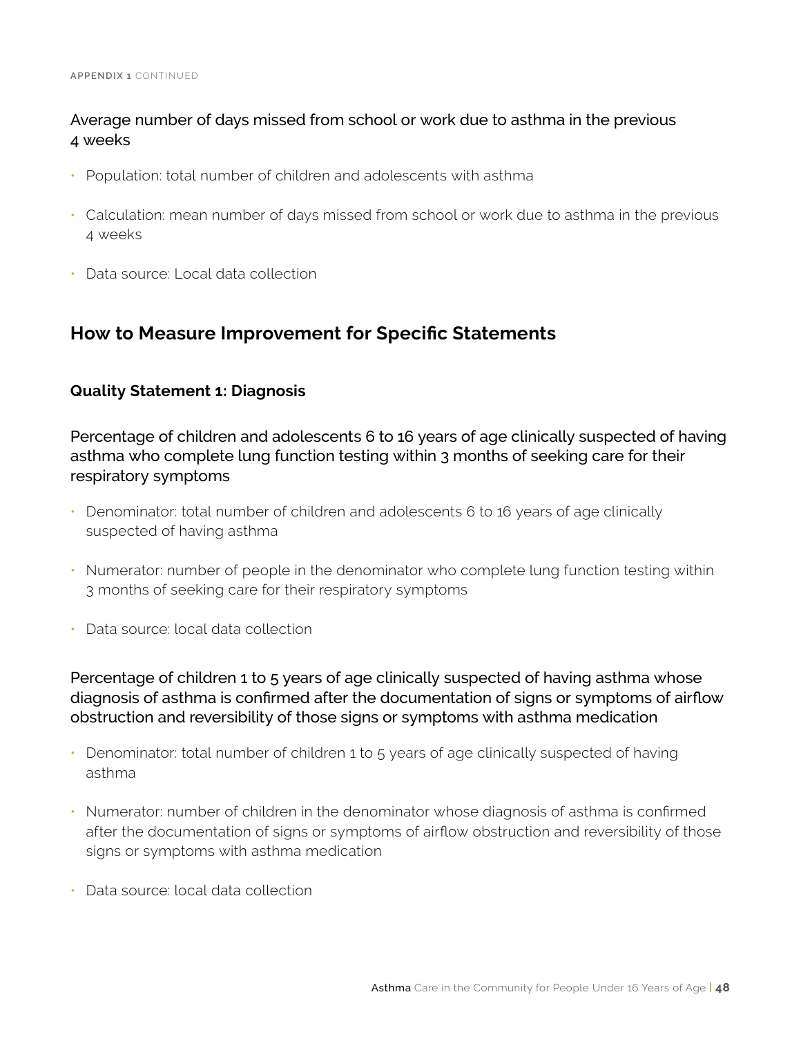Average number of days missed from school or work due to asthma in the previous 4 weeks

- Population: total number of children and adolescents with asthma
- Calculation: mean number of days missed from school or work due to asthma in the previous 4 weeks
- Data source: Local data collection

## How to Measure Improvement for Specific Statements

### Quality Statement 1: Diagnosis

Percentage of children and adolescents 6 to 16 years of age clinically suspected of having asthma who complete lung function testing within 3 months of seeking care for their respiratory symptoms

- Denominator: total number of children and adolescents 6 to 16 years of age clinically suspected of having asthma
- Numerator: number of people in the denominator who complete lung function testing within 3 months of seeking care for their respiratory symptoms
- Data source: local data collection

Percentage of children 1 to 5 years of age clinically suspected of having asthma whose diagnosis of asthma is confirmed after the documentation of signs or symptoms of airflow obstruction and reversibility of those signs or symptoms with asthma medication

- Denominator: total number of children 1 to 5 years of age clinically suspected of having asthma
- Numerator: number of children in the denominator whose diagnosis of asthma is confirmed after the documentation of signs or symptoms of airflow obstruction and reversibility of those signs or symptoms with asthma medication
- Data source: local data collection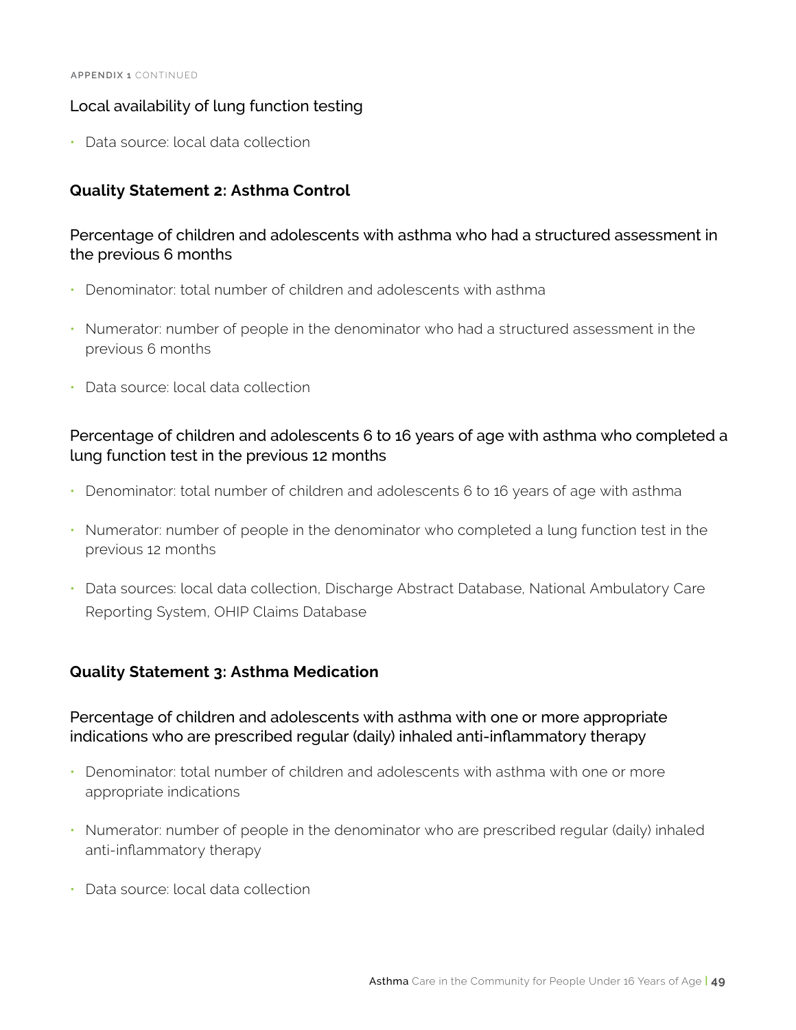### Local availability of lung function testing

- Data source: local data collection

## Quality Statement 2: Asthma Control

### Percentage of children and adolescents with asthma who had a structured assessment in the previous 6 months

- Denominator: total number of children and adolescents with asthma
- Numerator: number of people in the denominator who had a structured assessment in the previous 6 months
- Data source: local data collection

### Percentage of children and adolescents 6 to 16 years of age with asthma who completed a lung function test in the previous 12 months

- Denominator: total number of children and adolescents 6 to 16 years of age with asthma
- Numerator: number of people in the denominator who completed a lung function test in the previous 12 months
- Data sources: local data collection, Discharge Abstract Database, National Ambulatory Care Reporting System, OHIP Claims Database

## Quality Statement 3: Asthma Medication

### Percentage of children and adolescents with asthma with one or more appropriate indications who are prescribed regular (daily) inhaled anti-inflammatory therapy

- Denominator: total number of children and adolescents with asthma with one or more appropriate indications
- Numerator: number of people in the denominator who are prescribed regular (daily) inhaled anti-inflammatory therapy
- Data source: local data collection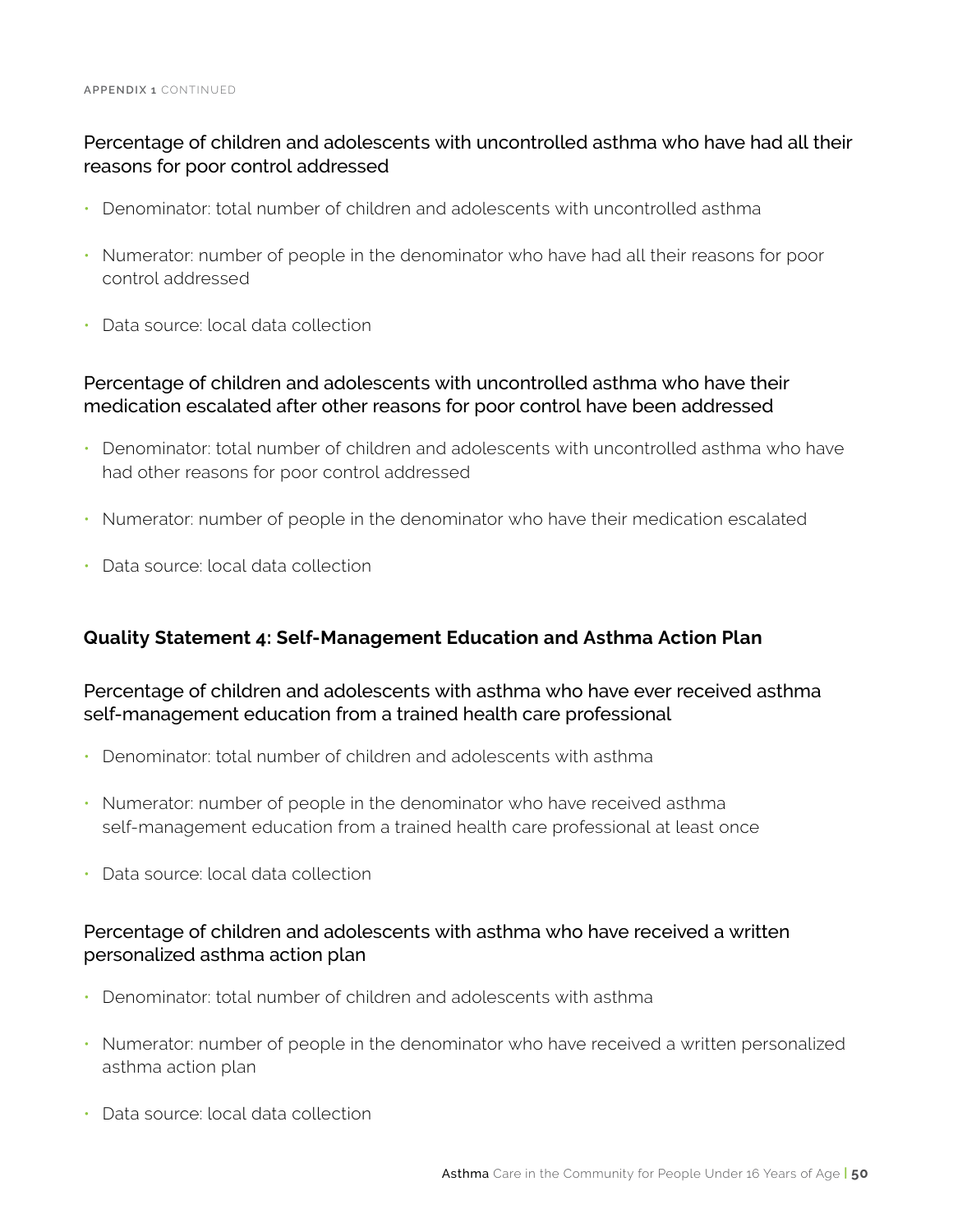Percentage of children and adolescents with uncontrolled asthma who have had all their reasons for poor control addressed

- Denominator: total number of children and adolescents with uncontrolled asthma
- Numerator: number of people in the denominator who have had all their reasons for poor control addressed
- Data source: local data collection

Percentage of children and adolescents with uncontrolled asthma who have their medication escalated after other reasons for poor control have been addressed

- Denominator: total number of children and adolescents with uncontrolled asthma who have had other reasons for poor control addressed
- Numerator: number of people in the denominator who have their medication escalated
- Data source: local data collection

## Quality Statement 4: Self-Management Education and Asthma Action Plan

Percentage of children and adolescents with asthma who have ever received asthma self-management education from a trained health care professional

- Denominator: total number of children and adolescents with asthma
- Numerator: number of people in the denominator who have received asthma self-management education from a trained health care professional at least once
- Data source: local data collection

Percentage of children and adolescents with asthma who have received a written personalized asthma action plan

- Denominator: total number of children and adolescents with asthma
- Numerator: number of people in the denominator who have received a written personalized asthma action plan
- Data source: local data collection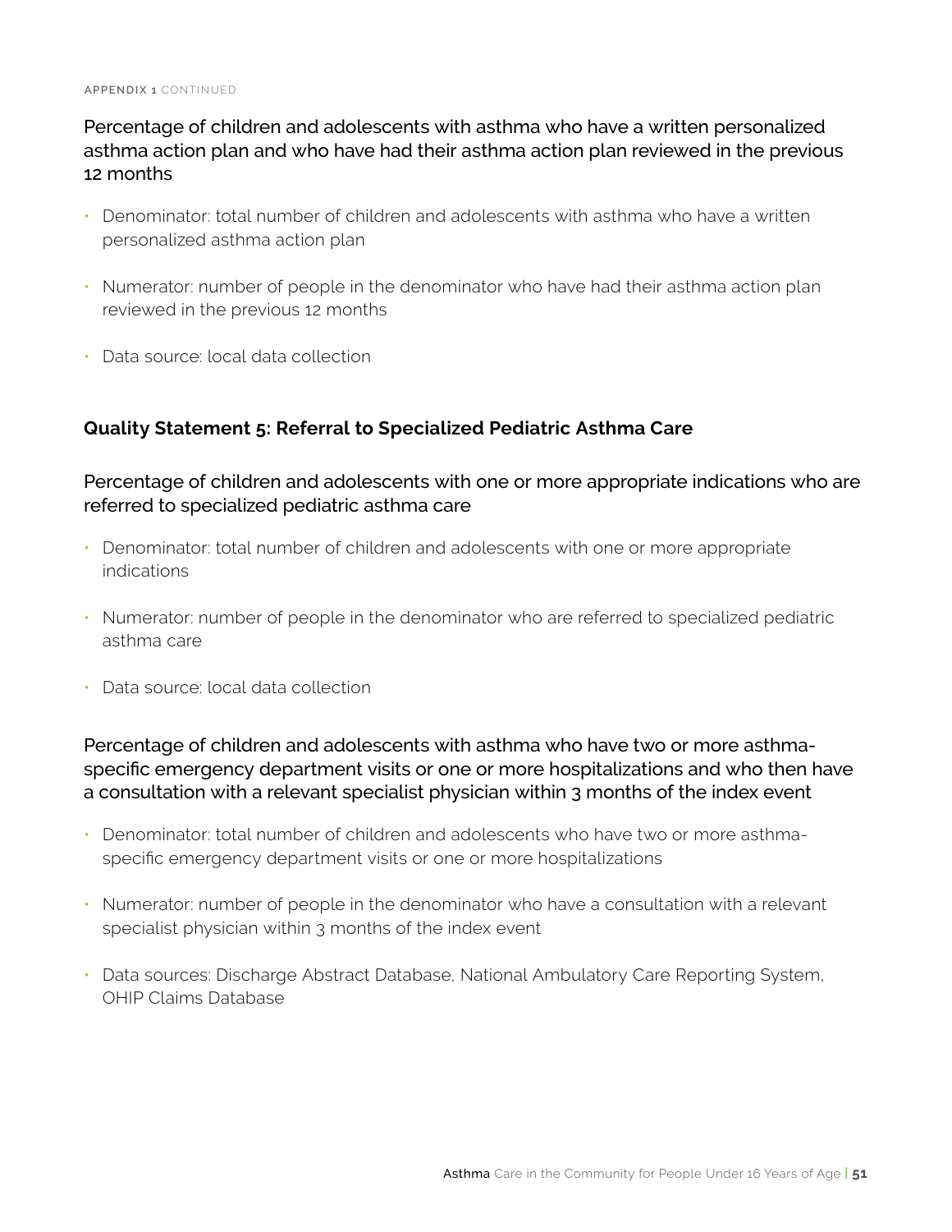Percentage of children and adolescents with asthma who have a written personalized asthma action plan and who have had their asthma action plan reviewed in the previous 12 months

- Denominator: total number of children and adolescents with asthma who have a written personalized asthma action plan
- Numerator: number of people in the denominator who have had their asthma action plan reviewed in the previous 12 months
- Data source: local data collection

### Quality Statement 5: Referral to Specialized Pediatric Asthma Care

Percentage of children and adolescents with one or more appropriate indications who are referred to specialized pediatric asthma care

- Denominator: total number of children and adolescents with one or more appropriate indications
- Numerator: number of people in the denominator who are referred to specialized pediatric asthma care
- Data source: local data collection

Percentage of children and adolescents with asthma who have two or more asthma-specific emergency department visits or one or more hospitalizations and who then have a consultation with a relevant specialist physician within 3 months of the index event

- Denominator: total number of children and adolescents who have two or more asthma-specific emergency department visits or one or more hospitalizations
- Numerator: number of people in the denominator who have a consultation with a relevant specialist physician within 3 months of the index event
- Data sources: Discharge Abstract Database, National Ambulatory Care Reporting System, OHIP Claims Database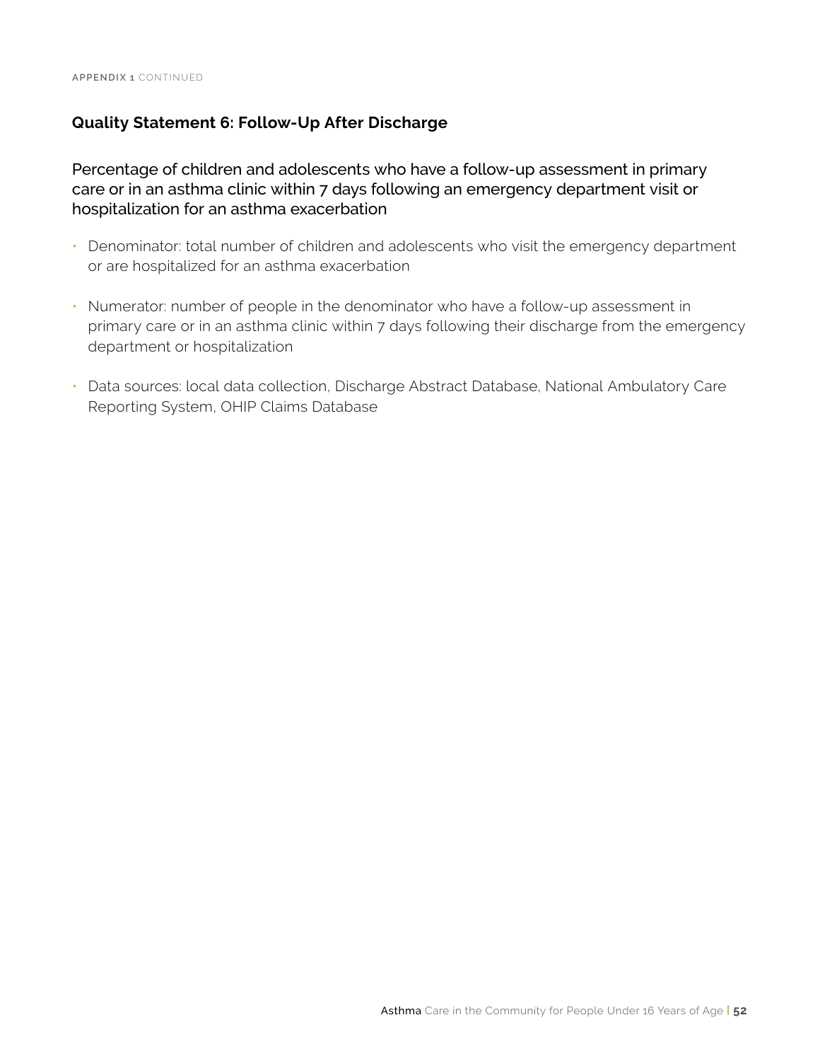### Quality Statement 6: Follow-Up After Discharge

Percentage of children and adolescents who have a follow-up assessment in primary care or in an asthma clinic within 7 days following an emergency department visit or hospitalization for an asthma exacerbation

- Denominator: total number of children and adolescents who visit the emergency department or are hospitalized for an asthma exacerbation
- Numerator: number of people in the denominator who have a follow-up assessment in primary care or in an asthma clinic within 7 days following their discharge from the emergency department or hospitalization
- Data sources: local data collection, Discharge Abstract Database, National Ambulatory Care Reporting System, OHIP Claims Database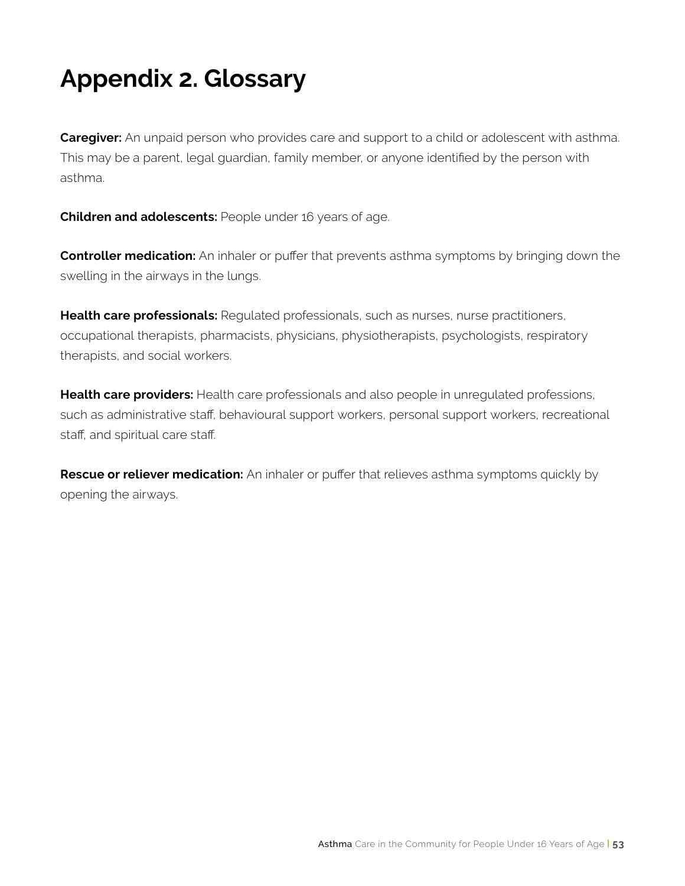# Appendix 2. Glossary

**Caregiver:** An unpaid person who provides care and support to a child or adolescent with asthma. This may be a parent, legal guardian, family member, or anyone identified by the person with asthma.

**Children and adolescents:** People under 16 years of age.

**Controller medication:** An inhaler or puffer that prevents asthma symptoms by bringing down the swelling in the airways in the lungs.

**Health care professionals:** Regulated professionals, such as nurses, nurse practitioners, occupational therapists, pharmacists, physicians, physiotherapists, psychologists, respiratory therapists, and social workers.

**Health care providers:** Health care professionals and also people in unregulated professions, such as administrative staff, behavioural support workers, personal support workers, recreational staff, and spiritual care staff.

**Rescue or reliever medication:** An inhaler or puffer that relieves asthma symptoms quickly by opening the airways.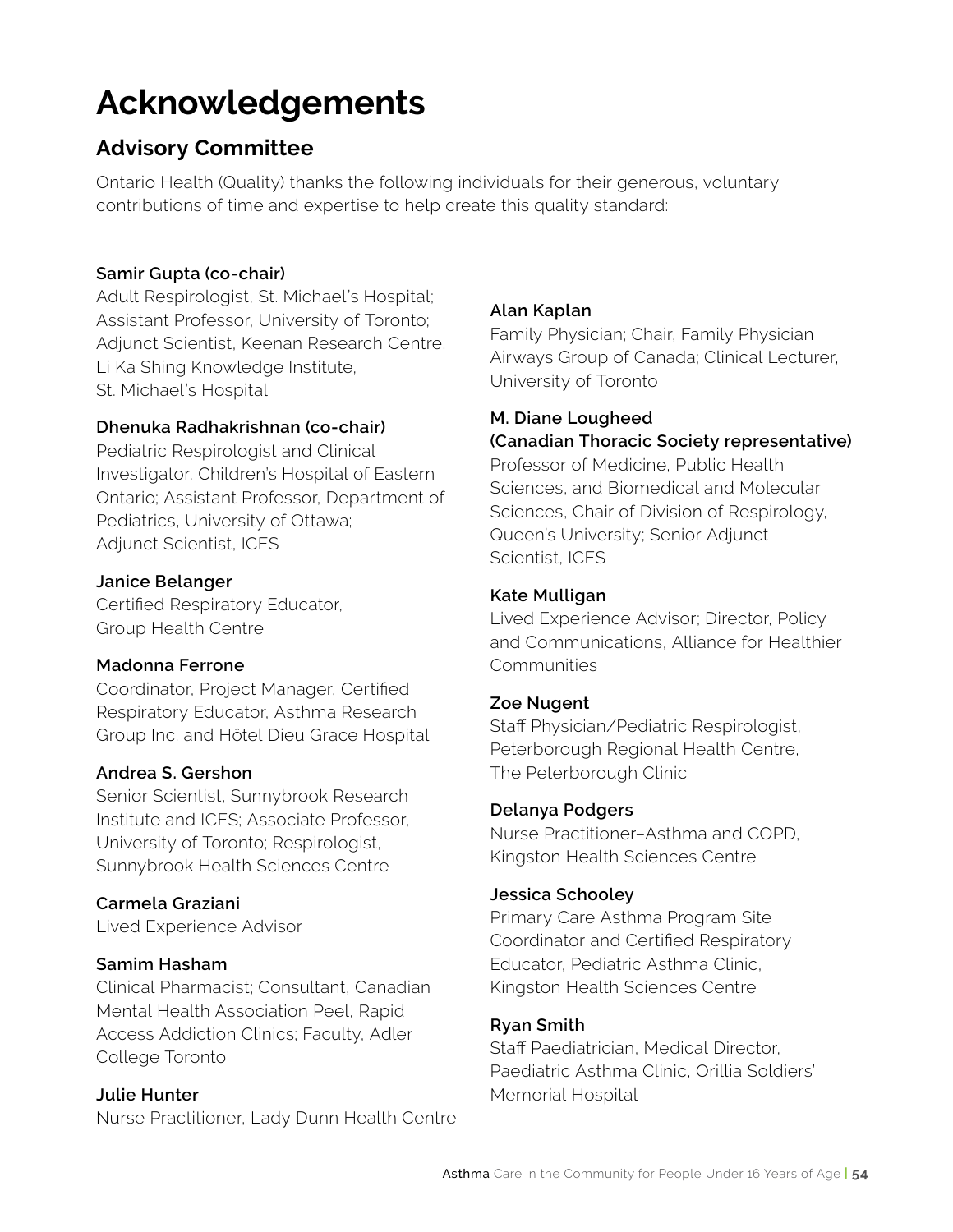# Acknowledgements

## Advisory Committee

Ontario Health (Quality) thanks the following individuals for their generous, voluntary contributions of time and expertise to help create this quality standard:

**Samir Gupta (co-chair)**
Adult Respirologist, St. Michael's Hospital; Assistant Professor, University of Toronto; Adjunct Scientist, Keenan Research Centre, Li Ka Shing Knowledge Institute, St. Michael's Hospital

**Dhenuka Radhakrishnan (co-chair)**
Pediatric Respirologist and Clinical Investigator, Children's Hospital of Eastern Ontario; Assistant Professor, Department of Pediatrics, University of Ottawa; Adjunct Scientist, ICES

**Janice Belanger**
Certified Respiratory Educator, Group Health Centre

**Madonna Ferrone**
Coordinator, Project Manager, Certified Respiratory Educator, Asthma Research Group Inc. and Hôtel Dieu Grace Hospital

**Andrea S. Gershon**
Senior Scientist, Sunnybrook Research Institute and ICES; Associate Professor, University of Toronto; Respirologist, Sunnybrook Health Sciences Centre

**Carmela Graziani**
Lived Experience Advisor

**Samim Hasham**
Clinical Pharmacist; Consultant, Canadian Mental Health Association Peel, Rapid Access Addiction Clinics; Faculty, Adler College Toronto

**Julie Hunter**
Nurse Practitioner, Lady Dunn Health Centre

**Alan Kaplan**
Family Physician; Chair, Family Physician Airways Group of Canada; Clinical Lecturer, University of Toronto

**M. Diane Lougheed (Canadian Thoracic Society representative)**
Professor of Medicine, Public Health Sciences, and Biomedical and Molecular Sciences, Chair of Division of Respirology, Queen's University; Senior Adjunct Scientist, ICES

**Kate Mulligan**
Lived Experience Advisor; Director, Policy and Communications, Alliance for Healthier Communities

**Zoe Nugent**
Staff Physician/Pediatric Respirologist, Peterborough Regional Health Centre, The Peterborough Clinic

**Delanya Podgers**
Nurse Practitioner–Asthma and COPD, Kingston Health Sciences Centre

**Jessica Schooley**
Primary Care Asthma Program Site Coordinator and Certified Respiratory Educator, Pediatric Asthma Clinic, Kingston Health Sciences Centre

**Ryan Smith**
Staff Paediatrician, Medical Director, Paediatric Asthma Clinic, Orillia Soldiers' Memorial Hospital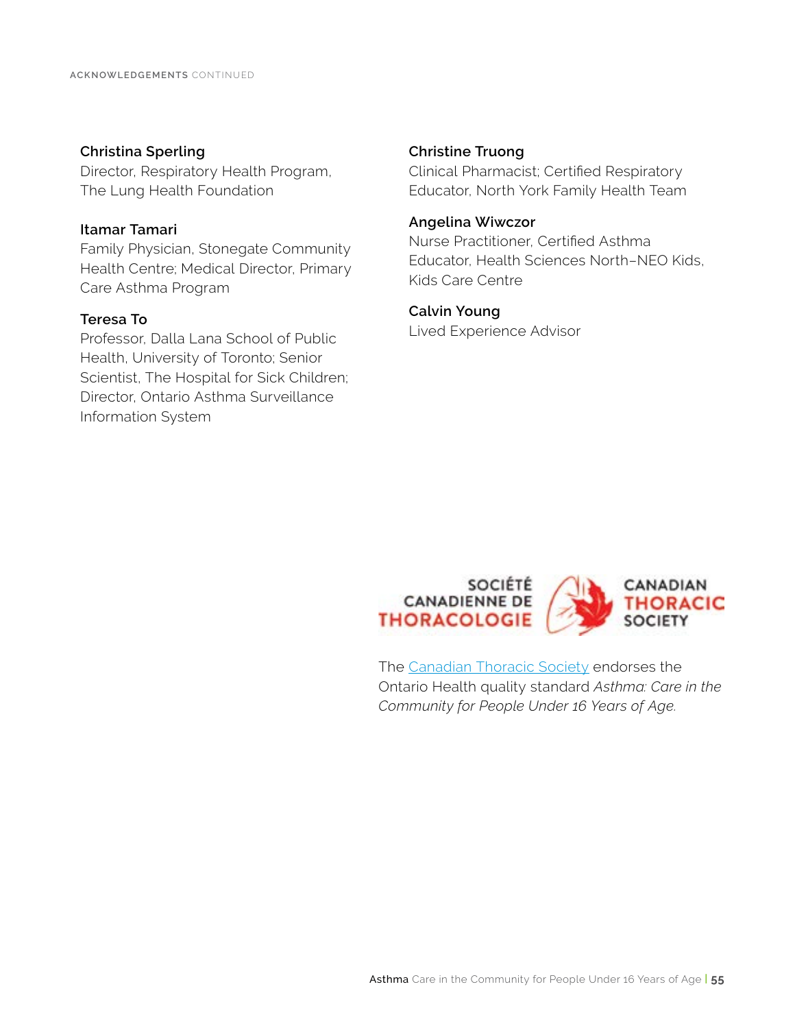**Christina Sperling**
Director, Respiratory Health Program, The Lung Health Foundation

**Itamar Tamari**
Family Physician, Stonegate Community Health Centre; Medical Director, Primary Care Asthma Program

**Teresa To**
Professor, Dalla Lana School of Public Health, University of Toronto; Senior Scientist, The Hospital for Sick Children; Director, Ontario Asthma Surveillance Information System

**Christine Truong**
Clinical Pharmacist; Certified Respiratory Educator, North York Family Health Team

**Angelina Wiwczor**
Nurse Practitioner, Certified Asthma Educator, Health Sciences North–NEO Kids, Kids Care Centre

**Calvin Young**
Lived Experience Advisor

SOCIÉTÉ CANADIENNE DE THORACOLOGIE | CANADIAN THORACIC SOCIETY

The Canadian Thoracic Society endorses the Ontario Health quality standard *Asthma: Care in the Community for People Under 16 Years of Age.*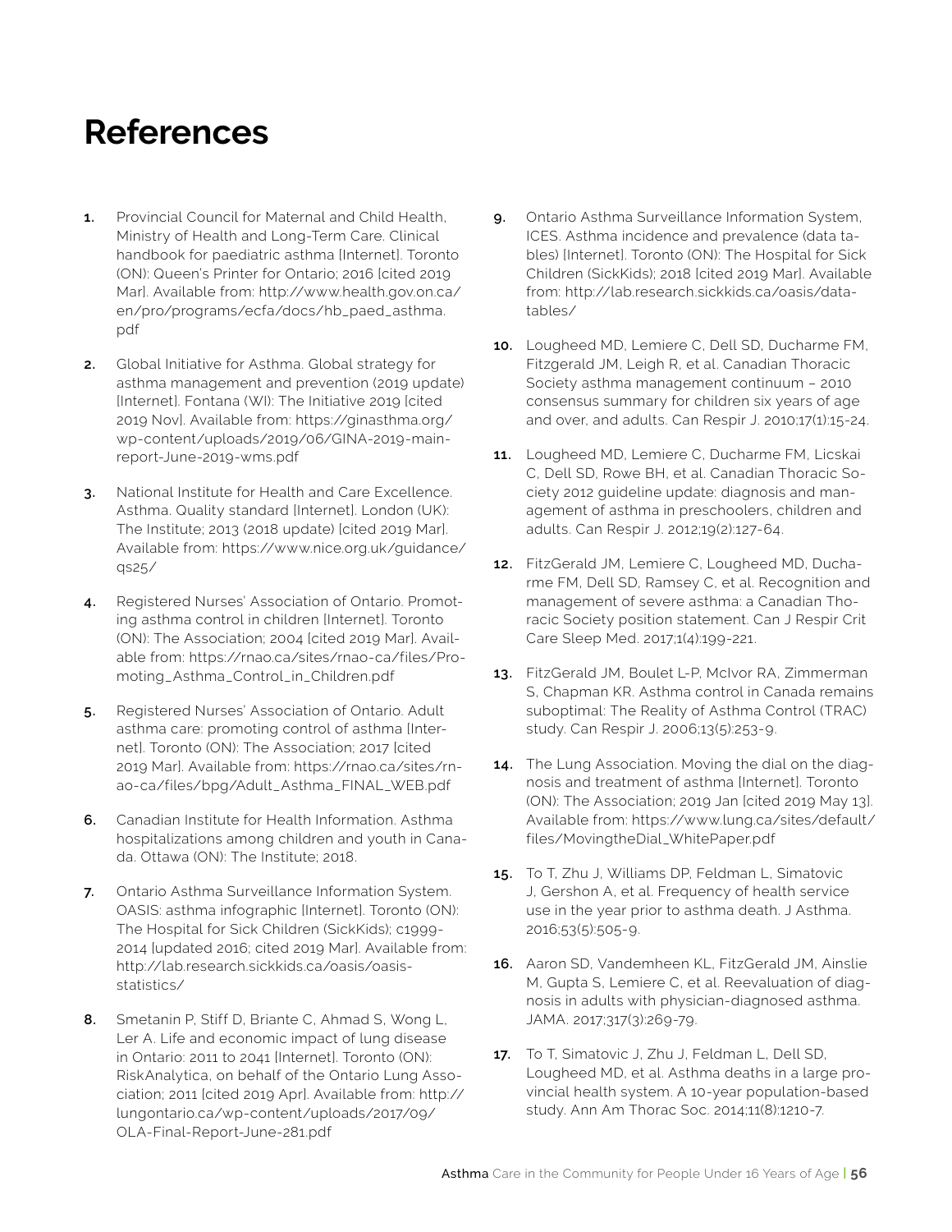# References

1. Provincial Council for Maternal and Child Health, Ministry of Health and Long-Term Care. Clinical handbook for paediatric asthma [Internet]. Toronto (ON): Queen's Printer for Ontario; 2016 [cited 2019 Mar]. Available from: http://www.health.gov.on.ca/en/pro/programs/ecfa/docs/hb_paed_asthma.pdf

2. Global Initiative for Asthma. Global strategy for asthma management and prevention (2019 update) [Internet]. Fontana (WI): The Initiative 2019 [cited 2019 Nov]. Available from: https://ginasthma.org/wp-content/uploads/2019/06/GINA-2019-main-report-June-2019-wms.pdf

3. National Institute for Health and Care Excellence. Asthma. Quality standard [Internet]. London (UK): The Institute; 2013 (2018 update) [cited 2019 Mar]. Available from: https://www.nice.org.uk/guidance/qs25/

4. Registered Nurses' Association of Ontario. Promoting asthma control in children [Internet]. Toronto (ON): The Association; 2004 [cited 2019 Mar]. Available from: https://rnao.ca/sites/rnao-ca/files/Promoting_Asthma_Control_in_Children.pdf

5. Registered Nurses' Association of Ontario. Adult asthma care: promoting control of asthma [Internet]. Toronto (ON): The Association; 2017 [cited 2019 Mar]. Available from: https://rnao.ca/sites/rnao-ca/files/bpg/Adult_Asthma_FINAL_WEB.pdf

6. Canadian Institute for Health Information. Asthma hospitalizations among children and youth in Canada. Ottawa (ON): The Institute; 2018.

7. Ontario Asthma Surveillance Information System. OASIS: asthma infographic [Internet]. Toronto (ON): The Hospital for Sick Children (SickKids); c1999-2014 [updated 2016; cited 2019 Mar]. Available from: http://lab.research.sickkids.ca/oasis/oasis-statistics/

8. Smetanin P, Stiff D, Briante C, Ahmad S, Wong L, Ler A. Life and economic impact of lung disease in Ontario: 2011 to 2041 [Internet]. Toronto (ON): RiskAnalytica, on behalf of the Ontario Lung Association; 2011 [cited 2019 Apr]. Available from: http://lungontario.ca/wp-content/uploads/2017/09/OLA-Final-Report-June-281.pdf

9. Ontario Asthma Surveillance Information System, ICES. Asthma incidence and prevalence (data tables) [Internet]. Toronto (ON): The Hospital for Sick Children (SickKids); 2018 [cited 2019 Mar]. Available from: http://lab.research.sickkids.ca/oasis/data-tables/

10. Lougheed MD, Lemiere C, Dell SD, Ducharme FM, Fitzgerald JM, Leigh R, et al. Canadian Thoracic Society asthma management continuum – 2010 consensus summary for children six years of age and over, and adults. Can Respir J. 2010;17(1):15-24.

11. Lougheed MD, Lemiere C, Ducharme FM, Licskai C, Dell SD, Rowe BH, et al. Canadian Thoracic Society 2012 guideline update: diagnosis and management of asthma in preschoolers, children and adults. Can Respir J. 2012;19(2):127-64.

12. FitzGerald JM, Lemiere C, Lougheed MD, Ducharme FM, Dell SD, Ramsey C, et al. Recognition and management of severe asthma: a Canadian Thoracic Society position statement. Can J Respir Crit Care Sleep Med. 2017;1(4):199-221.

13. FitzGerald JM, Boulet L-P, McIvor RA, Zimmerman S, Chapman KR. Asthma control in Canada remains suboptimal: The Reality of Asthma Control (TRAC) study. Can Respir J. 2006;13(5):253-9.

14. The Lung Association. Moving the dial on the diagnosis and treatment of asthma [Internet]. Toronto (ON): The Association; 2019 Jan [cited 2019 May 13]. Available from: https://www.lung.ca/sites/default/files/MovingtheDial_WhitePaper.pdf

15. To T, Zhu J, Williams DP, Feldman L, Simatovic J, Gershon A, et al. Frequency of health service use in the year prior to asthma death. J Asthma. 2016;53(5):505-9.

16. Aaron SD, Vandemheen KL, FitzGerald JM, Ainslie M, Gupta S, Lemiere C, et al. Reevaluation of diagnosis in adults with physician-diagnosed asthma. JAMA. 2017;317(3):269-79.

17. To T, Simatovic J, Zhu J, Feldman L, Dell SD, Lougheed MD, et al. Asthma deaths in a large provincial health system. A 10-year population-based study. Ann Am Thorac Soc. 2014;11(8):1210-7.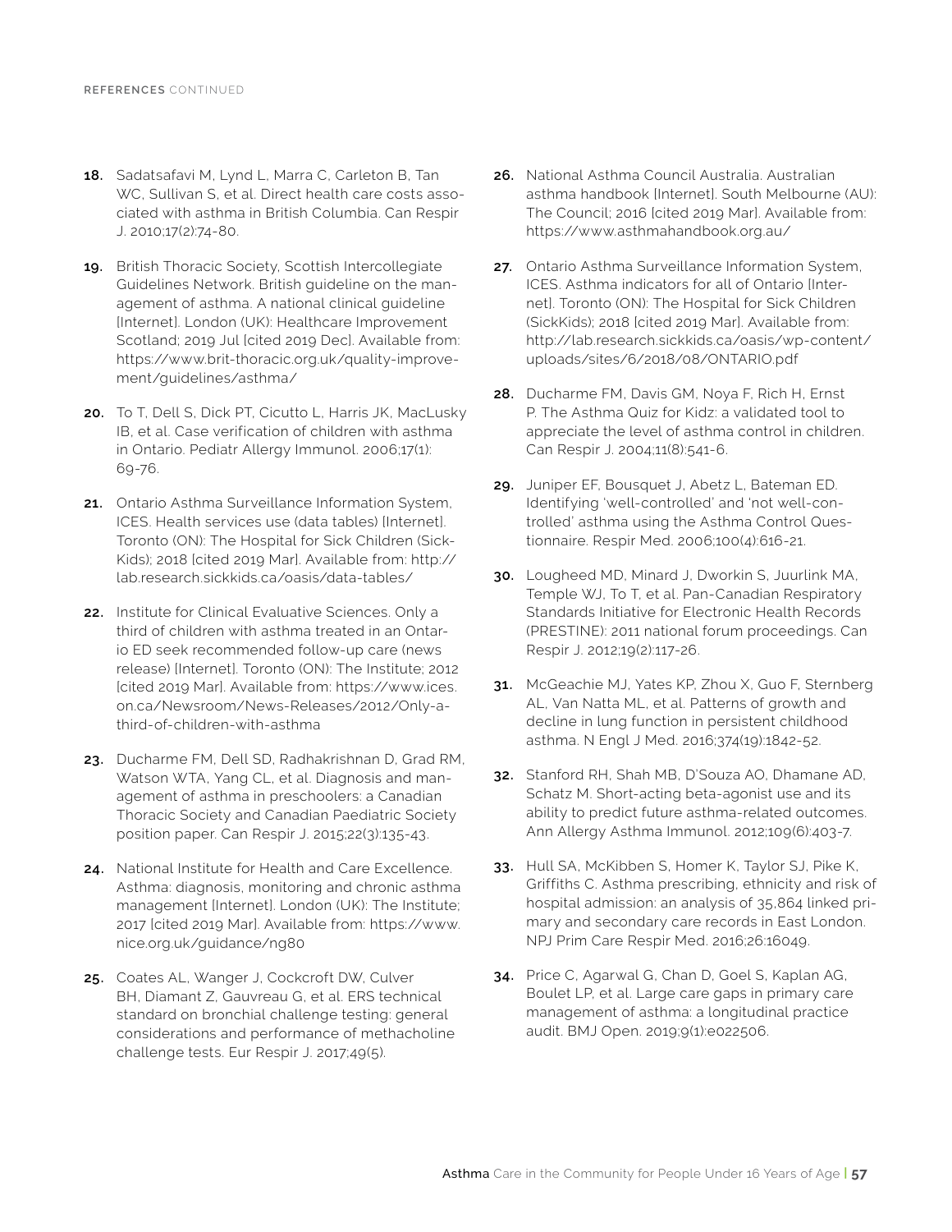**REFERENCES** CONTINUED

18. Sadatsafavi M, Lynd L, Marra C, Carleton B, Tan WC, Sullivan S, et al. Direct health care costs associated with asthma in British Columbia. Can Respir J. 2010;17(2):74-80.

19. British Thoracic Society, Scottish Intercollegiate Guidelines Network. British guideline on the management of asthma. A national clinical guideline [Internet]. London (UK): Healthcare Improvement Scotland; 2019 Jul [cited 2019 Dec]. Available from: https://www.brit-thoracic.org.uk/quality-improvement/guidelines/asthma/

20. To T, Dell S, Dick PT, Cicutto L, Harris JK, MacLusky IB, et al. Case verification of children with asthma in Ontario. Pediatr Allergy Immunol. 2006;17(1):69-76.

21. Ontario Asthma Surveillance Information System, ICES. Health services use (data tables) [Internet]. Toronto (ON): The Hospital for Sick Children (SickKids); 2018 [cited 2019 Mar]. Available from: http://lab.research.sickkids.ca/oasis/data-tables/

22. Institute for Clinical Evaluative Sciences. Only a third of children with asthma treated in an Ontario ED seek recommended follow-up care (news release) [Internet]. Toronto (ON): The Institute; 2012 [cited 2019 Mar]. Available from: https://www.ices.on.ca/Newsroom/News-Releases/2012/Only-a-third-of-children-with-asthma

23. Ducharme FM, Dell SD, Radhakrishnan D, Grad RM, Watson WTA, Yang CL, et al. Diagnosis and management of asthma in preschoolers: a Canadian Thoracic Society and Canadian Paediatric Society position paper. Can Respir J. 2015;22(3):135-43.

24. National Institute for Health and Care Excellence. Asthma: diagnosis, monitoring and chronic asthma management [Internet]. London (UK): The Institute; 2017 [cited 2019 Mar]. Available from: https://www.nice.org.uk/guidance/ng80

25. Coates AL, Wanger J, Cockcroft DW, Culver BH, Diamant Z, Gauvreau G, et al. ERS technical standard on bronchial challenge testing: general considerations and performance of methacholine challenge tests. Eur Respir J. 2017;49(5).

26. National Asthma Council Australia. Australian asthma handbook [Internet]. South Melbourne (AU): The Council; 2016 [cited 2019 Mar]. Available from: https://www.asthmahandbook.org.au/

27. Ontario Asthma Surveillance Information System, ICES. Asthma indicators for all of Ontario [Internet]. Toronto (ON): The Hospital for Sick Children (SickKids); 2018 [cited 2019 Mar]. Available from: http://lab.research.sickkids.ca/oasis/wp-content/uploads/sites/6/2018/08/ONTARIO.pdf

28. Ducharme FM, Davis GM, Noya F, Rich H, Ernst P. The Asthma Quiz for Kidz: a validated tool to appreciate the level of asthma control in children. Can Respir J. 2004;11(8):541-6.

29. Juniper EF, Bousquet J, Abetz L, Bateman ED. Identifying 'well-controlled' and 'not well-controlled' asthma using the Asthma Control Questionnaire. Respir Med. 2006;100(4):616-21.

30. Lougheed MD, Minard J, Dworkin S, Juurlink MA, Temple WJ, To T, et al. Pan-Canadian Respiratory Standards Initiative for Electronic Health Records (PRESTINE): 2011 national forum proceedings. Can Respir J. 2012;19(2):117-26.

31. McGeachie MJ, Yates KP, Zhou X, Guo F, Sternberg AL, Van Natta ML, et al. Patterns of growth and decline in lung function in persistent childhood asthma. N Engl J Med. 2016;374(19):1842-52.

32. Stanford RH, Shah MB, D'Souza AO, Dhamane AD, Schatz M. Short-acting beta-agonist use and its ability to predict future asthma-related outcomes. Ann Allergy Asthma Immunol. 2012;109(6):403-7.

33. Hull SA, McKibben S, Homer K, Taylor SJ, Pike K, Griffiths C. Asthma prescribing, ethnicity and risk of hospital admission: an analysis of 35,864 linked primary and secondary care records in East London. NPJ Prim Care Respir Med. 2016;26:16049.

34. Price C, Agarwal G, Chan D, Goel S, Kaplan AG, Boulet LP, et al. Large care gaps in primary care management of asthma: a longitudinal practice audit. BMJ Open. 2019;9(1):e022506.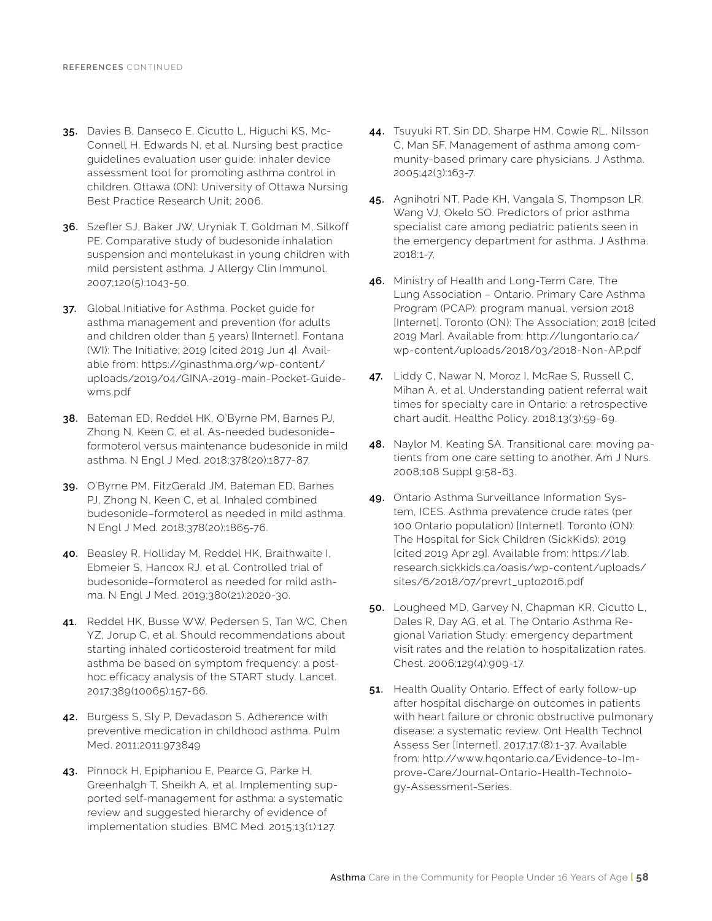35. Davies B, Danseco E, Cicutto L, Higuchi KS, McConnell H, Edwards N, et al. Nursing best practice guidelines evaluation user guide: inhaler device assessment tool for promoting asthma control in children. Ottawa (ON): University of Ottawa Nursing Best Practice Research Unit; 2006.

36. Szefler SJ, Baker JW, Uryniak T, Goldman M, Silkoff PE. Comparative study of budesonide inhalation suspension and montelukast in young children with mild persistent asthma. J Allergy Clin Immunol. 2007;120(5):1043-50.

37. Global Initiative for Asthma. Pocket guide for asthma management and prevention (for adults and children older than 5 years) [Internet]. Fontana (WI): The Initiative; 2019 [cited 2019 Jun 4]. Available from: https://ginasthma.org/wp-content/uploads/2019/04/GINA-2019-main-Pocket-Guide-wms.pdf

38. Bateman ED, Reddel HK, O'Byrne PM, Barnes PJ, Zhong N, Keen C, et al. As-needed budesonide–formoterol versus maintenance budesonide in mild asthma. N Engl J Med. 2018;378(20):1877-87.

39. O'Byrne PM, FitzGerald JM, Bateman ED, Barnes PJ, Zhong N, Keen C, et al. Inhaled combined budesonide–formoterol as needed in mild asthma. N Engl J Med. 2018;378(20):1865-76.

40. Beasley R, Holliday M, Reddel HK, Braithwaite I, Ebmeier S, Hancox RJ, et al. Controlled trial of budesonide–formoterol as needed for mild asthma. N Engl J Med. 2019;380(21):2020-30.

41. Reddel HK, Busse WW, Pedersen S, Tan WC, Chen YZ, Jorup C, et al. Should recommendations about starting inhaled corticosteroid treatment for mild asthma be based on symptom frequency: a post-hoc efficacy analysis of the START study. Lancet. 2017;389(10065):157-66.

42. Burgess S, Sly P, Devadason S. Adherence with preventive medication in childhood asthma. Pulm Med. 2011;2011:973849

43. Pinnock H, Epiphaniou E, Pearce G, Parke H, Greenhalgh T, Sheikh A, et al. Implementing supported self-management for asthma: a systematic review and suggested hierarchy of evidence of implementation studies. BMC Med. 2015;13(1):127.

44. Tsuyuki RT, Sin DD, Sharpe HM, Cowie RL, Nilsson C, Man SF. Management of asthma among community-based primary care physicians. J Asthma. 2005;42(3):163-7.

45. Agnihotri NT, Pade KH, Vangala S, Thompson LR, Wang VJ, Okelo SO. Predictors of prior asthma specialist care among pediatric patients seen in the emergency department for asthma. J Asthma. 2018:1-7.

46. Ministry of Health and Long-Term Care, The Lung Association – Ontario. Primary Care Asthma Program (PCAP): program manual, version 2018 [Internet]. Toronto (ON): The Association; 2018 [cited 2019 Mar]. Available from: http://lungontario.ca/wp-content/uploads/2018/03/2018-Non-AP.pdf

47. Liddy C, Nawar N, Moroz I, McRae S, Russell C, Mihan A, et al. Understanding patient referral wait times for specialty care in Ontario: a retrospective chart audit. Healthc Policy. 2018;13(3):59-69.

48. Naylor M, Keating SA. Transitional care: moving patients from one care setting to another. Am J Nurs. 2008;108 Suppl 9:58-63.

49. Ontario Asthma Surveillance Information System, ICES. Asthma prevalence crude rates (per 100 Ontario population) [Internet]. Toronto (ON): The Hospital for Sick Children (SickKids); 2019 [cited 2019 Apr 29]. Available from: https://lab.research.sickkids.ca/oasis/wp-content/uploads/sites/6/2018/07/prevrt_upto2016.pdf

50. Lougheed MD, Garvey N, Chapman KR, Cicutto L, Dales R, Day AG, et al. The Ontario Asthma Regional Variation Study: emergency department visit rates and the relation to hospitalization rates. Chest. 2006;129(4):909-17.

51. Health Quality Ontario. Effect of early follow-up after hospital discharge on outcomes in patients with heart failure or chronic obstructive pulmonary disease: a systematic review. Ont Health Technol Assess Ser [Internet]. 2017;17:(8):1-37. Available from: http://www.hqontario.ca/Evidence-to-Improve-Care/Journal-Ontario-Health-Technology-Assessment-Series.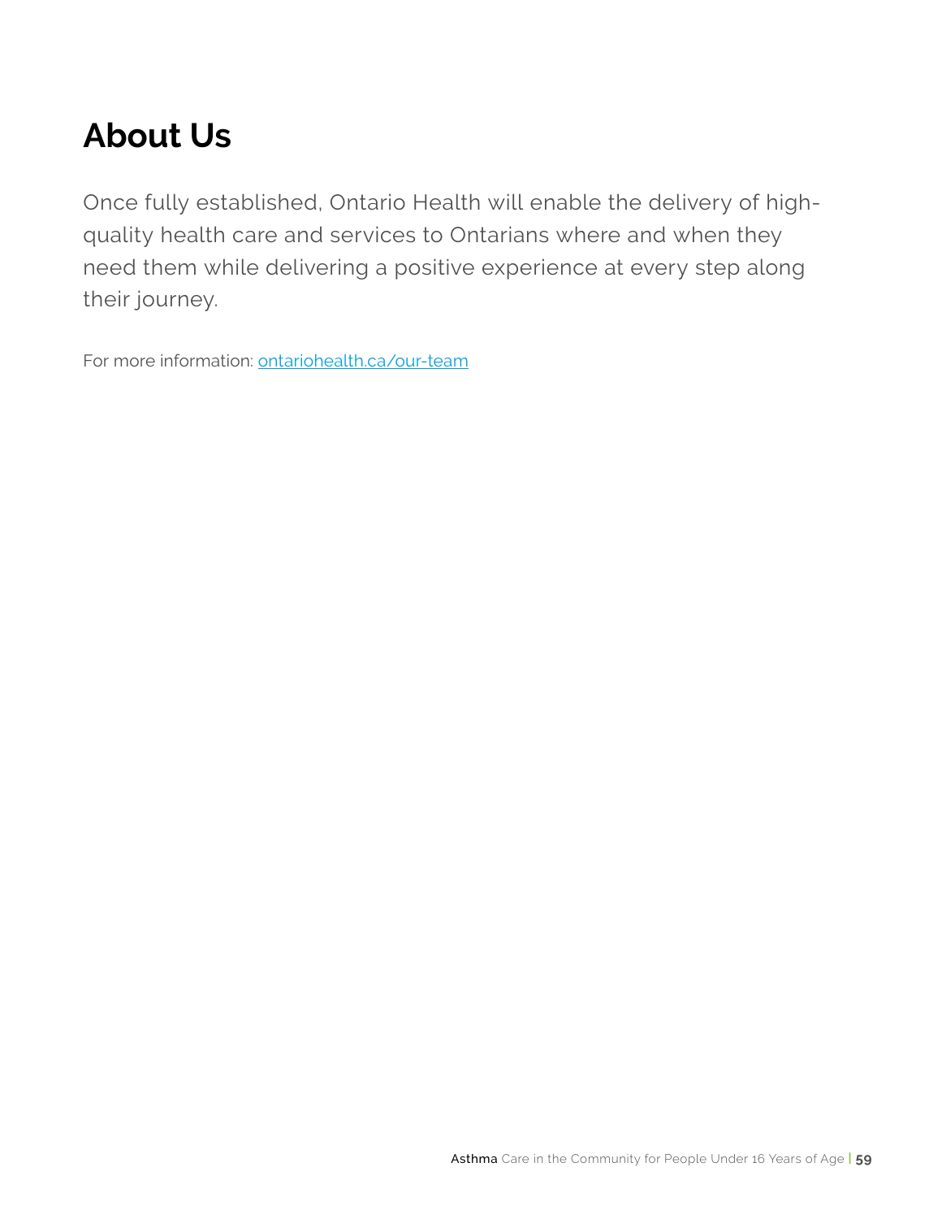# About Us

Once fully established, Ontario Health will enable the delivery of high-quality health care and services to Ontarians where and when they need them while delivering a positive experience at every step along their journey.

For more information: ontariohealth.ca/our-team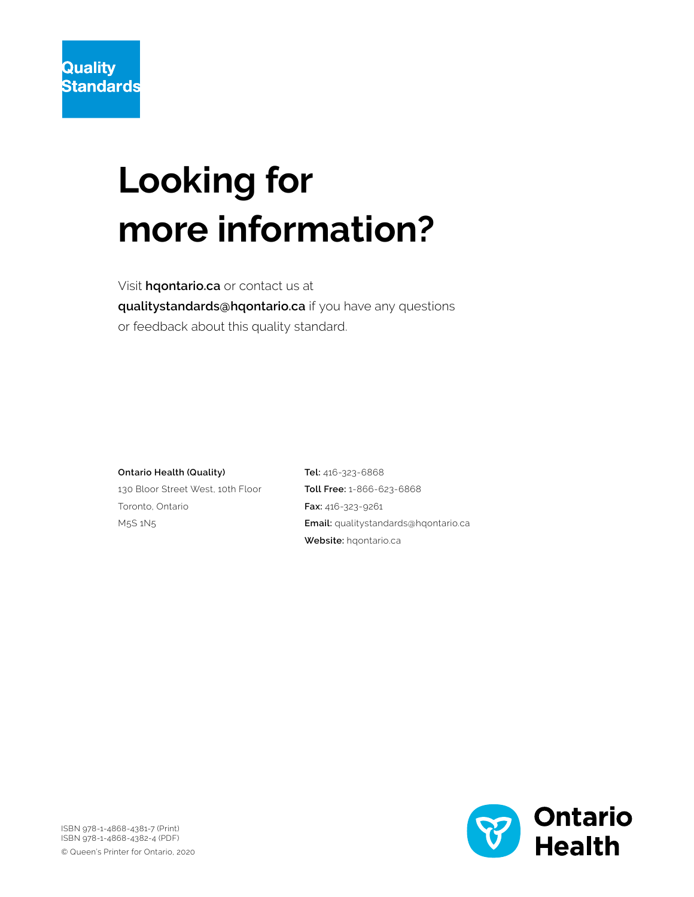Quality Standards

# Looking for more information?

Visit **hqontario.ca** or contact us at **qualitystandards@hqontario.ca** if you have any questions or feedback about this quality standard.

**Ontario Health (Quality)**
130 Bloor Street West, 10th Floor
Toronto, Ontario
M5S 1N5

**Tel:** 416-323-6868
**Toll Free:** 1-866-623-6868
**Fax:** 416-323-9261
**Email:** qualitystandards@hqontario.ca
**Website:** hqontario.ca

ISBN 978-1-4868-4381-7 (Print)
ISBN 978-1-4868-4382-4 (PDF)
© Queen's Printer for Ontario, 2020

Ontario Health